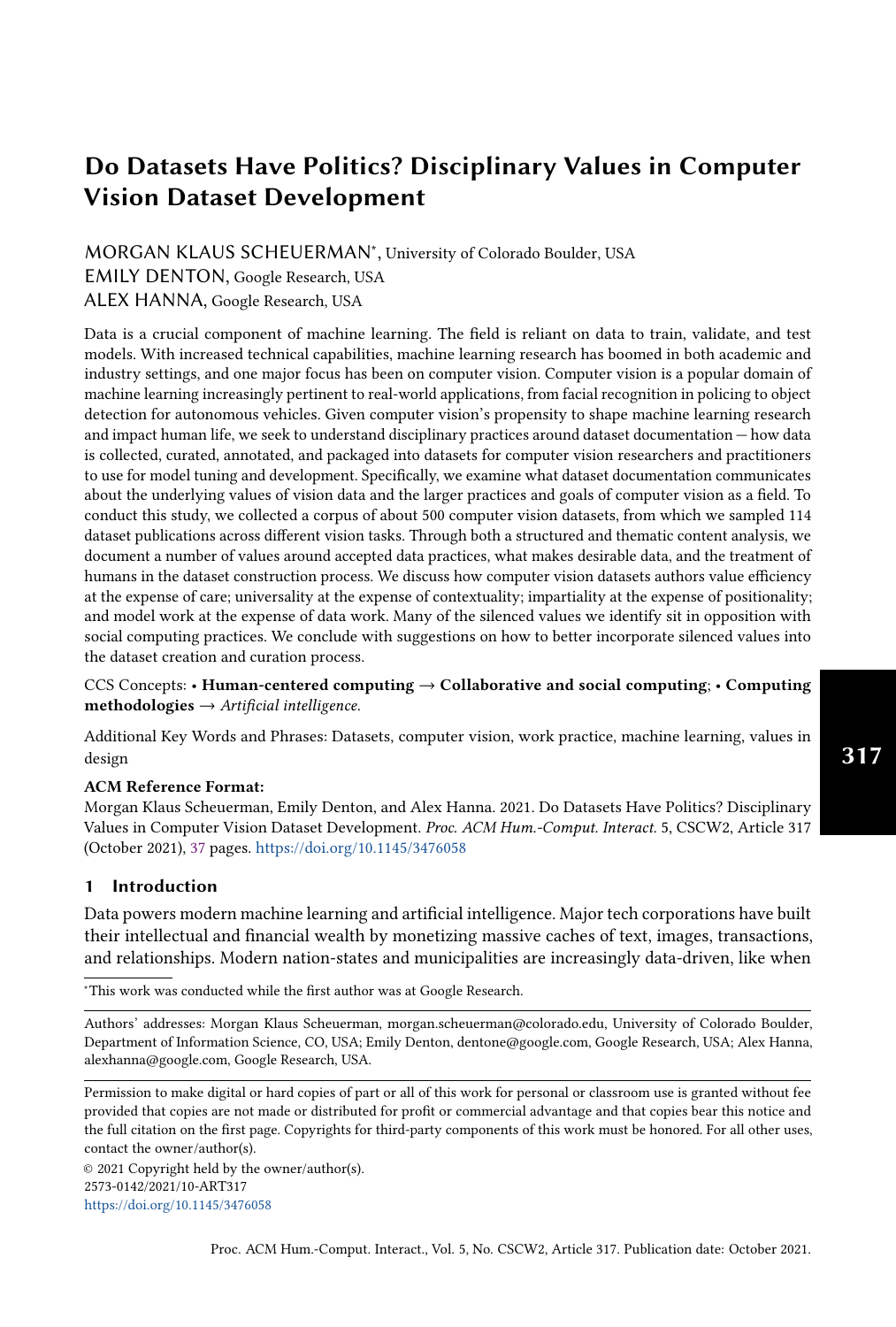# Do Datasets Have Politics? Disciplinary Values in Computer Vision Dataset Development

MORGAN KLAUS SCHEUERMAN*, University of Colorado Boulder, USA
EMILY DENTON, Google Research, USA
ALEX HANNA, Google Research, USA

Data is a crucial component of machine learning. The field is reliant on data to train, validate, and test models. With increased technical capabilities, machine learning research has boomed in both academic and industry settings, and one major focus has been on computer vision. Computer vision is a popular domain of machine learning increasingly pertinent to real-world applications, from facial recognition in policing to object detection for autonomous vehicles. Given computer vision's propensity to shape machine learning research and impact human life, we seek to understand disciplinary practices around dataset documentation — how data is collected, curated, annotated, and packaged into datasets for computer vision researchers and practitioners to use for model tuning and development. Specifically, we examine what dataset documentation communicates about the underlying values of vision data and the larger practices and goals of computer vision as a field. To conduct this study, we collected a corpus of about 500 computer vision datasets, from which we sampled 114 dataset publications across different vision tasks. Through both a structured and thematic content analysis, we document a number of values around accepted data practices, what makes desirable data, and the treatment of humans in the dataset construction process. We discuss how computer vision datasets authors value efficiency at the expense of care; universality at the expense of contextuality; impartiality at the expense of positionality; and model work at the expense of data work. Many of the silenced values we identify sit in opposition with social computing practices. We conclude with suggestions on how to better incorporate silenced values into the dataset creation and curation process.

CCS Concepts: • **Human-centered computing** → **Collaborative and social computing**; • **Computing methodologies** → *Artificial intelligence*.

Additional Key Words and Phrases: Datasets, computer vision, work practice, machine learning, values in design

**ACM Reference Format:**
Morgan Klaus Scheuerman, Emily Denton, and Alex Hanna. 2021. Do Datasets Have Politics? Disciplinary Values in Computer Vision Dataset Development. *Proc. ACM Hum.-Comput. Interact.* 5, CSCW2, Article 317 (October 2021), 37 pages. https://doi.org/10.1145/3476058

## 1 Introduction

Data powers modern machine learning and artificial intelligence. Major tech corporations have built their intellectual and financial wealth by monetizing massive caches of text, images, transactions, and relationships. Modern nation-states and municipalities are increasingly data-driven, like when

*This work was conducted while the first author was at Google Research.

Authors' addresses: Morgan Klaus Scheuerman, morgan.scheuerman@colorado.edu, University of Colorado Boulder, Department of Information Science, CO, USA; Emily Denton, dentone@google.com, Google Research, USA; Alex Hanna, alexhanna@google.com, Google Research, USA.

Permission to make digital or hard copies of part or all of this work for personal or classroom use is granted without fee provided that copies are not made or distributed for profit or commercial advantage and that copies bear this notice and the full citation on the first page. Copyrights for third-party components of this work must be honored. For all other uses, contact the owner/author(s).

© 2021 Copyright held by the owner/author(s).
2573-0142/2021/10-ART317
https://doi.org/10.1145/3476058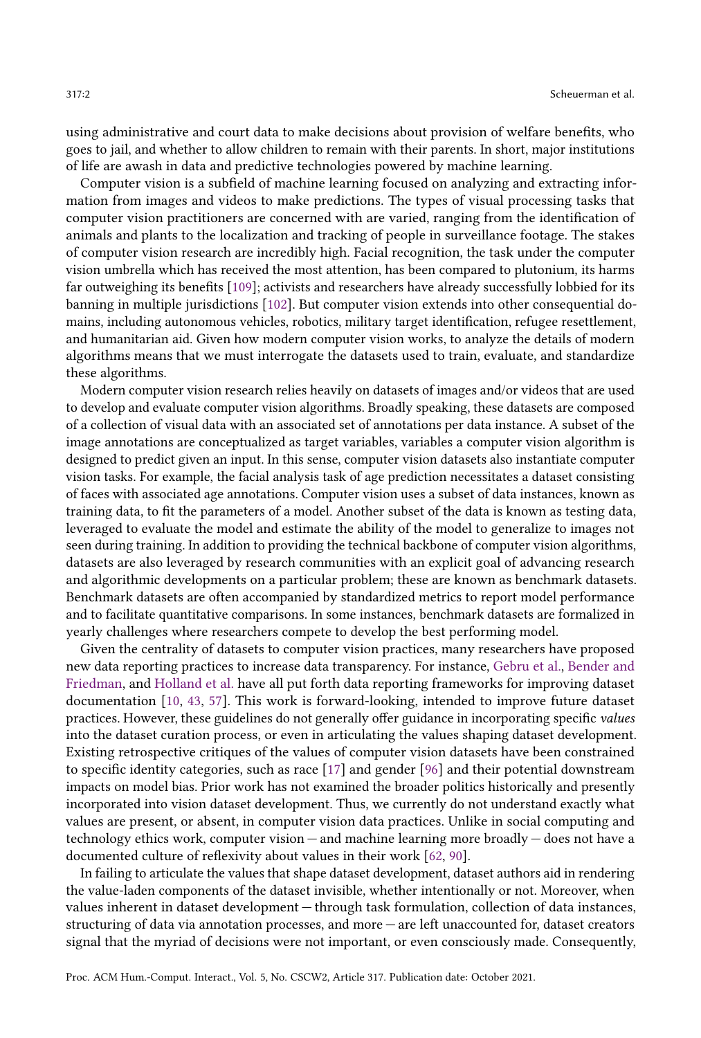using administrative and court data to make decisions about provision of welfare benefits, who goes to jail, and whether to allow children to remain with their parents. In short, major institutions of life are awash in data and predictive technologies powered by machine learning.

Computer vision is a subfield of machine learning focused on analyzing and extracting information from images and videos to make predictions. The types of visual processing tasks that computer vision practitioners are concerned with are varied, ranging from the identification of animals and plants to the localization and tracking of people in surveillance footage. The stakes of computer vision research are incredibly high. Facial recognition, the task under the computer vision umbrella which has received the most attention, has been compared to plutonium, its harms far outweighing its benefits [109]; activists and researchers have already successfully lobbied for its banning in multiple jurisdictions [102]. But computer vision extends into other consequential domains, including autonomous vehicles, robotics, military target identification, refugee resettlement, and humanitarian aid. Given how modern computer vision works, to analyze the details of modern algorithms means that we must interrogate the datasets used to train, evaluate, and standardize these algorithms.

Modern computer vision research relies heavily on datasets of images and/or videos that are used to develop and evaluate computer vision algorithms. Broadly speaking, these datasets are composed of a collection of visual data with an associated set of annotations per data instance. A subset of the image annotations are conceptualized as target variables, variables a computer vision algorithm is designed to predict given an input. In this sense, computer vision datasets also instantiate computer vision tasks. For example, the facial analysis task of age prediction necessitates a dataset consisting of faces with associated age annotations. Computer vision uses a subset of data instances, known as training data, to fit the parameters of a model. Another subset of the data is known as testing data, leveraged to evaluate the model and estimate the ability of the model to generalize to images not seen during training. In addition to providing the technical backbone of computer vision algorithms, datasets are also leveraged by research communities with an explicit goal of advancing research and algorithmic developments on a particular problem; these are known as benchmark datasets. Benchmark datasets are often accompanied by standardized metrics to report model performance and to facilitate quantitative comparisons. In some instances, benchmark datasets are formalized in yearly challenges where researchers compete to develop the best performing model.

Given the centrality of datasets to computer vision practices, many researchers have proposed new data reporting practices to increase data transparency. For instance, Gebru et al., Bender and Friedman, and Holland et al. have all put forth data reporting frameworks for improving dataset documentation [10, 43, 57]. This work is forward-looking, intended to improve future dataset practices. However, these guidelines do not generally offer guidance in incorporating specific *values* into the dataset curation process, or even in articulating the values shaping dataset development. Existing retrospective critiques of the values of computer vision datasets have been constrained to specific identity categories, such as race [17] and gender [96] and their potential downstream impacts on model bias. Prior work has not examined the broader politics historically and presently incorporated into vision dataset development. Thus, we currently do not understand exactly what values are present, or absent, in computer vision data practices. Unlike in social computing and technology ethics work, computer vision — and machine learning more broadly — does not have a documented culture of reflexivity about values in their work [62, 90].

In failing to articulate the values that shape dataset development, dataset authors aid in rendering the value-laden components of the dataset invisible, whether intentionally or not. Moreover, when values inherent in dataset development — through task formulation, collection of data instances, structuring of data via annotation processes, and more — are left unaccounted for, dataset creators signal that the myriad of decisions were not important, or even consciously made. Consequently,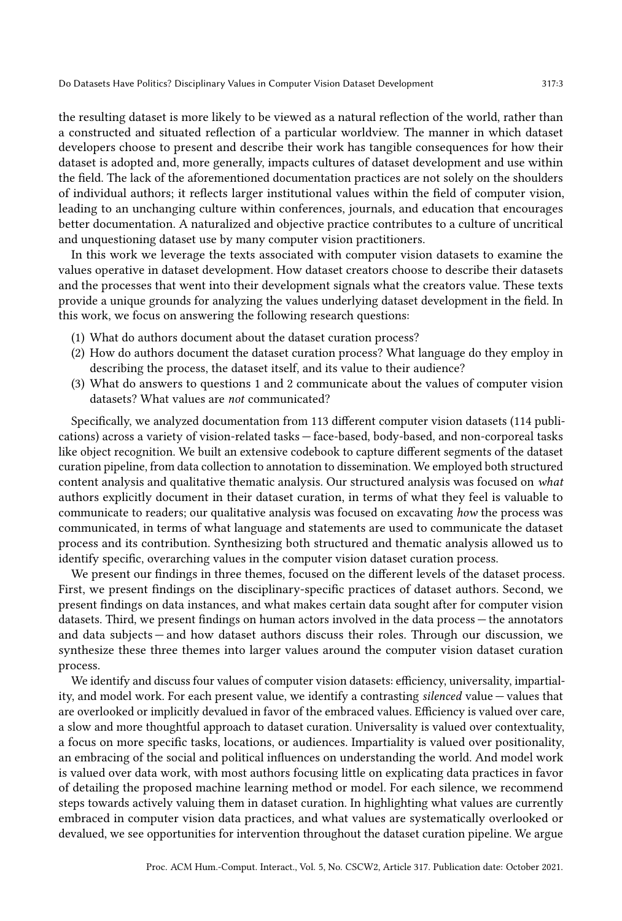the resulting dataset is more likely to be viewed as a natural reflection of the world, rather than a constructed and situated reflection of a particular worldview. The manner in which dataset developers choose to present and describe their work has tangible consequences for how their dataset is adopted and, more generally, impacts cultures of dataset development and use within the field. The lack of the aforementioned documentation practices are not solely on the shoulders of individual authors; it reflects larger institutional values within the field of computer vision, leading to an unchanging culture within conferences, journals, and education that encourages better documentation. A naturalized and objective practice contributes to a culture of uncritical and unquestioning dataset use by many computer vision practitioners.

In this work we leverage the texts associated with computer vision datasets to examine the values operative in dataset development. How dataset creators choose to describe their datasets and the processes that went into their development signals what the creators value. These texts provide a unique grounds for analyzing the values underlying dataset development in the field. In this work, we focus on answering the following research questions:

(1) What do authors document about the dataset curation process?
(2) How do authors document the dataset curation process? What language do they employ in describing the process, the dataset itself, and its value to their audience?
(3) What do answers to questions 1 and 2 communicate about the values of computer vision datasets? What values are *not* communicated?

Specifically, we analyzed documentation from 113 different computer vision datasets (114 publications) across a variety of vision-related tasks — face-based, body-based, and non-corporeal tasks like object recognition. We built an extensive codebook to capture different segments of the dataset curation pipeline, from data collection to annotation to dissemination. We employed both structured content analysis and qualitative thematic analysis. Our structured analysis was focused on *what* authors explicitly document in their dataset curation, in terms of what they feel is valuable to communicate to readers; our qualitative analysis was focused on excavating *how* the process was communicated, in terms of what language and statements are used to communicate the dataset process and its contribution. Synthesizing both structured and thematic analysis allowed us to identify specific, overarching values in the computer vision dataset curation process.

We present our findings in three themes, focused on the different levels of the dataset process. First, we present findings on the disciplinary-specific practices of dataset authors. Second, we present findings on data instances, and what makes certain data sought after for computer vision datasets. Third, we present findings on human actors involved in the data process — the annotators and data subjects — and how dataset authors discuss their roles. Through our discussion, we synthesize these three themes into larger values around the computer vision dataset curation process.

We identify and discuss four values of computer vision datasets: efficiency, universality, impartiality, and model work. For each present value, we identify a contrasting *silenced* value — values that are overlooked or implicitly devalued in favor of the embraced values. Efficiency is valued over care, a slow and more thoughtful approach to dataset curation. Universality is valued over contextuality, a focus on more specific tasks, locations, or audiences. Impartiality is valued over positionality, an embracing of the social and political influences on understanding the world. And model work is valued over data work, with most authors focusing little on explicating data practices in favor of detailing the proposed machine learning method or model. For each silence, we recommend steps towards actively valuing them in dataset curation. In highlighting what values are currently embraced in computer vision data practices, and what values are systematically overlooked or devalued, we see opportunities for intervention throughout the dataset curation pipeline. We argue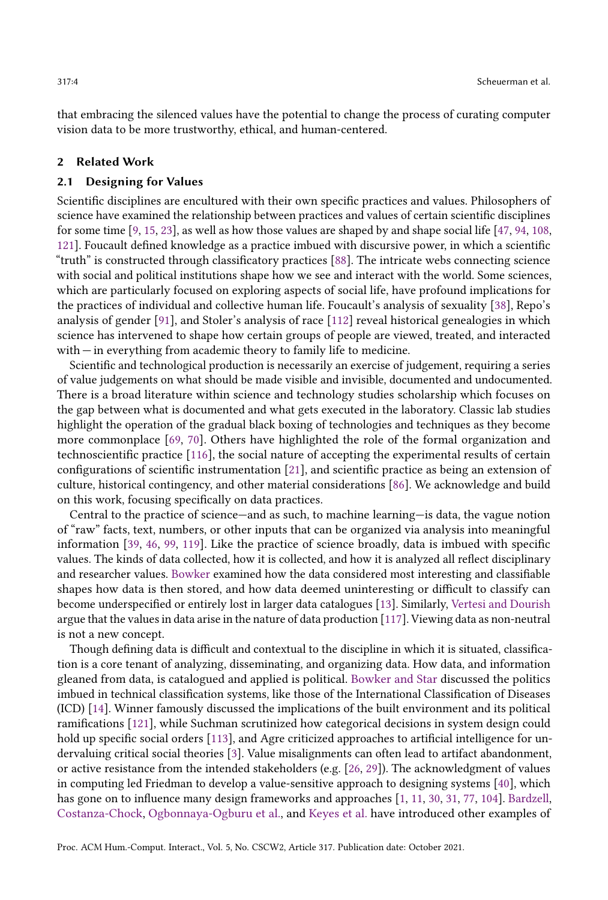that embracing the silenced values have the potential to change the process of curating computer vision data to be more trustworthy, ethical, and human-centered.

## 2 Related Work

### 2.1 Designing for Values

Scientific disciplines are encultured with their own specific practices and values. Philosophers of science have examined the relationship between practices and values of certain scientific disciplines for some time [9, 15, 23], as well as how those values are shaped by and shape social life [47, 94, 108, 121]. Foucault defined knowledge as a practice imbued with discursive power, in which a scientific "truth" is constructed through classificatory practices [88]. The intricate webs connecting science with social and political institutions shape how we see and interact with the world. Some sciences, which are particularly focused on exploring aspects of social life, have profound implications for the practices of individual and collective human life. Foucault's analysis of sexuality [38], Repo's analysis of gender [91], and Stoler's analysis of race [112] reveal historical genealogies in which science has intervened to shape how certain groups of people are viewed, treated, and interacted with — in everything from academic theory to family life to medicine.

Scientific and technological production is necessarily an exercise of judgement, requiring a series of value judgements on what should be made visible and invisible, documented and undocumented. There is a broad literature within science and technology studies scholarship which focuses on the gap between what is documented and what gets executed in the laboratory. Classic lab studies highlight the operation of the gradual black boxing of technologies and techniques as they become more commonplace [69, 70]. Others have highlighted the role of the formal organization and technoscientific practice [116], the social nature of accepting the experimental results of certain configurations of scientific instrumentation [21], and scientific practice as being an extension of culture, historical contingency, and other material considerations [86]. We acknowledge and build on this work, focusing specifically on data practices.

Central to the practice of science—and as such, to machine learning—is data, the vague notion of "raw" facts, text, numbers, or other inputs that can be organized via analysis into meaningful information [39, 46, 99, 119]. Like the practice of science broadly, data is imbued with specific values. The kinds of data collected, how it is collected, and how it is analyzed all reflect disciplinary and researcher values. Bowker examined how the data considered most interesting and classifiable shapes how data is then stored, and how data deemed uninteresting or difficult to classify can become underspecified or entirely lost in larger data catalogues [13]. Similarly, Vertesi and Dourish argue that the values in data arise in the nature of data production [117]. Viewing data as non-neutral is not a new concept.

Though defining data is difficult and contextual to the discipline in which it is situated, classification is a core tenant of analyzing, disseminating, and organizing data. How data, and information gleaned from data, is catalogued and applied is political. Bowker and Star discussed the politics imbued in technical classification systems, like those of the International Classification of Diseases (ICD) [14]. Winner famously discussed the implications of the built environment and its political ramifications [121], while Suchman scrutinized how categorical decisions in system design could hold up specific social orders [113], and Agre criticized approaches to artificial intelligence for undervaluing critical social theories [3]. Value misalignments can often lead to artifact abandonment, or active resistance from the intended stakeholders (e.g. [26, 29]). The acknowledgment of values in computing led Friedman to develop a value-sensitive approach to designing systems [40], which has gone on to influence many design frameworks and approaches [1, 11, 30, 31, 77, 104]. Bardzell, Costanza-Chock, Ogbonnaya-Ogburu et al., and Keyes et al. have introduced other examples of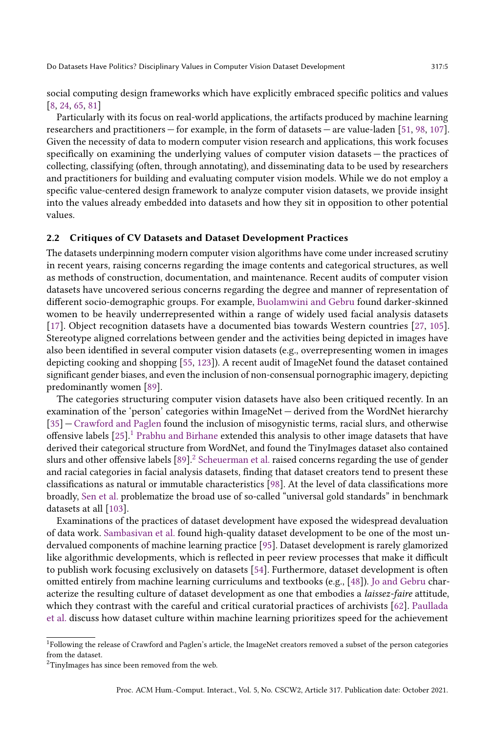social computing design frameworks which have explicitly embraced specific politics and values [8, 24, 65, 81]

Particularly with its focus on real-world applications, the artifacts produced by machine learning researchers and practitioners — for example, in the form of datasets — are value-laden [51, 98, 107]. Given the necessity of data to modern computer vision research and applications, this work focuses specifically on examining the underlying values of computer vision datasets — the practices of collecting, classifying (often, through annotating), and disseminating data to be used by researchers and practitioners for building and evaluating computer vision models. While we do not employ a specific value-centered design framework to analyze computer vision datasets, we provide insight into the values already embedded into datasets and how they sit in opposition to other potential values.

### 2.2 Critiques of CV Datasets and Dataset Development Practices

The datasets underpinning modern computer vision algorithms have come under increased scrutiny in recent years, raising concerns regarding the image contents and categorical structures, as well as methods of construction, documentation, and maintenance. Recent audits of computer vision datasets have uncovered serious concerns regarding the degree and manner of representation of different socio-demographic groups. For example, Buolamwini and Gebru found darker-skinned women to be heavily underrepresented within a range of widely used facial analysis datasets [17]. Object recognition datasets have a documented bias towards Western countries [27, 105]. Stereotype aligned correlations between gender and the activities being depicted in images have also been identified in several computer vision datasets (e.g., overrepresenting women in images depicting cooking and shopping [55, 123]). A recent audit of ImageNet found the dataset contained significant gender biases, and even the inclusion of non-consensual pornographic imagery, depicting predominantly women [89].

The categories structuring computer vision datasets have also been critiqued recently. In an examination of the 'person' categories within ImageNet — derived from the WordNet hierarchy [35] — Crawford and Paglen found the inclusion of misogynistic terms, racial slurs, and otherwise offensive labels [25].[1] Prabhu and Birhane extended this analysis to other image datasets that have derived their categorical structure from WordNet, and found the TinyImages dataset also contained slurs and other offensive labels [89].[2] Scheuerman et al. raised concerns regarding the use of gender and racial categories in facial analysis datasets, finding that dataset creators tend to present these classifications as natural or immutable characteristics [98]. At the level of data classifications more broadly, Sen et al. problematize the broad use of so-called "universal gold standards" in benchmark datasets at all [103].

Examinations of the practices of dataset development have exposed the widespread devaluation of data work. Sambasivan et al. found high-quality dataset development to be one of the most undervalued components of machine learning practice [95]. Dataset development is rarely glamorized like algorithmic developments, which is reflected in peer review processes that make it difficult to publish work focusing exclusively on datasets [54]. Furthermore, dataset development is often omitted entirely from machine learning curriculums and textbooks (e.g., [48]). Jo and Gebru characterize the resulting culture of dataset development as one that embodies a *laissez-faire* attitude, which they contrast with the careful and critical curatorial practices of archivists [62]. Paullada et al. discuss how dataset culture within machine learning prioritizes speed for the achievement

[1] Following the release of Crawford and Paglen's article, the ImageNet creators removed a subset of the person categories from the dataset.

[2] TinyImages has since been removed from the web.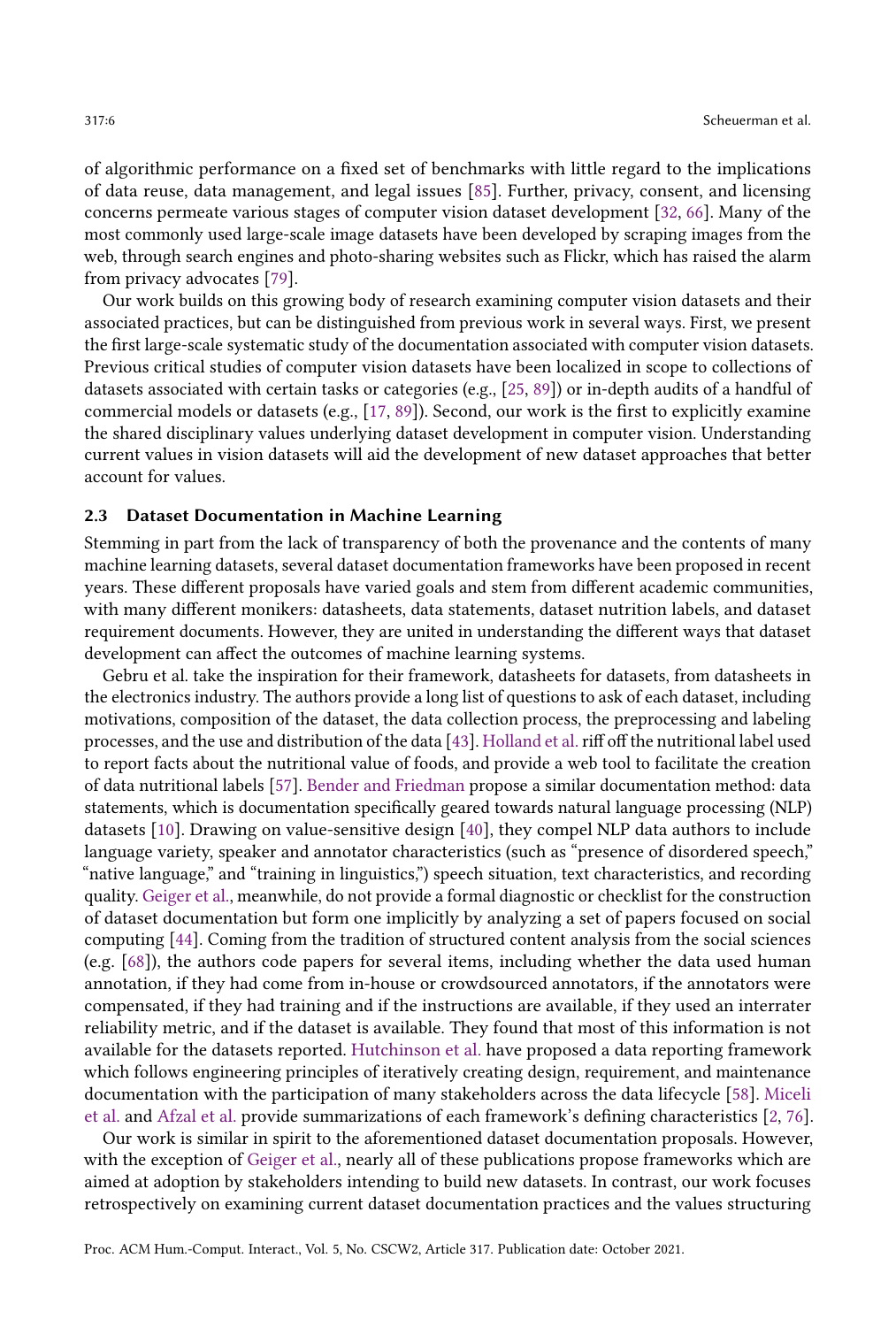of algorithmic performance on a fixed set of benchmarks with little regard to the implications of data reuse, data management, and legal issues [85]. Further, privacy, consent, and licensing concerns permeate various stages of computer vision dataset development [32, 66]. Many of the most commonly used large-scale image datasets have been developed by scraping images from the web, through search engines and photo-sharing websites such as Flickr, which has raised the alarm from privacy advocates [79].

Our work builds on this growing body of research examining computer vision datasets and their associated practices, but can be distinguished from previous work in several ways. First, we present the first large-scale systematic study of the documentation associated with computer vision datasets. Previous critical studies of computer vision datasets have been localized in scope to collections of datasets associated with certain tasks or categories (e.g., [25, 89]) or in-depth audits of a handful of commercial models or datasets (e.g., [17, 89]). Second, our work is the first to explicitly examine the shared disciplinary values underlying dataset development in computer vision. Understanding current values in vision datasets will aid the development of new dataset approaches that better account for values.

### 2.3 Dataset Documentation in Machine Learning

Stemming in part from the lack of transparency of both the provenance and the contents of many machine learning datasets, several dataset documentation frameworks have been proposed in recent years. These different proposals have varied goals and stem from different academic communities, with many different monikers: datasheets, data statements, dataset nutrition labels, and dataset requirement documents. However, they are united in understanding the different ways that dataset development can affect the outcomes of machine learning systems.

Gebru et al. take the inspiration for their framework, datasheets for datasets, from datasheets in the electronics industry. The authors provide a long list of questions to ask of each dataset, including motivations, composition of the dataset, the data collection process, the preprocessing and labeling processes, and the use and distribution of the data [43]. Holland et al. riff off the nutritional label used to report facts about the nutritional value of foods, and provide a web tool to facilitate the creation of data nutritional labels [57]. Bender and Friedman propose a similar documentation method: data statements, which is documentation specifically geared towards natural language processing (NLP) datasets [10]. Drawing on value-sensitive design [40], they compel NLP data authors to include language variety, speaker and annotator characteristics (such as "presence of disordered speech," "native language," and "training in linguistics,") speech situation, text characteristics, and recording quality. Geiger et al., meanwhile, do not provide a formal diagnostic or checklist for the construction of dataset documentation but form one implicitly by analyzing a set of papers focused on social computing [44]. Coming from the tradition of structured content analysis from the social sciences (e.g. [68]), the authors code papers for several items, including whether the data used human annotation, if they had come from in-house or crowdsourced annotators, if the annotators were compensated, if they had training and if the instructions are available, if they used an interrater reliability metric, and if the dataset is available. They found that most of this information is not available for the datasets reported. Hutchinson et al. have proposed a data reporting framework which follows engineering principles of iteratively creating design, requirement, and maintenance documentation with the participation of many stakeholders across the data lifecycle [58]. Miceli et al. and Afzal et al. provide summarizations of each framework's defining characteristics [2, 76].

Our work is similar in spirit to the aforementioned dataset documentation proposals. However, with the exception of Geiger et al., nearly all of these publications propose frameworks which are aimed at adoption by stakeholders intending to build new datasets. In contrast, our work focuses retrospectively on examining current dataset documentation practices and the values structuring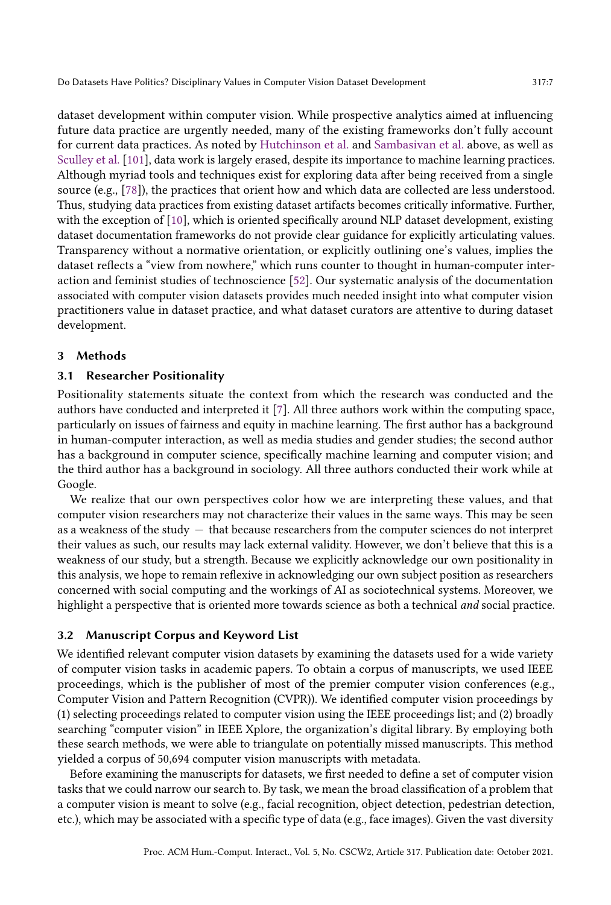dataset development within computer vision. While prospective analytics aimed at influencing future data practice are urgently needed, many of the existing frameworks don't fully account for current data practices. As noted by Hutchinson et al. and Sambasivan et al. above, as well as Sculley et al. [101], data work is largely erased, despite its importance to machine learning practices. Although myriad tools and techniques exist for exploring data after being received from a single source (e.g., [78]), the practices that orient how and which data are collected are less understood. Thus, studying data practices from existing dataset artifacts becomes critically informative. Further, with the exception of [10], which is oriented specifically around NLP dataset development, existing dataset documentation frameworks do not provide clear guidance for explicitly articulating values. Transparency without a normative orientation, or explicitly outlining one's values, implies the dataset reflects a "view from nowhere," which runs counter to thought in human-computer interaction and feminist studies of technoscience [52]. Our systematic analysis of the documentation associated with computer vision datasets provides much needed insight into what computer vision practitioners value in dataset practice, and what dataset curators are attentive to during dataset development.

## 3 Methods

### 3.1 Researcher Positionality

Positionality statements situate the context from which the research was conducted and the authors have conducted and interpreted it [7]. All three authors work within the computing space, particularly on issues of fairness and equity in machine learning. The first author has a background in human-computer interaction, as well as media studies and gender studies; the second author has a background in computer science, specifically machine learning and computer vision; and the third author has a background in sociology. All three authors conducted their work while at Google.

We realize that our own perspectives color how we are interpreting these values, and that computer vision researchers may not characterize their values in the same ways. This may be seen as a weakness of the study — that because researchers from the computer sciences do not interpret their values as such, our results may lack external validity. However, we don't believe that this is a weakness of our study, but a strength. Because we explicitly acknowledge our own positionality in this analysis, we hope to remain reflexive in acknowledging our own subject position as researchers concerned with social computing and the workings of AI as sociotechnical systems. Moreover, we highlight a perspective that is oriented more towards science as both a technical *and* social practice.

### 3.2 Manuscript Corpus and Keyword List

We identified relevant computer vision datasets by examining the datasets used for a wide variety of computer vision tasks in academic papers. To obtain a corpus of manuscripts, we used IEEE proceedings, which is the publisher of most of the premier computer vision conferences (e.g., Computer Vision and Pattern Recognition (CVPR)). We identified computer vision proceedings by (1) selecting proceedings related to computer vision using the IEEE proceedings list; and (2) broadly searching "computer vision" in IEEE Xplore, the organization's digital library. By employing both these search methods, we were able to triangulate on potentially missed manuscripts. This method yielded a corpus of 50,694 computer vision manuscripts with metadata.

Before examining the manuscripts for datasets, we first needed to define a set of computer vision tasks that we could narrow our search to. By task, we mean the broad classification of a problem that a computer vision is meant to solve (e.g., facial recognition, object detection, pedestrian detection, etc.), which may be associated with a specific type of data (e.g., face images). Given the vast diversity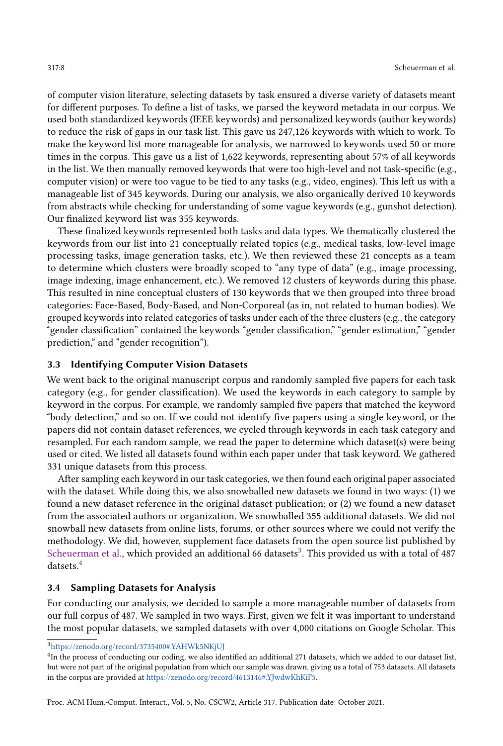of computer vision literature, selecting datasets by task ensured a diverse variety of datasets meant for different purposes. To define a list of tasks, we parsed the keyword metadata in our corpus. We used both standardized keywords (IEEE keywords) and personalized keywords (author keywords) to reduce the risk of gaps in our task list. This gave us 247,126 keywords with which to work. To make the keyword list more manageable for analysis, we narrowed to keywords used 50 or more times in the corpus. This gave us a list of 1,622 keywords, representing about 57% of all keywords in the list. We then manually removed keywords that were too high-level and not task-specific (e.g., computer vision) or were too vague to be tied to any tasks (e.g., video, engines). This left us with a manageable list of 345 keywords. During our analysis, we also organically derived 10 keywords from abstracts while checking for understanding of some vague keywords (e.g., gunshot detection). Our finalized keyword list was 355 keywords.

These finalized keywords represented both tasks and data types. We thematically clustered the keywords from our list into 21 conceptually related topics (e.g., medical tasks, low-level image processing tasks, image generation tasks, etc.). We then reviewed these 21 concepts as a team to determine which clusters were broadly scoped to "any type of data" (e.g., image processing, image indexing, image enhancement, etc.). We removed 12 clusters of keywords during this phase. This resulted in nine conceptual clusters of 130 keywords that we then grouped into three broad categories: Face-Based, Body-Based, and Non-Corporeal (as in, not related to human bodies). We grouped keywords into related categories of tasks under each of the three clusters (e.g., the category "gender classification" contained the keywords "gender classification," "gender estimation," "gender prediction," and "gender recognition").

### 3.3 Identifying Computer Vision Datasets

We went back to the original manuscript corpus and randomly sampled five papers for each task category (e.g., for gender classification). We used the keywords in each category to sample by keyword in the corpus. For example, we randomly sampled five papers that matched the keyword "body detection," and so on. If we could not identify five papers using a single keyword, or the papers did not contain dataset references, we cycled through keywords in each task category and resampled. For each random sample, we read the paper to determine which dataset(s) were being used or cited. We listed all datasets found within each paper under that task keyword. We gathered 331 unique datasets from this process.

After sampling each keyword in our task categories, we then found each original paper associated with the dataset. While doing this, we also snowballed new datasets we found in two ways: (1) we found a new dataset reference in the original dataset publication; or (2) we found a new dataset from the associated authors or organization. We snowballed 355 additional datasets. We did not snowball new datasets from online lists, forums, or other sources where we could not verify the methodology. We did, however, supplement face datasets from the open source list published by Scheuerman et al., which provided an additional 66 datasets[3]. This provided us with a total of 487 datsets.[4]

### 3.4 Sampling Datasets for Analysis

For conducting our analysis, we decided to sample a more manageable number of datasets from our full corpus of 487. We sampled in two ways. First, given we felt it was important to understand the most popular datasets, we sampled datasets with over 4,000 citations on Google Scholar. This

[3] https://zenodo.org/record/3735400#.YAHWk5NKjUJ

[4] In the process of conducting our coding, we also identified an additional 271 datasets, which we added to our dataset list, but were not part of the original population from which our sample was drawn, giving us a total of 753 datasets. All datasets in the corpus are provided at https://zenodo.org/record/4613146#.YJwdwKhKiF5.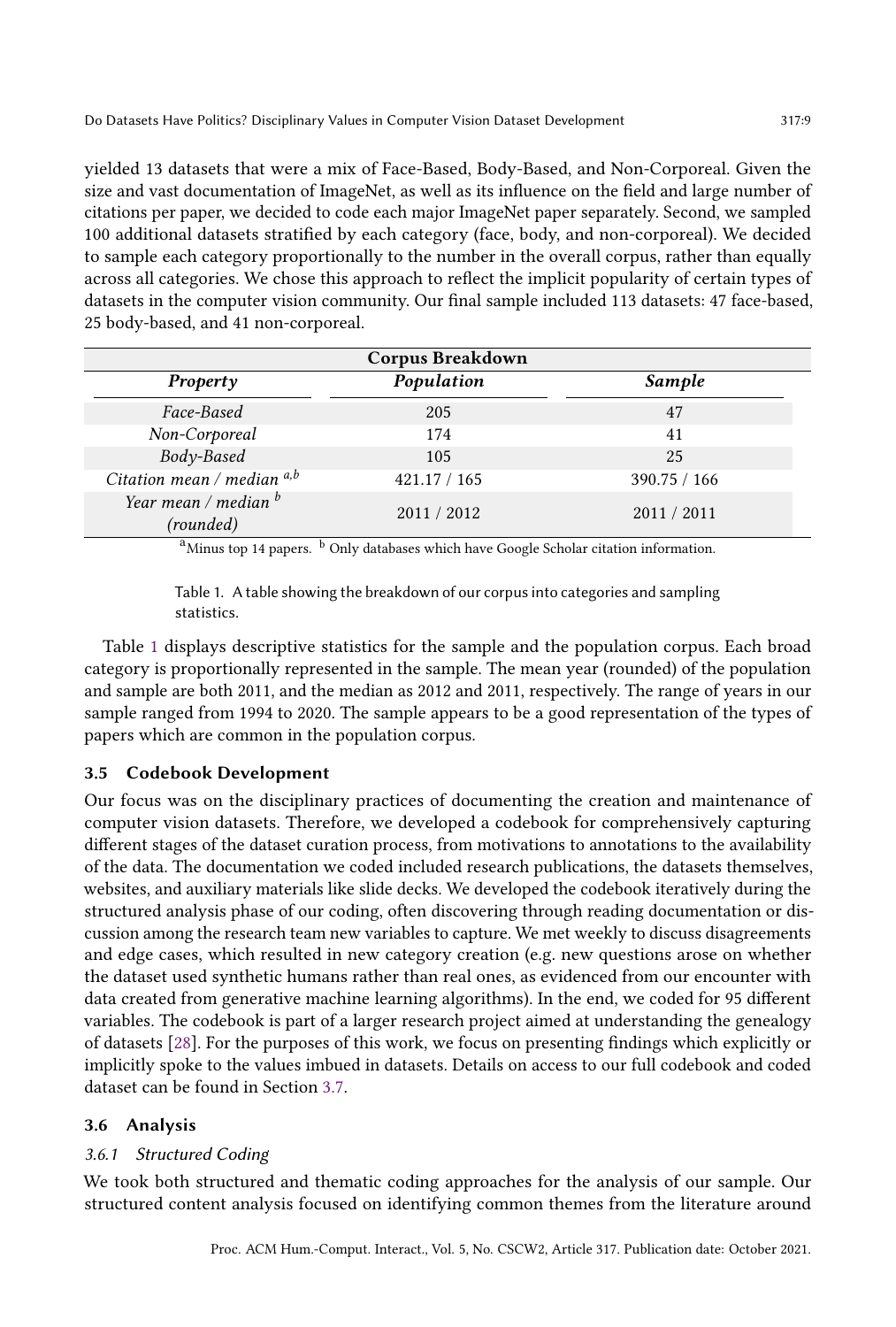yielded 13 datasets that were a mix of Face-Based, Body-Based, and Non-Corporeal. Given the size and vast documentation of ImageNet, as well as its influence on the field and large number of citations per paper, we decided to code each major ImageNet paper separately. Second, we sampled 100 additional datasets stratified by each category (face, body, and non-corporeal). We decided to sample each category proportionally to the number in the overall corpus, rather than equally across all categories. We chose this approach to reflect the implicit popularity of certain types of datasets in the computer vision community. Our final sample included 113 datasets: 47 face-based, 25 body-based, and 41 non-corporeal.

| Corpus Breakdown | | |
|---|---|---|
| ***Property*** | ***Population*** | ***Sample*** |
| *Face-Based* | 205 | 47 |
| *Non-Corporeal* | 174 | 41 |
| *Body-Based* | 105 | 25 |
| *Citation mean / median* [a,b] | 421.17 / 165 | 390.75 / 166 |
| *Year mean / median* [b] *(rounded)* | 2011 / 2012 | 2011 / 2011 |

[a] Minus top 14 papers. [b] Only databases which have Google Scholar citation information.

Table 1. A table showing the breakdown of our corpus into categories and sampling statistics.

Table 1 displays descriptive statistics for the sample and the population corpus. Each broad category is proportionally represented in the sample. The mean year (rounded) of the population and sample are both 2011, and the median as 2012 and 2011, respectively. The range of years in our sample ranged from 1994 to 2020. The sample appears to be a good representation of the types of papers which are common in the population corpus.

### 3.5 Codebook Development

Our focus was on the disciplinary practices of documenting the creation and maintenance of computer vision datasets. Therefore, we developed a codebook for comprehensively capturing different stages of the dataset curation process, from motivations to annotations to the availability of the data. The documentation we coded included research publications, the datasets themselves, websites, and auxiliary materials like slide decks. We developed the codebook iteratively during the structured analysis phase of our coding, often discovering through reading documentation or discussion among the research team new variables to capture. We met weekly to discuss disagreements and edge cases, which resulted in new category creation (e.g. new questions arose on whether the dataset used synthetic humans rather than real ones, as evidenced from our encounter with data created from generative machine learning algorithms). In the end, we coded for 95 different variables. The codebook is part of a larger research project aimed at understanding the genealogy of datasets [28]. For the purposes of this work, we focus on presenting findings which explicitly or implicitly spoke to the values imbued in datasets. Details on access to our full codebook and coded dataset can be found in Section 3.7.

### 3.6 Analysis

#### *3.6.1 Structured Coding*

We took both structured and thematic coding approaches for the analysis of our sample. Our structured content analysis focused on identifying common themes from the literature around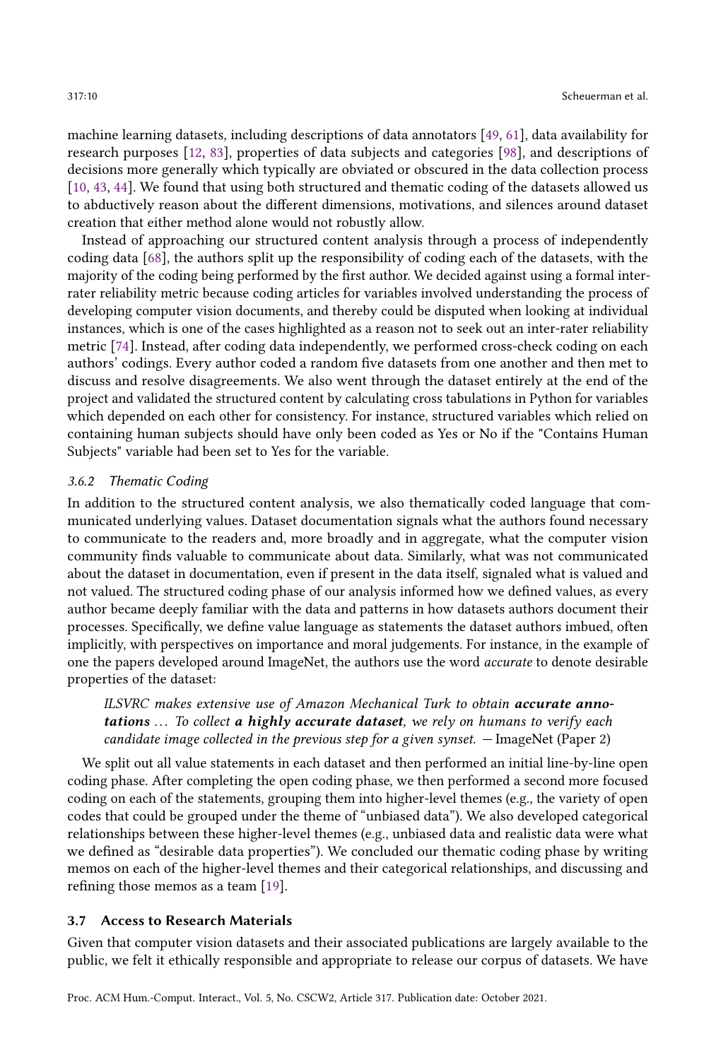machine learning datasets, including descriptions of data annotators [49, 61], data availability for research purposes [12, 83], properties of data subjects and categories [98], and descriptions of decisions more generally which typically are obviated or obscured in the data collection process [10, 43, 44]. We found that using both structured and thematic coding of the datasets allowed us to abductively reason about the different dimensions, motivations, and silences around dataset creation that either method alone would not robustly allow.

Instead of approaching our structured content analysis through a process of independently coding data [68], the authors split up the responsibility of coding each of the datasets, with the majority of the coding being performed by the first author. We decided against using a formal inter-rater reliability metric because coding articles for variables involved understanding the process of developing computer vision documents, and thereby could be disputed when looking at individual instances, which is one of the cases highlighted as a reason not to seek out an inter-rater reliability metric [74]. Instead, after coding data independently, we performed cross-check coding on each authors' codings. Every author coded a random five datasets from one another and then met to discuss and resolve disagreements. We also went through the dataset entirely at the end of the project and validated the structured content by calculating cross tabulations in Python for variables which depended on each other for consistency. For instance, structured variables which relied on containing human subjects should have only been coded as Yes or No if the "Contains Human Subjects" variable had been set to Yes for the variable.

### 3.6.2 Thematic Coding

In addition to the structured content analysis, we also thematically coded language that communicated underlying values. Dataset documentation signals what the authors found necessary to communicate to the readers and, more broadly and in aggregate, what the computer vision community finds valuable to communicate about data. Similarly, what was not communicated about the dataset in documentation, even if present in the data itself, signaled what is valued and not valued. The structured coding phase of our analysis informed how we defined values, as every author became deeply familiar with the data and patterns in how datasets authors document their processes. Specifically, we define value language as statements the dataset authors imbued, often implicitly, with perspectives on importance and moral judgements. For instance, in the example of one the papers developed around ImageNet, the authors use the word *accurate* to denote desirable properties of the dataset:

> *ILSVRC makes extensive use of Amazon Mechanical Turk to obtain* ***accurate annotations*** *... To collect* ***a highly accurate dataset****, we rely on humans to verify each candidate image collected in the previous step for a given synset.* —ImageNet (Paper 2)

We split out all value statements in each dataset and then performed an initial line-by-line open coding phase. After completing the open coding phase, we then performed a second more focused coding on each of the statements, grouping them into higher-level themes (e.g., the variety of open codes that could be grouped under the theme of "unbiased data"). We also developed categorical relationships between these higher-level themes (e.g., unbiased data and realistic data were what we defined as "desirable data properties"). We concluded our thematic coding phase by writing memos on each of the higher-level themes and their categorical relationships, and discussing and refining those memos as a team [19].

## 3.7 Access to Research Materials

Given that computer vision datasets and their associated publications are largely available to the public, we felt it ethically responsible and appropriate to release our corpus of datasets. We have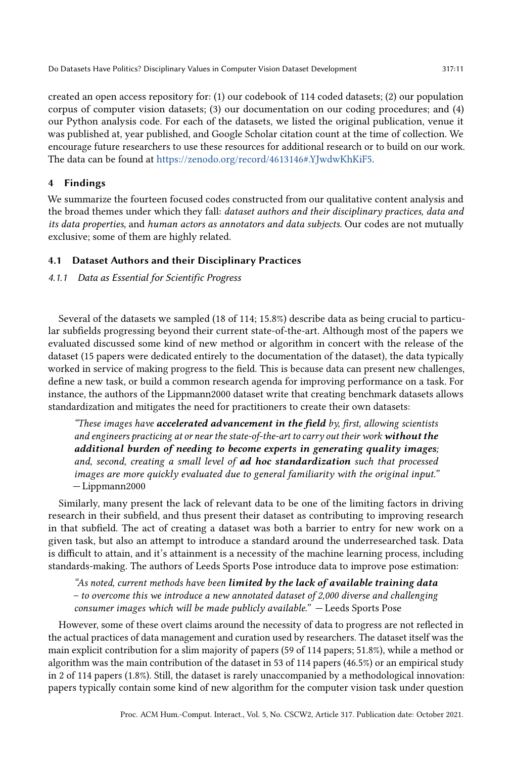created an open access repository for: (1) our codebook of 114 coded datasets; (2) our population corpus of computer vision datasets; (3) our documentation on our coding procedures; and (4) our Python analysis code. For each of the datasets, we listed the original publication, venue it was published at, year published, and Google Scholar citation count at the time of collection. We encourage future researchers to use these resources for additional research or to build on our work. The data can be found at https://zenodo.org/record/4613146#.YJwdwKhKiF5.

## 4 Findings

We summarize the fourteen focused codes constructed from our qualitative content analysis and the broad themes under which they fall: *dataset authors and their disciplinary practices, data and its data properties,* and *human actors as annotators and data subjects*. Our codes are not mutually exclusive; some of them are highly related.

### 4.1 Dataset Authors and their Disciplinary Practices

#### *4.1.1 Data as Essential for Scientific Progress*

Several of the datasets we sampled (18 of 114; 15.8%) describe data as being crucial to particular subfields progressing beyond their current state-of-the-art. Although most of the papers we evaluated discussed some kind of new method or algorithm in concert with the release of the dataset (15 papers were dedicated entirely to the documentation of the dataset), the data typically worked in service of making progress to the field. This is because data can present new challenges, define a new task, or build a common research agenda for improving performance on a task. For instance, the authors of the Lippmann2000 dataset write that creating benchmark datasets allows standardization and mitigates the need for practitioners to create their own datasets:

> *"These images have **accelerated advancement in the field** by, first, allowing scientists and engineers practicing at or near the state-of-the-art to carry out their work **without the additional burden of needing to become experts in generating quality images**; and, second, creating a small level of **ad hoc standardization** such that processed images are more quickly evaluated due to general familiarity with the original input."* —Lippmann2000

Similarly, many present the lack of relevant data to be one of the limiting factors in driving research in their subfield, and thus present their dataset as contributing to improving research in that subfield. The act of creating a dataset was both a barrier to entry for new work on a given task, but also an attempt to introduce a standard around the underresearched task. Data is difficult to attain, and it's attainment is a necessity of the machine learning process, including standards-making. The authors of Leeds Sports Pose introduce data to improve pose estimation:

> *"As noted, current methods have been **limited by the lack of available training data** – to overcome this we introduce a new annotated dataset of 2,000 diverse and challenging consumer images which will be made publicly available."* —Leeds Sports Pose

However, some of these overt claims around the necessity of data to progress are not reflected in the actual practices of data management and curation used by researchers. The dataset itself was the main explicit contribution for a slim majority of papers (59 of 114 papers; 51.8%), while a method or algorithm was the main contribution of the dataset in 53 of 114 papers (46.5%) or an empirical study in 2 of 114 papers (1.8%). Still, the dataset is rarely unaccompanied by a methodological innovation: papers typically contain some kind of new algorithm for the computer vision task under question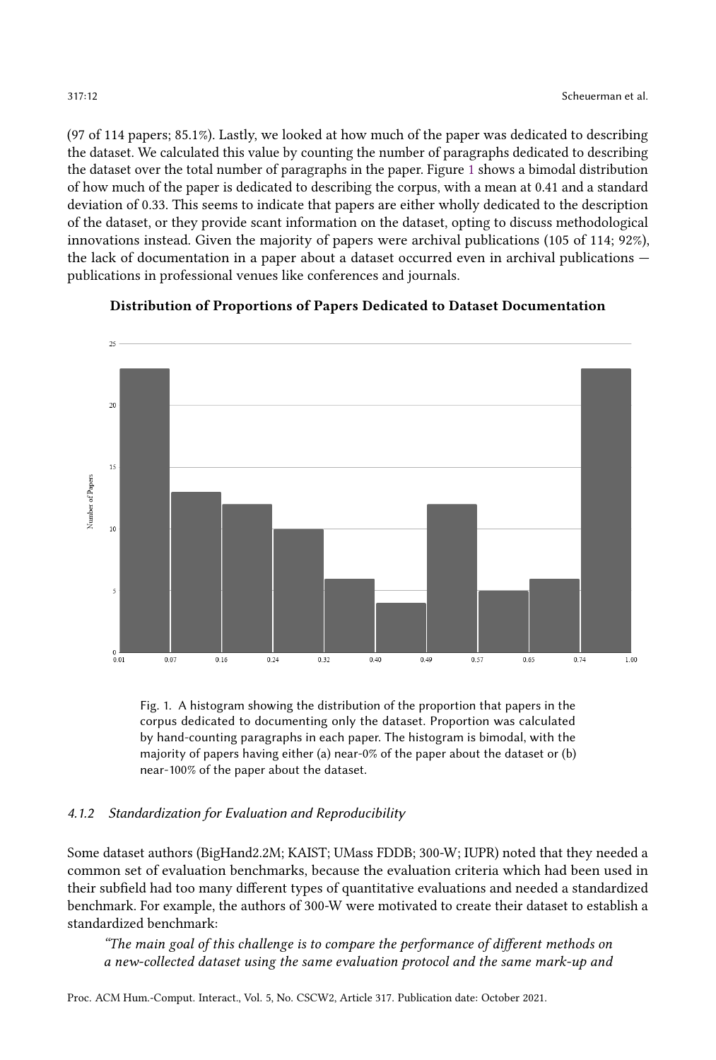(97 of 114 papers; 85.1%). Lastly, we looked at how much of the paper was dedicated to describing the dataset. We calculated this value by counting the number of paragraphs dedicated to describing the dataset over the total number of paragraphs in the paper. Figure 1 shows a bimodal distribution of how much of the paper is dedicated to describing the corpus, with a mean at 0.41 and a standard deviation of 0.33. This seems to indicate that papers are either wholly dedicated to the description of the dataset, or they provide scant information on the dataset, opting to discuss methodological innovations instead. Given the majority of papers were archival publications (105 of 114; 92%), the lack of documentation in a paper about a dataset occurred even in archival publications — publications in professional venues like conferences and journals.

**Distribution of Proportions of Papers Dedicated to Dataset Documentation**

Number of Papers

0
5
10
15
20
25

0.01 0.07 0.16 0.24 0.32 0.40 0.49 0.57 0.65 0.74 1.00

Fig. 1. A histogram showing the distribution of the proportion that papers in the corpus dedicated to documenting only the dataset. Proportion was calculated by hand-counting paragraphs in each paper. The histogram is bimodal, with the majority of papers having either (a) near-0% of the paper about the dataset or (b) near-100% of the paper about the dataset.

#### 4.1.2 Standardization for Evaluation and Reproducibility

Some dataset authors (BigHand2.2M; KAIST; UMass FDDB; 300-W; IUPR) noted that they needed a common set of evaluation benchmarks, because the evaluation criteria which had been used in their subfield had too many different types of quantitative evaluations and needed a standardized benchmark. For example, the authors of 300-W were motivated to create their dataset to establish a standardized benchmark:

> *"The main goal of this challenge is to compare the performance of different methods on a new-collected dataset using the same evaluation protocol and the same mark-up and*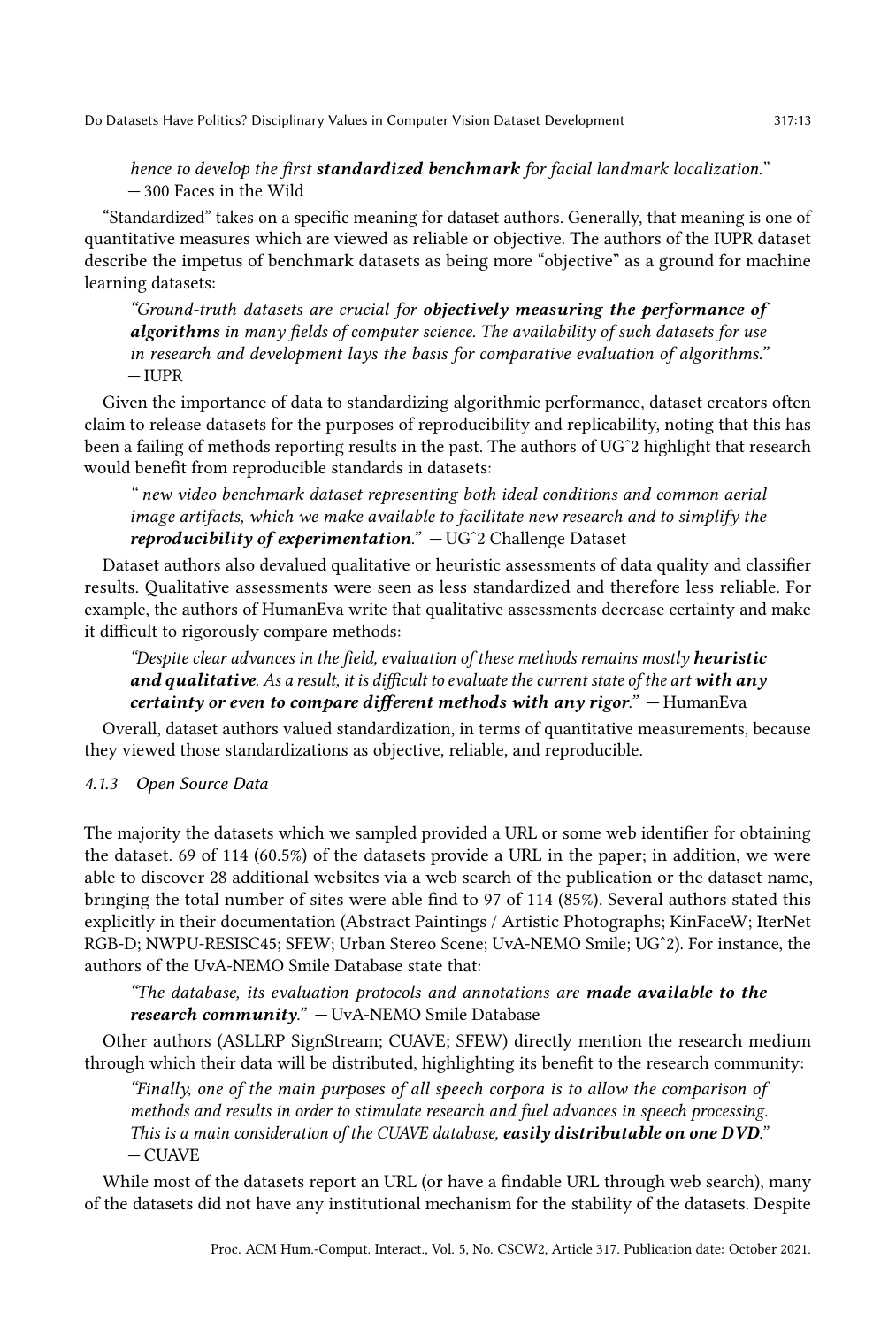*hence to develop the first **standardized benchmark** for facial landmark localization."*
— 300 Faces in the Wild

"Standardized" takes on a specific meaning for dataset authors. Generally, that meaning is one of quantitative measures which are viewed as reliable or objective. The authors of the IUPR dataset describe the impetus of benchmark datasets as being more "objective" as a ground for machine learning datasets:

> *"Ground-truth datasets are crucial for **objectively measuring the performance of algorithms** in many fields of computer science. The availability of such datasets for use in research and development lays the basis for comparative evaluation of algorithms."*
> — IUPR

Given the importance of data to standardizing algorithmic performance, dataset creators often claim to release datasets for the purposes of reproducibility and replicability, noting that this has been a failing of methods reporting results in the past. The authors of UGˆ2 highlight that research would benefit from reproducible standards in datasets:

> *" new video benchmark dataset representing both ideal conditions and common aerial image artifacts, which we make available to facilitate new research and to simplify the **reproducibility of experimentation**."* — UGˆ2 Challenge Dataset

Dataset authors also devalued qualitative or heuristic assessments of data quality and classifier results. Qualitative assessments were seen as less standardized and therefore less reliable. For example, the authors of HumanEva write that qualitative assessments decrease certainty and make it difficult to rigorously compare methods:

> *"Despite clear advances in the field, evaluation of these methods remains mostly **heuristic and qualitative**. As a result, it is difficult to evaluate the current state of the art **with any certainty or even to compare different methods with any rigor**."* — HumanEva

Overall, dataset authors valued standardization, in terms of quantitative measurements, because they viewed those standardizations as objective, reliable, and reproducible.

#### 4.1.3 Open Source Data

The majority the datasets which we sampled provided a URL or some web identifier for obtaining the dataset. 69 of 114 (60.5%) of the datasets provide a URL in the paper; in addition, we were able to discover 28 additional websites via a web search of the publication or the dataset name, bringing the total number of sites were able find to 97 of 114 (85%). Several authors stated this explicitly in their documentation (Abstract Paintings / Artistic Photographs; KinFaceW; IterNet RGB-D; NWPU-RESISC45; SFEW; Urban Stereo Scene; UvA-NEMO Smile; UGˆ2). For instance, the authors of the UvA-NEMO Smile Database state that:

> *"The database, its evaluation protocols and annotations are **made available to the research community**."* — UvA-NEMO Smile Database

Other authors (ASLLRP SignStream; CUAVE; SFEW) directly mention the research medium through which their data will be distributed, highlighting its benefit to the research community:

> *"Finally, one of the main purposes of all speech corpora is to allow the comparison of methods and results in order to stimulate research and fuel advances in speech processing. This is a main consideration of the CUAVE database, **easily distributable on one DVD**."*
> — CUAVE

While most of the datasets report an URL (or have a findable URL through web search), many of the datasets did not have any institutional mechanism for the stability of the datasets. Despite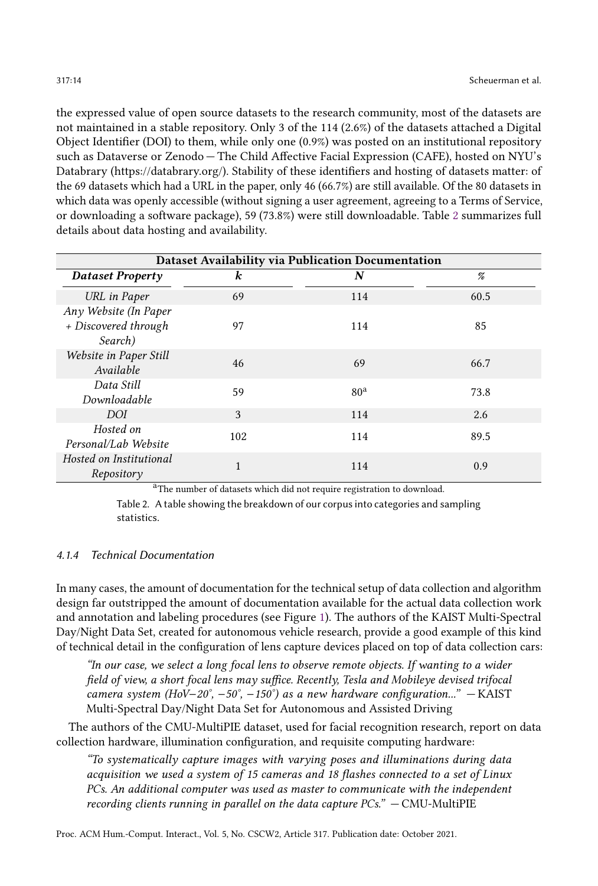the expressed value of open source datasets to the research community, most of the datasets are not maintained in a stable repository. Only 3 of the 114 (2.6%) of the datasets attached a Digital Object Identifier (DOI) to them, while only one (0.9%) was posted on an institutional repository such as Dataverse or Zenodo — The Child Affective Facial Expression (CAFE), hosted on NYU's Databrary (https://databrary.org/). Stability of these identifiers and hosting of datasets matter: of the 69 datasets which had a URL in the paper, only 46 (66.7%) are still available. Of the 80 datasets in which data was openly accessible (without signing a user agreement, agreeing to a Terms of Service, or downloading a software package), 59 (73.8%) were still downloadable. Table 2 summarizes full details about data hosting and availability.

| Dataset Availability via Publication Documentation | | | |
|---|---|---|---|
| ***Dataset Property*** | ***k*** | ***N*** | ***%*** |
| *URL in Paper* | 69 | 114 | 60.5 |
| *Any Website (In Paper + Discovered through Search)* | 97 | 114 | 85 |
| *Website in Paper Still Available* | 46 | 69 | 66.7 |
| *Data Still Downloadable* | 59 | 80[a] | 73.8 |
| *DOI* | 3 | 114 | 2.6 |
| *Hosted on Personal/Lab Website* | 102 | 114 | 89.5 |
| *Hosted on Institutional Repository* | 1 | 114 | 0.9 |

[a]The number of datasets which did not require registration to download.

Table 2. A table showing the breakdown of our corpus into categories and sampling statistics.

#### 4.1.4 Technical Documentation

In many cases, the amount of documentation for the technical setup of data collection and algorithm design far outstripped the amount of documentation available for the actual data collection work and annotation and labeling procedures (see Figure 1). The authors of the KAIST Multi-Spectral Day/Night Data Set, created for autonomous vehicle research, provide a good example of this kind of technical detail in the configuration of lens capture devices placed on top of data collection cars:

> *"In our case, we select a long focal lens to observe remote objects. If wanting to a wider field of view, a short focal lens may suffice. Recently, Tesla and Mobileye devised trifocal camera system (HoV–20°, −50°, −150°) as a new hardware configuration..."* — KAIST Multi-Spectral Day/Night Data Set for Autonomous and Assisted Driving

The authors of the CMU-MultiPIE dataset, used for facial recognition research, report on data collection hardware, illumination configuration, and requisite computing hardware:

> *"To systematically capture images with varying poses and illuminations during data acquisition we used a system of 15 cameras and 18 flashes connected to a set of Linux PCs. An additional computer was used as master to communicate with the independent recording clients running in parallel on the data capture PCs."* — CMU-MultiPIE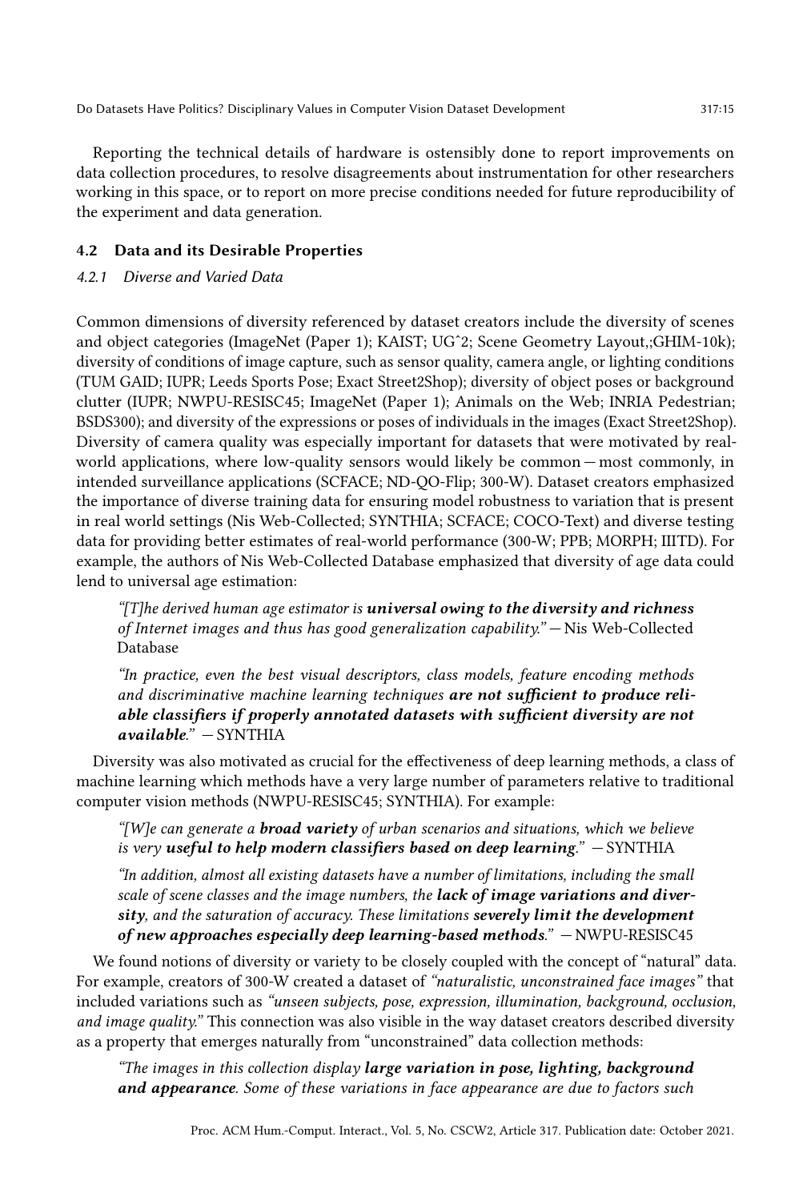Reporting the technical details of hardware is ostensibly done to report improvements on data collection procedures, to resolve disagreements about instrumentation for other researchers working in this space, or to report on more precise conditions needed for future reproducibility of the experiment and data generation.

### 4.2 Data and its Desirable Properties

#### 4.2.1 Diverse and Varied Data

Common dimensions of diversity referenced by dataset creators include the diversity of scenes and object categories (ImageNet (Paper 1); KAIST; UGˆ2; Scene Geometry Layout,;GHIM-10k); diversity of conditions of image capture, such as sensor quality, camera angle, or lighting conditions (TUM GAID; IUPR; Leeds Sports Pose; Exact Street2Shop); diversity of object poses or background clutter (IUPR; NWPU-RESISC45; ImageNet (Paper 1); Animals on the Web; INRIA Pedestrian; BSDS300); and diversity of the expressions or poses of individuals in the images (Exact Street2Shop). Diversity of camera quality was especially important for datasets that were motivated by real-world applications, where low-quality sensors would likely be common — most commonly, in intended surveillance applications (SCFACE; ND-QO-Flip; 300-W). Dataset creators emphasized the importance of diverse training data for ensuring model robustness to variation that is present in real world settings (Nis Web-Collected; SYNTHIA; SCFACE; COCO-Text) and diverse testing data for providing better estimates of real-world performance (300-W; PPB; MORPH; IIITD). For example, the authors of Nis Web-Collected Database emphasized that diversity of age data could lend to universal age estimation:

> *"[T]he derived human age estimator is **universal owing to the diversity and richness** of Internet images and thus has good generalization capability."* — Nis Web-Collected Database

> *"In practice, even the best visual descriptors, class models, feature encoding methods and discriminative machine learning techniques **are not sufficient to produce reliable classifiers if properly annotated datasets with sufficient diversity are not available**."* — SYNTHIA

Diversity was also motivated as crucial for the effectiveness of deep learning methods, a class of machine learning which methods have a very large number of parameters relative to traditional computer vision methods (NWPU-RESISC45; SYNTHIA). For example:

> *"[W]e can generate a **broad variety** of urban scenarios and situations, which we believe is very **useful to help modern classifiers based on deep learning**."* — SYNTHIA

> *"In addition, almost all existing datasets have a number of limitations, including the small scale of scene classes and the image numbers, the **lack of image variations and diversity**, and the saturation of accuracy. These limitations **severely limit the development of new approaches especially deep learning-based methods**."* — NWPU-RESISC45

We found notions of diversity or variety to be closely coupled with the concept of "natural" data. For example, creators of 300-W created a dataset of *"naturalistic, unconstrained face images"* that included variations such as *"unseen subjects, pose, expression, illumination, background, occlusion, and image quality."* This connection was also visible in the way dataset creators described diversity as a property that emerges naturally from "unconstrained" data collection methods:

> *"The images in this collection display **large variation in pose, lighting, background and appearance**. Some of these variations in face appearance are due to factors such*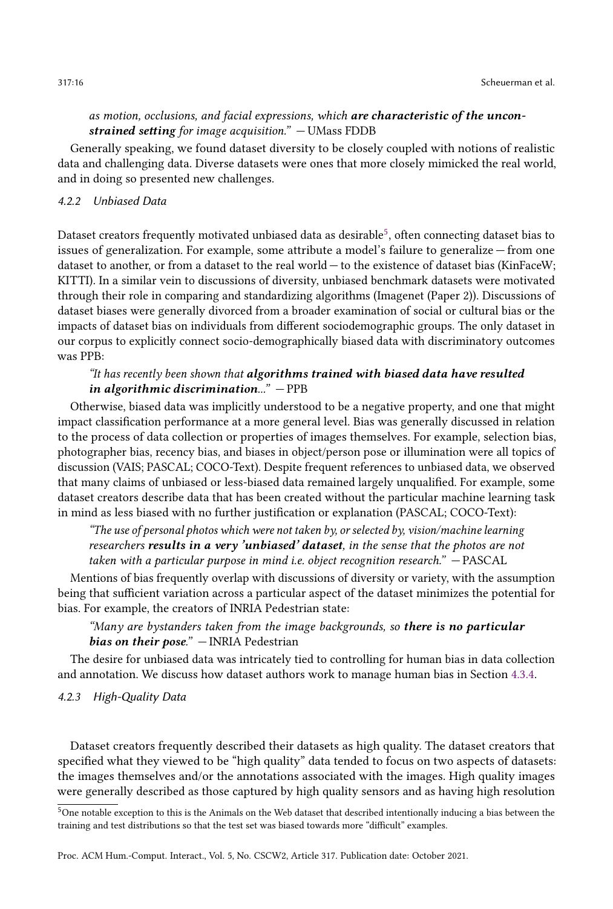*as motion, occlusions, and facial expressions, which **are characteristic of the unconstrained setting** for image acquisition.*" — UMass FDDB

Generally speaking, we found dataset diversity to be closely coupled with notions of realistic data and challenging data. Diverse datasets were ones that more closely mimicked the real world, and in doing so presented new challenges.

#### 4.2.2 Unbiased Data

Dataset creators frequently motivated unbiased data as desirable[5], often connecting dataset bias to issues of generalization. For example, some attribute a model's failure to generalize — from one dataset to another, or from a dataset to the real world — to the existence of dataset bias (KinFaceW; KITTI). In a similar vein to discussions of diversity, unbiased benchmark datasets were motivated through their role in comparing and standardizing algorithms (Imagenet (Paper 2)). Discussions of dataset biases were generally divorced from a broader examination of social or cultural bias or the impacts of dataset bias on individuals from different sociodemographic groups. The only dataset in our corpus to explicitly connect socio-demographically biased data with discriminatory outcomes was PPB:

> "*It has recently been shown that **algorithms trained with biased data have resulted in algorithmic discrimination**...*" — PPB

Otherwise, biased data was implicitly understood to be a negative property, and one that might impact classification performance at a more general level. Bias was generally discussed in relation to the process of data collection or properties of images themselves. For example, selection bias, photographer bias, recency bias, and biases in object/person pose or illumination were all topics of discussion (VAIS; PASCAL; COCO-Text). Despite frequent references to unbiased data, we observed that many claims of unbiased or less-biased data remained largely unqualified. For example, some dataset creators describe data that has been created without the particular machine learning task in mind as less biased with no further justification or explanation (PASCAL; COCO-Text):

> "*The use of personal photos which were not taken by, or selected by, vision/machine learning researchers **results in a very 'unbiased' dataset**, in the sense that the photos are not taken with a particular purpose in mind i.e. object recognition research.*" — PASCAL

Mentions of bias frequently overlap with discussions of diversity or variety, with the assumption being that sufficient variation across a particular aspect of the dataset minimizes the potential for bias. For example, the creators of INRIA Pedestrian state:

> "*Many are bystanders taken from the image backgrounds, so **there is no particular bias on their pose**.*" — INRIA Pedestrian

The desire for unbiased data was intricately tied to controlling for human bias in data collection and annotation. We discuss how dataset authors work to manage human bias in Section 4.3.4.

#### 4.2.3 High-Quality Data

Dataset creators frequently described their datasets as high quality. The dataset creators that specified what they viewed to be "high quality" data tended to focus on two aspects of datasets: the images themselves and/or the annotations associated with the images. High quality images were generally described as those captured by high quality sensors and as having high resolution

[5]One notable exception to this is the Animals on the Web dataset that described intentionally inducing a bias between the training and test distributions so that the test set was biased towards more "difficult" examples.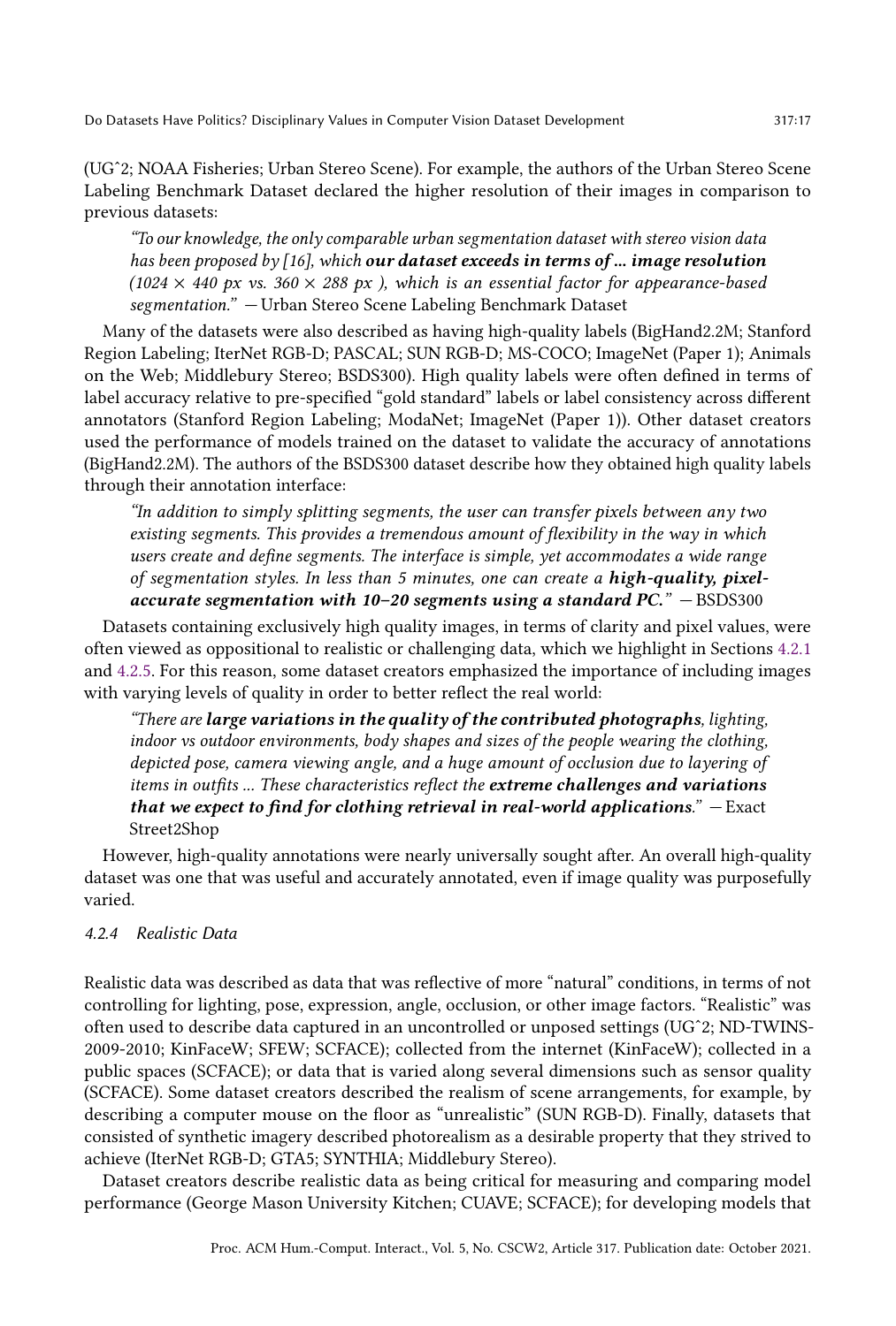(UGˆ2; NOAA Fisheries; Urban Stereo Scene). For example, the authors of the Urban Stereo Scene Labeling Benchmark Dataset declared the higher resolution of their images in comparison to previous datasets:

> *"To our knowledge, the only comparable urban segmentation dataset with stereo vision data has been proposed by [16], which* ***our dataset exceeds in terms of ... image resolution*** *(1024 × 440 px vs. 360 × 288 px ), which is an essential factor for appearance-based segmentation."* —Urban Stereo Scene Labeling Benchmark Dataset

Many of the datasets were also described as having high-quality labels (BigHand2.2M; Stanford Region Labeling; IterNet RGB-D; PASCAL; SUN RGB-D; MS-COCO; ImageNet (Paper 1); Animals on the Web; Middlebury Stereo; BSDS300). High quality labels were often defined in terms of label accuracy relative to pre-specified "gold standard" labels or label consistency across different annotators (Stanford Region Labeling; ModaNet; ImageNet (Paper 1)). Other dataset creators used the performance of models trained on the dataset to validate the accuracy of annotations (BigHand2.2M). The authors of the BSDS300 dataset describe how they obtained high quality labels through their annotation interface:

> *"In addition to simply splitting segments, the user can transfer pixels between any two existing segments. This provides a tremendous amount of flexibility in the way in which users create and define segments. The interface is simple, yet accommodates a wide range of segmentation styles. In less than 5 minutes, one can create a* ***high-quality, pixel-accurate segmentation with 10–20 segments using a standard PC.****"* —BSDS300

Datasets containing exclusively high quality images, in terms of clarity and pixel values, were often viewed as oppositional to realistic or challenging data, which we highlight in Sections 4.2.1 and 4.2.5. For this reason, some dataset creators emphasized the importance of including images with varying levels of quality in order to better reflect the real world:

> *"There are* ***large variations in the quality of the contributed photographs****, lighting, indoor vs outdoor environments, body shapes and sizes of the people wearing the clothing, depicted pose, camera viewing angle, and a huge amount of occlusion due to layering of items in outfits ... These characteristics reflect the* ***extreme challenges and variations that we expect to find for clothing retrieval in real-world applications****."* —Exact Street2Shop

However, high-quality annotations were nearly universally sought after. An overall high-quality dataset was one that was useful and accurately annotated, even if image quality was purposefully varied.

#### 4.2.4 Realistic Data

Realistic data was described as data that was reflective of more "natural" conditions, in terms of not controlling for lighting, pose, expression, angle, occlusion, or other image factors. "Realistic" was often used to describe data captured in an uncontrolled or unposed settings (UGˆ2; ND-TWINS-2009-2010; KinFaceW; SFEW; SCFACE); collected from the internet (KinFaceW); collected in a public spaces (SCFACE); or data that is varied along several dimensions such as sensor quality (SCFACE). Some dataset creators described the realism of scene arrangements, for example, by describing a computer mouse on the floor as "unrealistic" (SUN RGB-D). Finally, datasets that consisted of synthetic imagery described photorealism as a desirable property that they strived to achieve (IterNet RGB-D; GTA5; SYNTHIA; Middlebury Stereo).

Dataset creators describe realistic data as being critical for measuring and comparing model performance (George Mason University Kitchen; CUAVE; SCFACE); for developing models that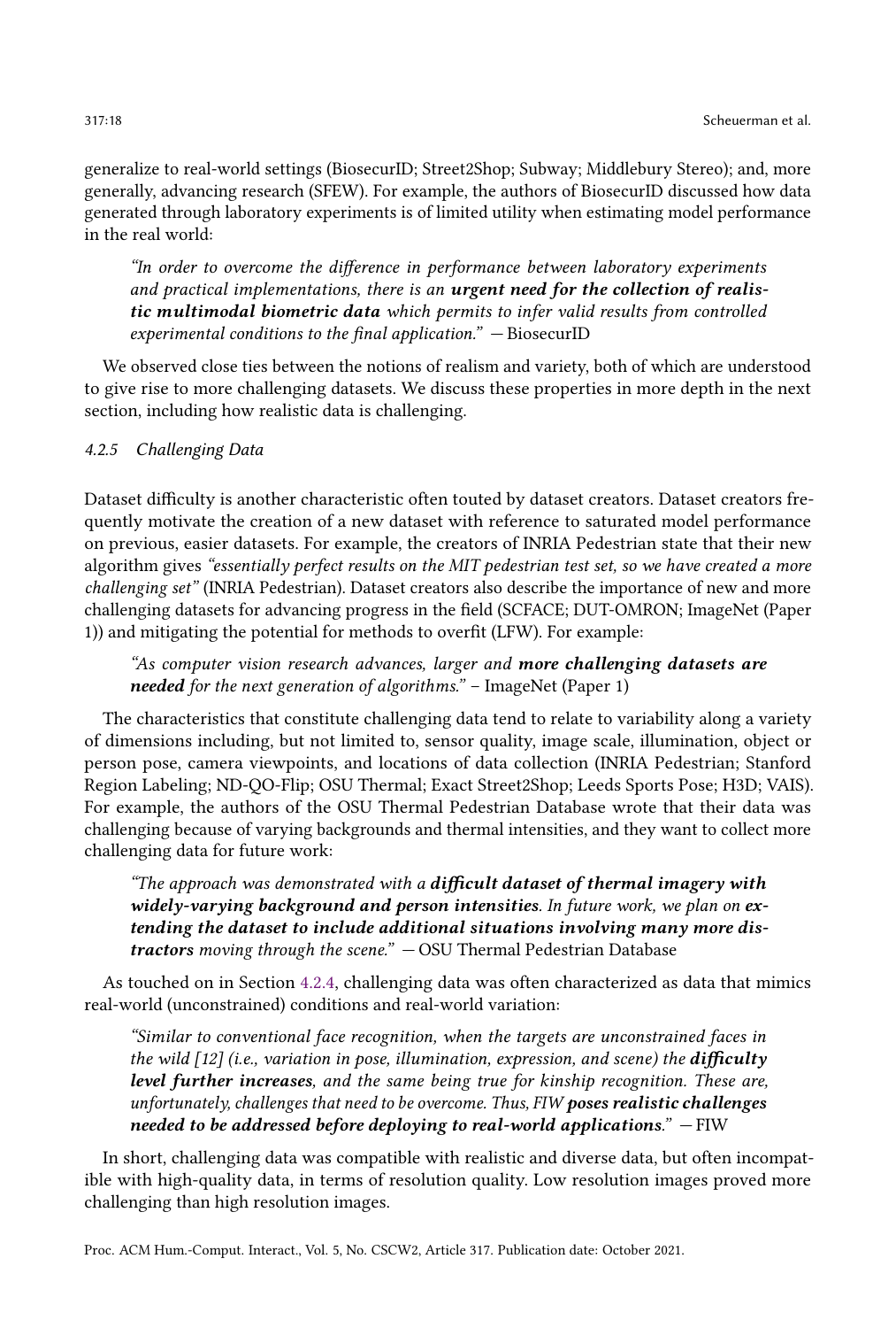generalize to real-world settings (BiosecurID; Street2Shop; Subway; Middlebury Stereo); and, more generally, advancing research (SFEW). For example, the authors of BiosecurID discussed how data generated through laboratory experiments is of limited utility when estimating model performance in the real world:

> *"In order to overcome the difference in performance between laboratory experiments and practical implementations, there is an **urgent need for the collection of realistic multimodal biometric data** which permits to infer valid results from controlled experimental conditions to the final application."* — BiosecurID

We observed close ties between the notions of realism and variety, both of which are understood to give rise to more challenging datasets. We discuss these properties in more depth in the next section, including how realistic data is challenging.

#### 4.2.5 Challenging Data

Dataset difficulty is another characteristic often touted by dataset creators. Dataset creators frequently motivate the creation of a new dataset with reference to saturated model performance on previous, easier datasets. For example, the creators of INRIA Pedestrian state that their new algorithm gives *"essentially perfect results on the MIT pedestrian test set, so we have created a more challenging set"* (INRIA Pedestrian). Dataset creators also describe the importance of new and more challenging datasets for advancing progress in the field (SCFACE; DUT-OMRON; ImageNet (Paper 1)) and mitigating the potential for methods to overfit (LFW). For example:

> *"As computer vision research advances, larger and **more challenging datasets are needed** for the next generation of algorithms."* – ImageNet (Paper 1)

The characteristics that constitute challenging data tend to relate to variability along a variety of dimensions including, but not limited to, sensor quality, image scale, illumination, object or person pose, camera viewpoints, and locations of data collection (INRIA Pedestrian; Stanford Region Labeling; ND-QO-Flip; OSU Thermal; Exact Street2Shop; Leeds Sports Pose; H3D; VAIS). For example, the authors of the OSU Thermal Pedestrian Database wrote that their data was challenging because of varying backgrounds and thermal intensities, and they want to collect more challenging data for future work:

> *"The approach was demonstrated with a **difficult dataset of thermal imagery with widely-varying background and person intensities**. In future work, we plan on **extending the dataset to include additional situations involving many more distractors** moving through the scene."* — OSU Thermal Pedestrian Database

As touched on in Section 4.2.4, challenging data was often characterized as data that mimics real-world (unconstrained) conditions and real-world variation:

> *"Similar to conventional face recognition, when the targets are unconstrained faces in the wild [12] (i.e., variation in pose, illumination, expression, and scene) the **difficulty level further increases**, and the same being true for kinship recognition. These are, unfortunately, challenges that need to be overcome. Thus, FIW **poses realistic challenges needed to be addressed before deploying to real-world applications**."* — FIW

In short, challenging data was compatible with realistic and diverse data, but often incompatible with high-quality data, in terms of resolution quality. Low resolution images proved more challenging than high resolution images.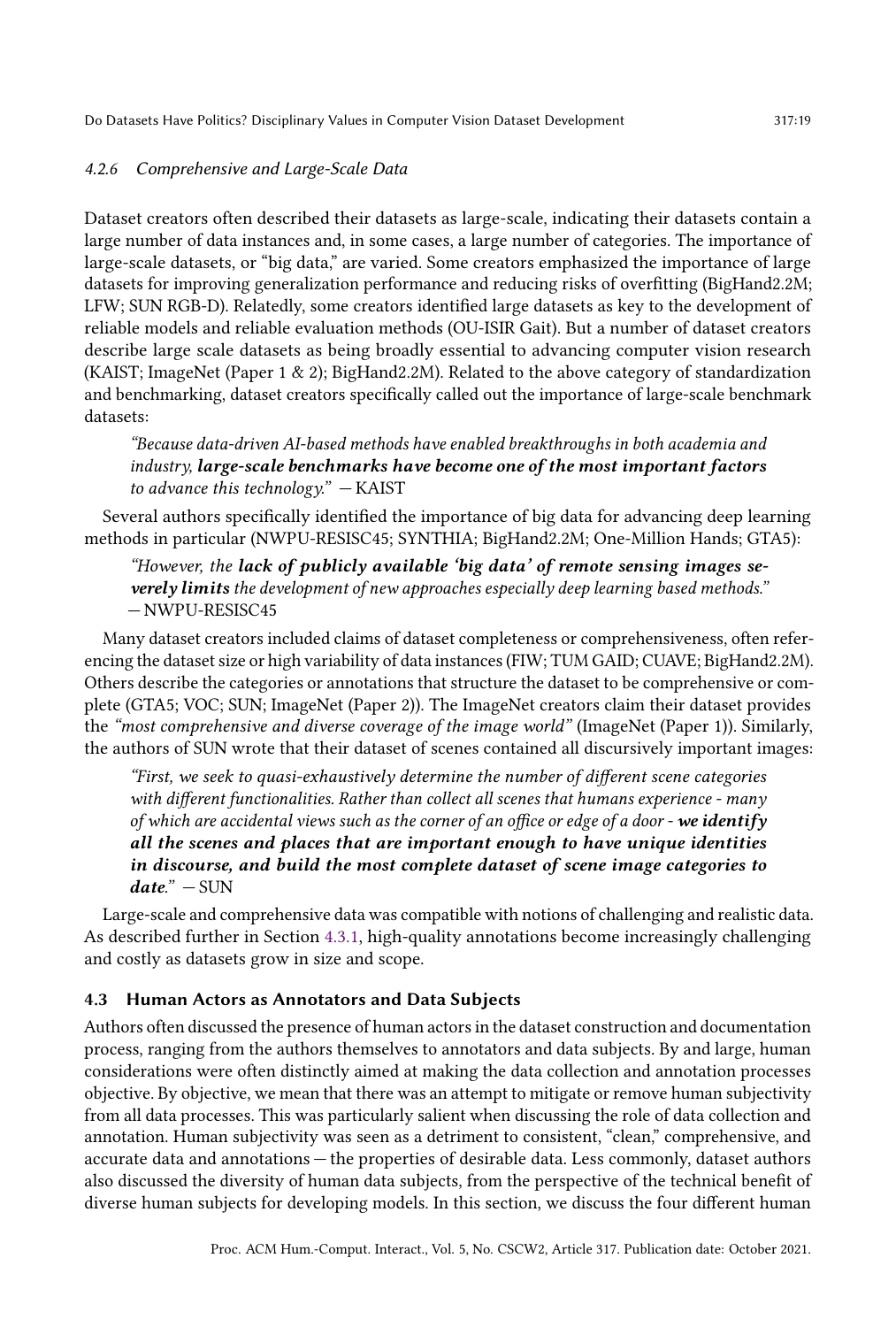#### 4.2.6 Comprehensive and Large-Scale Data

Dataset creators often described their datasets as large-scale, indicating their datasets contain a large number of data instances and, in some cases, a large number of categories. The importance of large-scale datasets, or "big data," are varied. Some creators emphasized the importance of large datasets for improving generalization performance and reducing risks of overfitting (BigHand2.2M; LFW; SUN RGB-D). Relatedly, some creators identified large datasets as key to the development of reliable models and reliable evaluation methods (OU-ISIR Gait). But a number of dataset creators describe large scale datasets as being broadly essential to advancing computer vision research (KAIST; ImageNet (Paper 1 & 2); BigHand2.2M). Related to the above category of standardization and benchmarking, dataset creators specifically called out the importance of large-scale benchmark datasets:

> *"Because data-driven AI-based methods have enabled breakthroughs in both academia and industry,* ***large-scale benchmarks have become one of the most important factors*** *to advance this technology."* — KAIST

Several authors specifically identified the importance of big data for advancing deep learning methods in particular (NWPU-RESISC45; SYNTHIA; BigHand2.2M; One-Million Hands; GTA5):

> *"However, the* ***lack of publicly available 'big data' of remote sensing images severely limits*** *the development of new approaches especially deep learning based methods."* — NWPU-RESISC45

Many dataset creators included claims of dataset completeness or comprehensiveness, often referencing the dataset size or high variability of data instances (FIW; TUM GAID; CUAVE; BigHand2.2M). Others describe the categories or annotations that structure the dataset to be comprehensive or complete (GTA5; VOC; SUN; ImageNet (Paper 2)). The ImageNet creators claim their dataset provides the *"most comprehensive and diverse coverage of the image world"* (ImageNet (Paper 1)). Similarly, the authors of SUN wrote that their dataset of scenes contained all discursively important images:

> *"First, we seek to quasi-exhaustively determine the number of different scene categories with different functionalities. Rather than collect all scenes that humans experience - many of which are accidental views such as the corner of an office or edge of a door -* ***we identify all the scenes and places that are important enough to have unique identities in discourse, and build the most complete dataset of scene image categories to date****."* — SUN

Large-scale and comprehensive data was compatible with notions of challenging and realistic data. As described further in Section 4.3.1, high-quality annotations become increasingly challenging and costly as datasets grow in size and scope.

### 4.3 Human Actors as Annotators and Data Subjects

Authors often discussed the presence of human actors in the dataset construction and documentation process, ranging from the authors themselves to annotators and data subjects. By and large, human considerations were often distinctly aimed at making the data collection and annotation processes objective. By objective, we mean that there was an attempt to mitigate or remove human subjectivity from all data processes. This was particularly salient when discussing the role of data collection and annotation. Human subjectivity was seen as a detriment to consistent, "clean," comprehensive, and accurate data and annotations — the properties of desirable data. Less commonly, dataset authors also discussed the diversity of human data subjects, from the perspective of the technical benefit of diverse human subjects for developing models. In this section, we discuss the four different human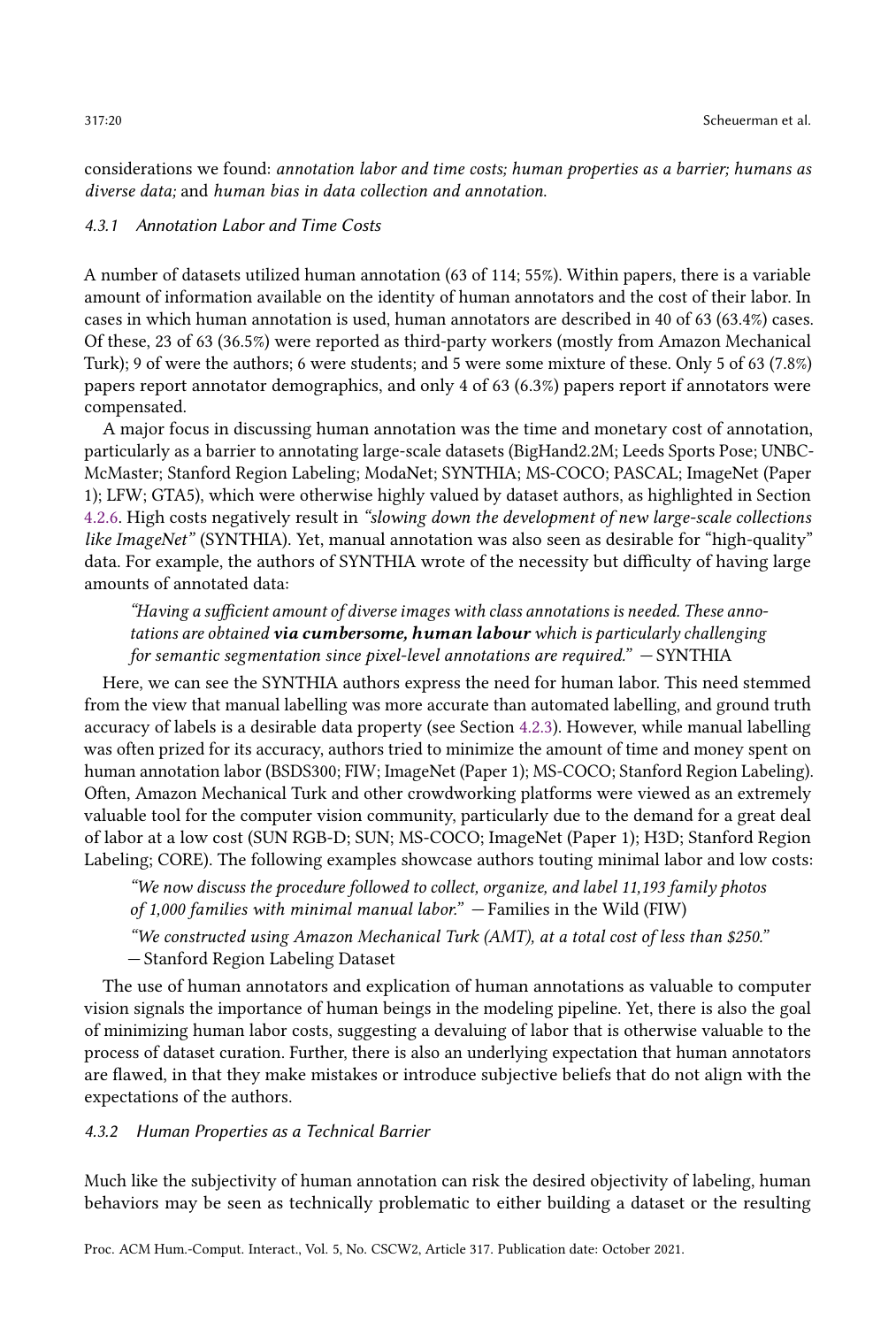considerations we found: *annotation labor and time costs; human properties as a barrier; humans as diverse data;* and *human bias in data collection and annotation.*

#### 4.3.1 Annotation Labor and Time Costs

A number of datasets utilized human annotation (63 of 114; 55%). Within papers, there is a variable amount of information available on the identity of human annotators and the cost of their labor. In cases in which human annotation is used, human annotators are described in 40 of 63 (63.4%) cases. Of these, 23 of 63 (36.5%) were reported as third-party workers (mostly from Amazon Mechanical Turk); 9 of were the authors; 6 were students; and 5 were some mixture of these. Only 5 of 63 (7.8%) papers report annotator demographics, and only 4 of 63 (6.3%) papers report if annotators were compensated.

A major focus in discussing human annotation was the time and monetary cost of annotation, particularly as a barrier to annotating large-scale datasets (BigHand2.2M; Leeds Sports Pose; UNBC-McMaster; Stanford Region Labeling; ModaNet; SYNTHIA; MS-COCO; PASCAL; ImageNet (Paper 1); LFW; GTA5), which were otherwise highly valued by dataset authors, as highlighted in Section 4.2.6. High costs negatively result in *"slowing down the development of new large-scale collections like ImageNet"* (SYNTHIA). Yet, manual annotation was also seen as desirable for "high-quality" data. For example, the authors of SYNTHIA wrote of the necessity but difficulty of having large amounts of annotated data:

> *"Having a sufficient amount of diverse images with class annotations is needed. These annotations are obtained* ***via cumbersome, human labour*** *which is particularly challenging for semantic segmentation since pixel-level annotations are required."* —SYNTHIA

Here, we can see the SYNTHIA authors express the need for human labor. This need stemmed from the view that manual labelling was more accurate than automated labelling, and ground truth accuracy of labels is a desirable data property (see Section 4.2.3). However, while manual labelling was often prized for its accuracy, authors tried to minimize the amount of time and money spent on human annotation labor (BSDS300; FIW; ImageNet (Paper 1); MS-COCO; Stanford Region Labeling). Often, Amazon Mechanical Turk and other crowdworking platforms were viewed as an extremely valuable tool for the computer vision community, particularly due to the demand for a great deal of labor at a low cost (SUN RGB-D; SUN; MS-COCO; ImageNet (Paper 1); H3D; Stanford Region Labeling; CORE). The following examples showcase authors touting minimal labor and low costs:

> *"We now discuss the procedure followed to collect, organize, and label 11,193 family photos of 1,000 families with minimal manual labor."* —Families in the Wild (FIW)

> *"We constructed using Amazon Mechanical Turk (AMT), at a total cost of less than \$250."* —Stanford Region Labeling Dataset

The use of human annotators and explication of human annotations as valuable to computer vision signals the importance of human beings in the modeling pipeline. Yet, there is also the goal of minimizing human labor costs, suggesting a devaluing of labor that is otherwise valuable to the process of dataset curation. Further, there is also an underlying expectation that human annotators are flawed, in that they make mistakes or introduce subjective beliefs that do not align with the expectations of the authors.

#### 4.3.2 Human Properties as a Technical Barrier

Much like the subjectivity of human annotation can risk the desired objectivity of labeling, human behaviors may be seen as technically problematic to either building a dataset or the resulting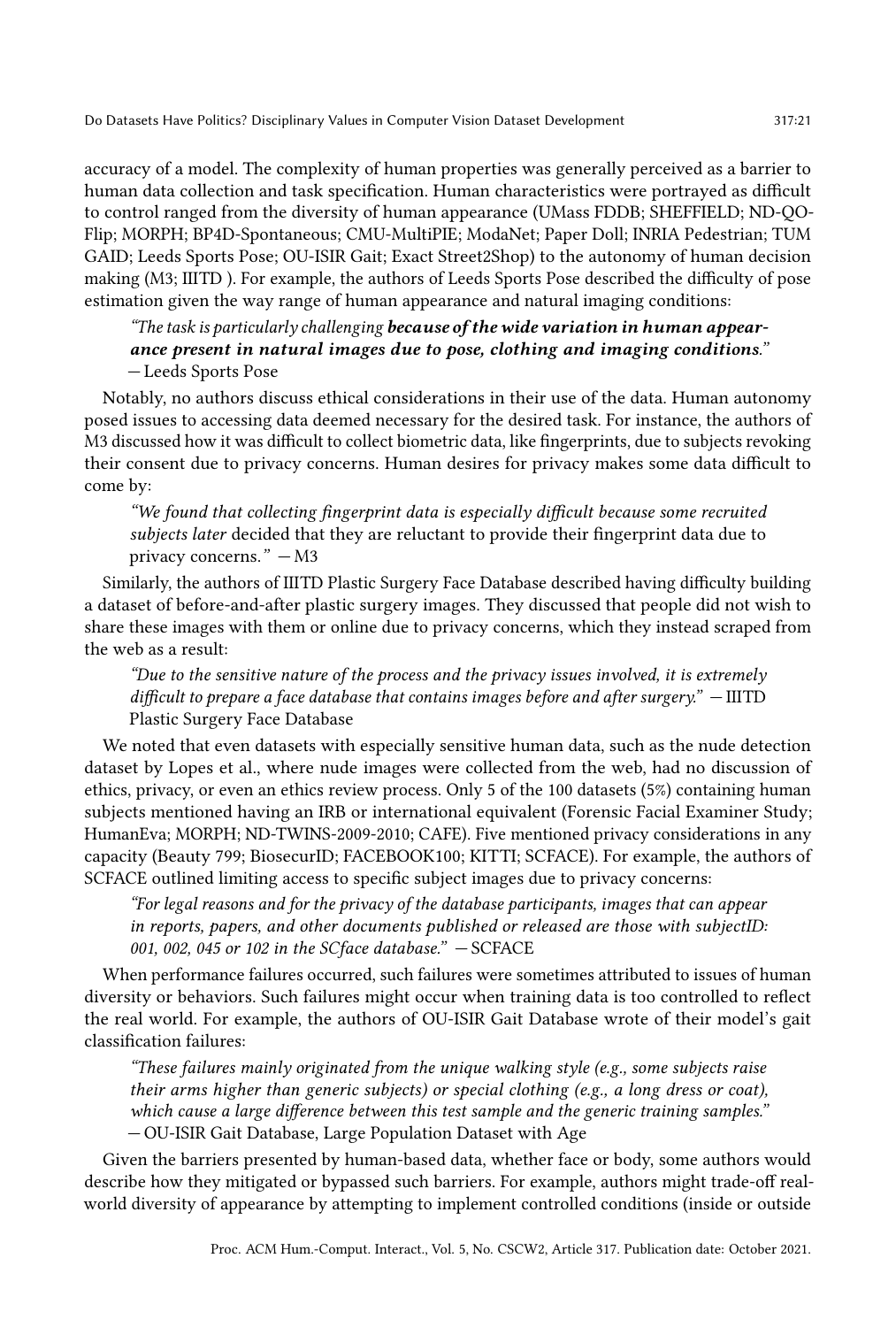accuracy of a model. The complexity of human properties was generally perceived as a barrier to human data collection and task specification. Human characteristics were portrayed as difficult to control ranged from the diversity of human appearance (UMass FDDB; SHEFFIELD; ND-QO-Flip; MORPH; BP4D-Spontaneous; CMU-MultiPIE; ModaNet; Paper Doll; INRIA Pedestrian; TUM GAID; Leeds Sports Pose; OU-ISIR Gait; Exact Street2Shop) to the autonomy of human decision making (M3; IIITD ). For example, the authors of Leeds Sports Pose described the difficulty of pose estimation given the way range of human appearance and natural imaging conditions:

> *"The task is particularly challenging* ***because of the wide variation in human appearance present in natural images due to pose, clothing and imaging conditions****."* —Leeds Sports Pose

Notably, no authors discuss ethical considerations in their use of the data. Human autonomy posed issues to accessing data deemed necessary for the desired task. For instance, the authors of M3 discussed how it was difficult to collect biometric data, like fingerprints, due to subjects revoking their consent due to privacy concerns. Human desires for privacy makes some data difficult to come by:

> *"We found that collecting fingerprint data is especially difficult because some recruited subjects later* decided that they are reluctant to provide their fingerprint data due to privacy concerns.*"* —M3

Similarly, the authors of IIITD Plastic Surgery Face Database described having difficulty building a dataset of before-and-after plastic surgery images. They discussed that people did not wish to share these images with them or online due to privacy concerns, which they instead scraped from the web as a result:

> *"Due to the sensitive nature of the process and the privacy issues involved, it is extremely difficult to prepare a face database that contains images before and after surgery."* —IIITD Plastic Surgery Face Database

We noted that even datasets with especially sensitive human data, such as the nude detection dataset by Lopes et al., where nude images were collected from the web, had no discussion of ethics, privacy, or even an ethics review process. Only 5 of the 100 datasets (5%) containing human subjects mentioned having an IRB or international equivalent (Forensic Facial Examiner Study; HumanEva; MORPH; ND-TWINS-2009-2010; CAFE). Five mentioned privacy considerations in any capacity (Beauty 799; BiosecurID; FACEBOOK100; KITTI; SCFACE). For example, the authors of SCFACE outlined limiting access to specific subject images due to privacy concerns:

> *"For legal reasons and for the privacy of the database participants, images that can appear in reports, papers, and other documents published or released are those with subjectID: 001, 002, 045 or 102 in the SCface database."* —SCFACE

When performance failures occurred, such failures were sometimes attributed to issues of human diversity or behaviors. Such failures might occur when training data is too controlled to reflect the real world. For example, the authors of OU-ISIR Gait Database wrote of their model's gait classification failures:

> *"These failures mainly originated from the unique walking style (e.g., some subjects raise their arms higher than generic subjects) or special clothing (e.g., a long dress or coat), which cause a large difference between this test sample and the generic training samples."* —OU-ISIR Gait Database, Large Population Dataset with Age

Given the barriers presented by human-based data, whether face or body, some authors would describe how they mitigated or bypassed such barriers. For example, authors might trade-off real-world diversity of appearance by attempting to implement controlled conditions (inside or outside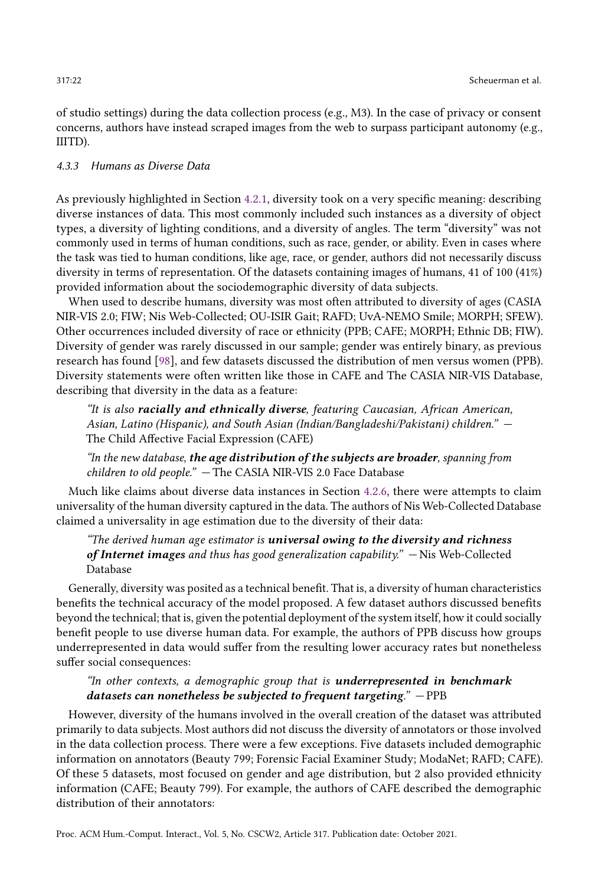of studio settings) during the data collection process (e.g., M3). In the case of privacy or consent concerns, authors have instead scraped images from the web to surpass participant autonomy (e.g., IIITD).

### 4.3.3 Humans as Diverse Data

As previously highlighted in Section 4.2.1, diversity took on a very specific meaning: describing diverse instances of data. This most commonly included such instances as a diversity of object types, a diversity of lighting conditions, and a diversity of angles. The term "diversity" was not commonly used in terms of human conditions, such as race, gender, or ability. Even in cases where the task was tied to human conditions, like age, race, or gender, authors did not necessarily discuss diversity in terms of representation. Of the datasets containing images of humans, 41 of 100 (41%) provided information about the sociodemographic diversity of data subjects.

When used to describe humans, diversity was most often attributed to diversity of ages (CASIA NIR-VIS 2.0; FIW; Nis Web-Collected; OU-ISIR Gait; RAFD; UvA-NEMO Smile; MORPH; SFEW). Other occurrences included diversity of race or ethnicity (PPB; CAFE; MORPH; Ethnic DB; FIW). Diversity of gender was rarely discussed in our sample; gender was entirely binary, as previous research has found [98], and few datasets discussed the distribution of men versus women (PPB). Diversity statements were often written like those in CAFE and The CASIA NIR-VIS Database, describing that diversity in the data as a feature:

> *"It is also* ***racially and ethnically diverse****, featuring Caucasian, African American, Asian, Latino (Hispanic), and South Asian (Indian/Bangladeshi/Pakistani) children."* — The Child Affective Facial Expression (CAFE)

> *"In the new database,* ***the age distribution of the subjects are broader****, spanning from children to old people."* — The CASIA NIR-VIS 2.0 Face Database

Much like claims about diverse data instances in Section 4.2.6, there were attempts to claim universality of the human diversity captured in the data. The authors of Nis Web-Collected Database claimed a universality in age estimation due to the diversity of their data:

> *"The derived human age estimator is* ***universal owing to the diversity and richness of Internet images*** *and thus has good generalization capability."* — Nis Web-Collected Database

Generally, diversity was posited as a technical benefit. That is, a diversity of human characteristics benefits the technical accuracy of the model proposed. A few dataset authors discussed benefits beyond the technical; that is, given the potential deployment of the system itself, how it could socially benefit people to use diverse human data. For example, the authors of PPB discuss how groups underrepresented in data would suffer from the resulting lower accuracy rates but nonetheless suffer social consequences:

> *"In other contexts, a demographic group that is* ***underrepresented in benchmark datasets can nonetheless be subjected to frequent targeting****."* — PPB

However, diversity of the humans involved in the overall creation of the dataset was attributed primarily to data subjects. Most authors did not discuss the diversity of annotators or those involved in the data collection process. There were a few exceptions. Five datasets included demographic information on annotators (Beauty 799; Forensic Facial Examiner Study; ModaNet; RAFD; CAFE). Of these 5 datasets, most focused on gender and age distribution, but 2 also provided ethnicity information (CAFE; Beauty 799). For example, the authors of CAFE described the demographic distribution of their annotators: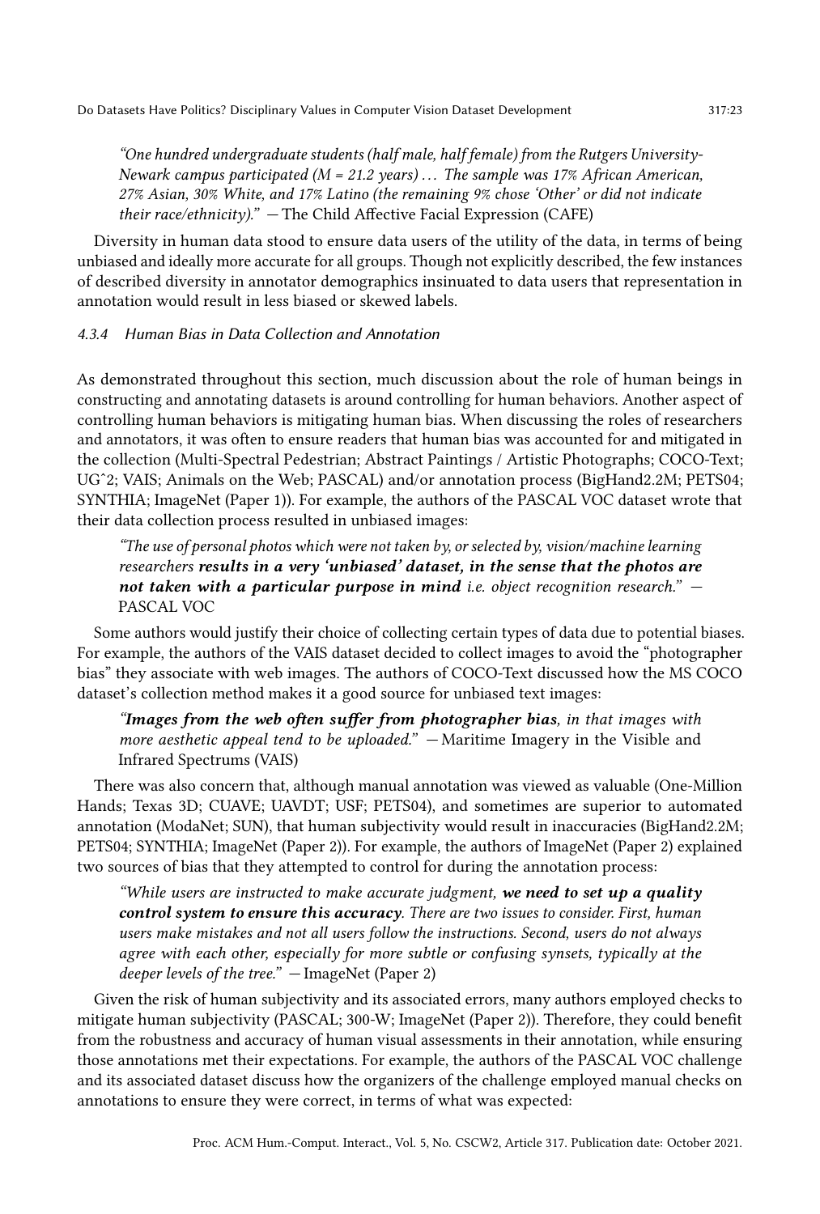*"One hundred undergraduate students (half male, half female) from the Rutgers University-Newark campus participated (M = 21.2 years) … The sample was 17% African American, 27% Asian, 30% White, and 17% Latino (the remaining 9% chose 'Other' or did not indicate their race/ethnicity)."* — The Child Affective Facial Expression (CAFE)

Diversity in human data stood to ensure data users of the utility of the data, in terms of being unbiased and ideally more accurate for all groups. Though not explicitly described, the few instances of described diversity in annotator demographics insinuated to data users that representation in annotation would result in less biased or skewed labels.

#### 4.3.4 Human Bias in Data Collection and Annotation

As demonstrated throughout this section, much discussion about the role of human beings in constructing and annotating datasets is around controlling for human behaviors. Another aspect of controlling human behaviors is mitigating human bias. When discussing the roles of researchers and annotators, it was often to ensure readers that human bias was accounted for and mitigated in the collection (Multi-Spectral Pedestrian; Abstract Paintings / Artistic Photographs; COCO-Text; UGˆ2; VAIS; Animals on the Web; PASCAL) and/or annotation process (BigHand2.2M; PETS04; SYNTHIA; ImageNet (Paper 1)). For example, the authors of the PASCAL VOC dataset wrote that their data collection process resulted in unbiased images:

> *"The use of personal photos which were not taken by, or selected by, vision/machine learning researchers **results in a very 'unbiased' dataset, in the sense that the photos are not taken with a particular purpose in mind** i.e. object recognition research."* — PASCAL VOC

Some authors would justify their choice of collecting certain types of data due to potential biases. For example, the authors of the VAIS dataset decided to collect images to avoid the "photographer bias" they associate with web images. The authors of COCO-Text discussed how the MS COCO dataset's collection method makes it a good source for unbiased text images:

> *"**Images from the web often suffer from photographer bias**, in that images with more aesthetic appeal tend to be uploaded."* — Maritime Imagery in the Visible and Infrared Spectrums (VAIS)

There was also concern that, although manual annotation was viewed as valuable (One-Million Hands; Texas 3D; CUAVE; UAVDT; USF; PETS04), and sometimes are superior to automated annotation (ModaNet; SUN), that human subjectivity would result in inaccuracies (BigHand2.2M; PETS04; SYNTHIA; ImageNet (Paper 2)). For example, the authors of ImageNet (Paper 2) explained two sources of bias that they attempted to control for during the annotation process:

> *"While users are instructed to make accurate judgment, **we need to set up a quality control system to ensure this accuracy**. There are two issues to consider. First, human users make mistakes and not all users follow the instructions. Second, users do not always agree with each other, especially for more subtle or confusing synsets, typically at the deeper levels of the tree."* — ImageNet (Paper 2)

Given the risk of human subjectivity and its associated errors, many authors employed checks to mitigate human subjectivity (PASCAL; 300-W; ImageNet (Paper 2)). Therefore, they could benefit from the robustness and accuracy of human visual assessments in their annotation, while ensuring those annotations met their expectations. For example, the authors of the PASCAL VOC challenge and its associated dataset discuss how the organizers of the challenge employed manual checks on annotations to ensure they were correct, in terms of what was expected: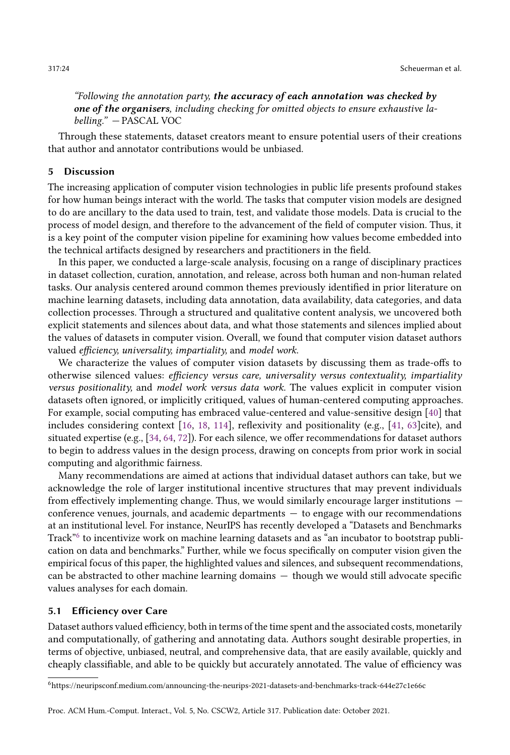*"Following the annotation party, **the accuracy of each annotation was checked by one of the organisers**, including checking for omitted objects to ensure exhaustive labelling."* — PASCAL VOC

Through these statements, dataset creators meant to ensure potential users of their creations that author and annotator contributions would be unbiased.

## 5 Discussion

The increasing application of computer vision technologies in public life presents profound stakes for how human beings interact with the world. The tasks that computer vision models are designed to do are ancillary to the data used to train, test, and validate those models. Data is crucial to the process of model design, and therefore to the advancement of the field of computer vision. Thus, it is a key point of the computer vision pipeline for examining how values become embedded into the technical artifacts designed by researchers and practitioners in the field.

In this paper, we conducted a large-scale analysis, focusing on a range of disciplinary practices in dataset collection, curation, annotation, and release, across both human and non-human related tasks. Our analysis centered around common themes previously identified in prior literature on machine learning datasets, including data annotation, data availability, data categories, and data collection processes. Through a structured and qualitative content analysis, we uncovered both explicit statements and silences about data, and what those statements and silences implied about the values of datasets in computer vision. Overall, we found that computer vision dataset authors valued *efficiency, universality, impartiality,* and *model work*.

We characterize the values of computer vision datasets by discussing them as trade-offs to otherwise silenced values: *efficiency versus care, universality versus contextuality, impartiality versus positionality,* and *model work versus data work*. The values explicit in computer vision datasets often ignored, or implicitly critiqued, values of human-centered computing approaches. For example, social computing has embraced value-centered and value-sensitive design [40] that includes considering context [16, 18, 114], reflexivity and positionality (e.g., [41, 63]cite), and situated expertise (e.g., [34, 64, 72]). For each silence, we offer recommendations for dataset authors to begin to address values in the design process, drawing on concepts from prior work in social computing and algorithmic fairness.

Many recommendations are aimed at actions that individual dataset authors can take, but we acknowledge the role of larger institutional incentive structures that may prevent individuals from effectively implementing change. Thus, we would similarly encourage larger institutions — conference venues, journals, and academic departments — to engage with our recommendations at an institutional level. For instance, NeurIPS has recently developed a "Datasets and Benchmarks Track"[6] to incentivize work on machine learning datasets and as "an incubator to bootstrap publication on data and benchmarks." Further, while we focus specifically on computer vision given the empirical focus of this paper, the highlighted values and silences, and subsequent recommendations, can be abstracted to other machine learning domains — though we would still advocate specific values analyses for each domain.

### 5.1 Efficiency over Care

Dataset authors valued efficiency, both in terms of the time spent and the associated costs, monetarily and computationally, of gathering and annotating data. Authors sought desirable properties, in terms of objective, unbiased, neutral, and comprehensive data, that are easily available, quickly and cheaply classifiable, and able to be quickly but accurately annotated. The value of efficiency was

[6] https://neuripsconf.medium.com/announcing-the-neurips-2021-datasets-and-benchmarks-track-644e27c1e66c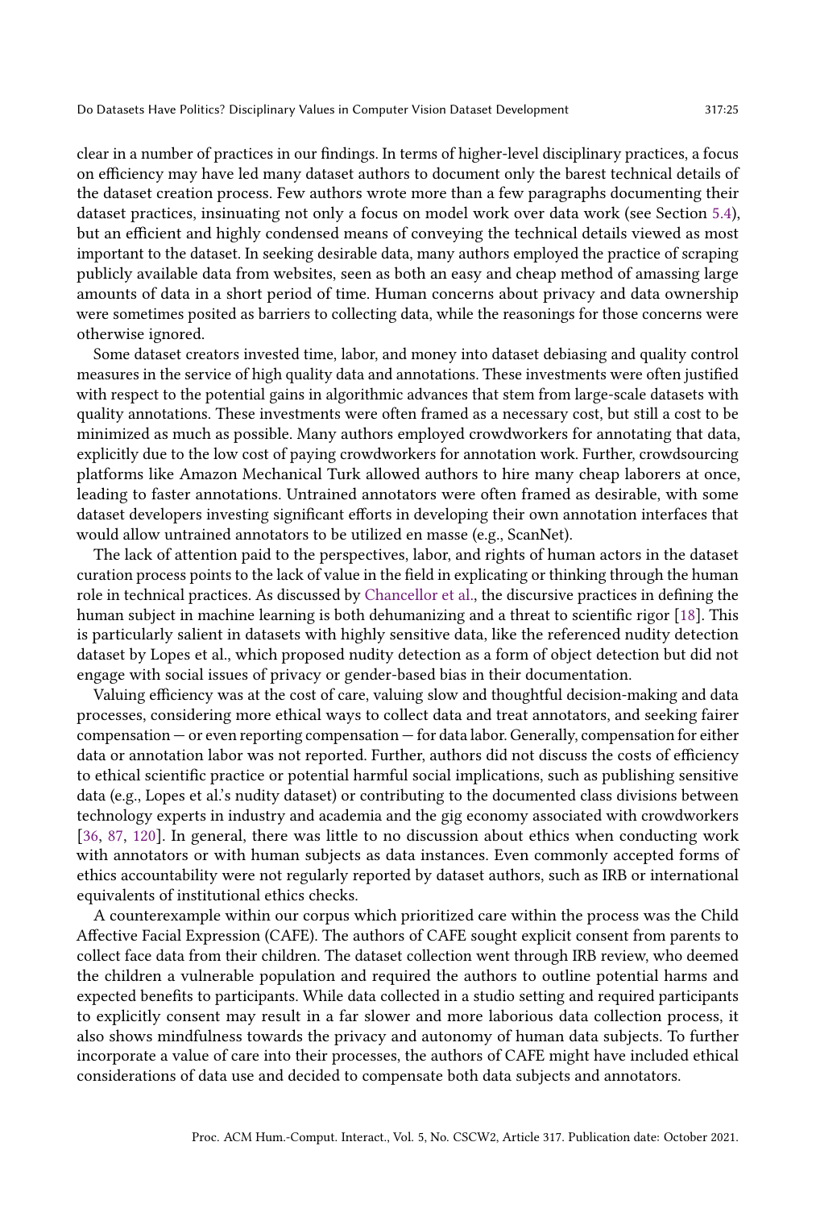clear in a number of practices in our findings. In terms of higher-level disciplinary practices, a focus on efficiency may have led many dataset authors to document only the barest technical details of the dataset creation process. Few authors wrote more than a few paragraphs documenting their dataset practices, insinuating not only a focus on model work over data work (see Section 5.4), but an efficient and highly condensed means of conveying the technical details viewed as most important to the dataset. In seeking desirable data, many authors employed the practice of scraping publicly available data from websites, seen as both an easy and cheap method of amassing large amounts of data in a short period of time. Human concerns about privacy and data ownership were sometimes posited as barriers to collecting data, while the reasonings for those concerns were otherwise ignored.

Some dataset creators invested time, labor, and money into dataset debiasing and quality control measures in the service of high quality data and annotations. These investments were often justified with respect to the potential gains in algorithmic advances that stem from large-scale datasets with quality annotations. These investments were often framed as a necessary cost, but still a cost to be minimized as much as possible. Many authors employed crowdworkers for annotating that data, explicitly due to the low cost of paying crowdworkers for annotation work. Further, crowdsourcing platforms like Amazon Mechanical Turk allowed authors to hire many cheap laborers at once, leading to faster annotations. Untrained annotators were often framed as desirable, with some dataset developers investing significant efforts in developing their own annotation interfaces that would allow untrained annotators to be utilized en masse (e.g., ScanNet).

The lack of attention paid to the perspectives, labor, and rights of human actors in the dataset curation process points to the lack of value in the field in explicating or thinking through the human role in technical practices. As discussed by Chancellor et al., the discursive practices in defining the human subject in machine learning is both dehumanizing and a threat to scientific rigor [18]. This is particularly salient in datasets with highly sensitive data, like the referenced nudity detection dataset by Lopes et al., which proposed nudity detection as a form of object detection but did not engage with social issues of privacy or gender-based bias in their documentation.

Valuing efficiency was at the cost of care, valuing slow and thoughtful decision-making and data processes, considering more ethical ways to collect data and treat annotators, and seeking fairer compensation — or even reporting compensation — for data labor. Generally, compensation for either data or annotation labor was not reported. Further, authors did not discuss the costs of efficiency to ethical scientific practice or potential harmful social implications, such as publishing sensitive data (e.g., Lopes et al.'s nudity dataset) or contributing to the documented class divisions between technology experts in industry and academia and the gig economy associated with crowdworkers [36, 87, 120]. In general, there was little to no discussion about ethics when conducting work with annotators or with human subjects as data instances. Even commonly accepted forms of ethics accountability were not regularly reported by dataset authors, such as IRB or international equivalents of institutional ethics checks.

A counterexample within our corpus which prioritized care within the process was the Child Affective Facial Expression (CAFE). The authors of CAFE sought explicit consent from parents to collect face data from their children. The dataset collection went through IRB review, who deemed the children a vulnerable population and required the authors to outline potential harms and expected benefits to participants. While data collected in a studio setting and required participants to explicitly consent may result in a far slower and more laborious data collection process, it also shows mindfulness towards the privacy and autonomy of human data subjects. To further incorporate a value of care into their processes, the authors of CAFE might have included ethical considerations of data use and decided to compensate both data subjects and annotators.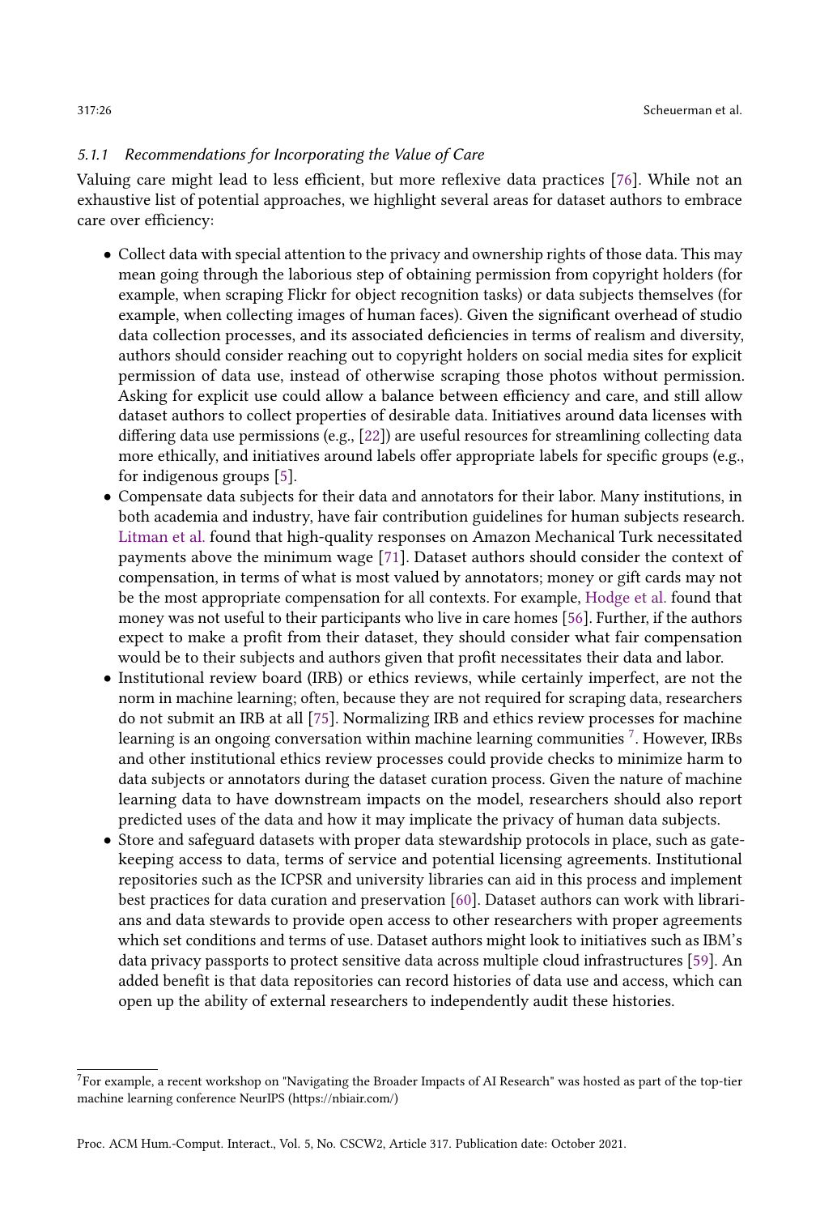#### 5.1.1 Recommendations for Incorporating the Value of Care

Valuing care might lead to less efficient, but more reflexive data practices [76]. While not an exhaustive list of potential approaches, we highlight several areas for dataset authors to embrace care over efficiency:

- Collect data with special attention to the privacy and ownership rights of those data. This may mean going through the laborious step of obtaining permission from copyright holders (for example, when scraping Flickr for object recognition tasks) or data subjects themselves (for example, when collecting images of human faces). Given the significant overhead of studio data collection processes, and its associated deficiencies in terms of realism and diversity, authors should consider reaching out to copyright holders on social media sites for explicit permission of data use, instead of otherwise scraping those photos without permission. Asking for explicit use could allow a balance between efficiency and care, and still allow dataset authors to collect properties of desirable data. Initiatives around data licenses with differing data use permissions (e.g., [22]) are useful resources for streamlining collecting data more ethically, and initiatives around labels offer appropriate labels for specific groups (e.g., for indigenous groups [5].
- Compensate data subjects for their data and annotators for their labor. Many institutions, in both academia and industry, have fair contribution guidelines for human subjects research. Litman et al. found that high-quality responses on Amazon Mechanical Turk necessitated payments above the minimum wage [71]. Dataset authors should consider the context of compensation, in terms of what is most valued by annotators; money or gift cards may not be the most appropriate compensation for all contexts. For example, Hodge et al. found that money was not useful to their participants who live in care homes [56]. Further, if the authors expect to make a profit from their dataset, they should consider what fair compensation would be to their subjects and authors given that profit necessitates their data and labor.
- Institutional review board (IRB) or ethics reviews, while certainly imperfect, are not the norm in machine learning; often, because they are not required for scraping data, researchers do not submit an IRB at all [75]. Normalizing IRB and ethics review processes for machine learning is an ongoing conversation within machine learning communities [7]. However, IRBs and other institutional ethics review processes could provide checks to minimize harm to data subjects or annotators during the dataset curation process. Given the nature of machine learning data to have downstream impacts on the model, researchers should also report predicted uses of the data and how it may implicate the privacy of human data subjects.
- Store and safeguard datasets with proper data stewardship protocols in place, such as gatekeeping access to data, terms of service and potential licensing agreements. Institutional repositories such as the ICPSR and university libraries can aid in this process and implement best practices for data curation and preservation [60]. Dataset authors can work with librarians and data stewards to provide open access to other researchers with proper agreements which set conditions and terms of use. Dataset authors might look to initiatives such as IBM's data privacy passports to protect sensitive data across multiple cloud infrastructures [59]. An added benefit is that data repositories can record histories of data use and access, which can open up the ability of external researchers to independently audit these histories.

[7] For example, a recent workshop on "Navigating the Broader Impacts of AI Research" was hosted as part of the top-tier machine learning conference NeurIPS (https://nbiair.com/)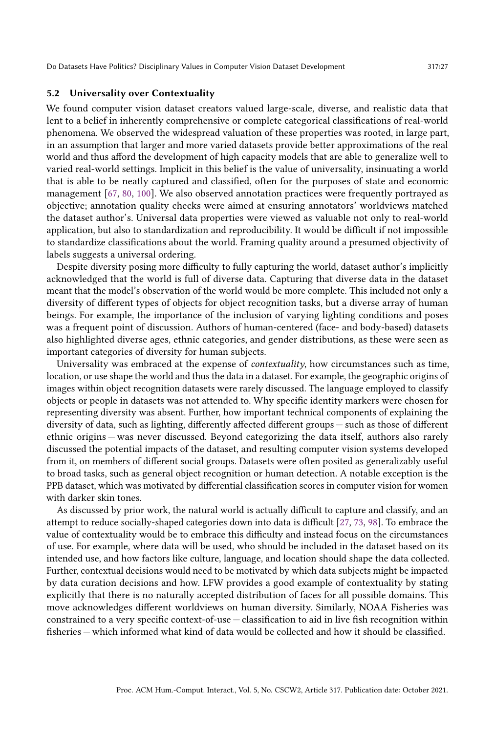## 5.2 Universality over Contextuality

We found computer vision dataset creators valued large-scale, diverse, and realistic data that lent to a belief in inherently comprehensive or complete categorical classifications of real-world phenomena. We observed the widespread valuation of these properties was rooted, in large part, in an assumption that larger and more varied datasets provide better approximations of the real world and thus afford the development of high capacity models that are able to generalize well to varied real-world settings. Implicit in this belief is the value of universality, insinuating a world that is able to be neatly captured and classified, often for the purposes of state and economic management [67, 80, 100]. We also observed annotation practices were frequently portrayed as objective; annotation quality checks were aimed at ensuring annotators' worldviews matched the dataset author's. Universal data properties were viewed as valuable not only to real-world application, but also to standardization and reproducibility. It would be difficult if not impossible to standardize classifications about the world. Framing quality around a presumed objectivity of labels suggests a universal ordering.

Despite diversity posing more difficulty to fully capturing the world, dataset author's implicitly acknowledged that the world is full of diverse data. Capturing that diverse data in the dataset meant that the model's observation of the world would be more complete. This included not only a diversity of different types of objects for object recognition tasks, but a diverse array of human beings. For example, the importance of the inclusion of varying lighting conditions and poses was a frequent point of discussion. Authors of human-centered (face- and body-based) datasets also highlighted diverse ages, ethnic categories, and gender distributions, as these were seen as important categories of diversity for human subjects.

Universality was embraced at the expense of *contextuality*, how circumstances such as time, location, or use shape the world and thus the data in a dataset. For example, the geographic origins of images within object recognition datasets were rarely discussed. The language employed to classify objects or people in datasets was not attended to. Why specific identity markers were chosen for representing diversity was absent. Further, how important technical components of explaining the diversity of data, such as lighting, differently affected different groups — such as those of different ethnic origins — was never discussed. Beyond categorizing the data itself, authors also rarely discussed the potential impacts of the dataset, and resulting computer vision systems developed from it, on members of different social groups. Datasets were often posited as generalizably useful to broad tasks, such as general object recognition or human detection. A notable exception is the PPB dataset, which was motivated by differential classification scores in computer vision for women with darker skin tones.

As discussed by prior work, the natural world is actually difficult to capture and classify, and an attempt to reduce socially-shaped categories down into data is difficult [27, 73, 98]. To embrace the value of contextuality would be to embrace this difficulty and instead focus on the circumstances of use. For example, where data will be used, who should be included in the dataset based on its intended use, and how factors like culture, language, and location should shape the data collected. Further, contextual decisions would need to be motivated by which data subjects might be impacted by data curation decisions and how. LFW provides a good example of contextuality by stating explicitly that there is no naturally accepted distribution of faces for all possible domains. This move acknowledges different worldviews on human diversity. Similarly, NOAA Fisheries was constrained to a very specific context-of-use — classification to aid in live fish recognition within fisheries — which informed what kind of data would be collected and how it should be classified.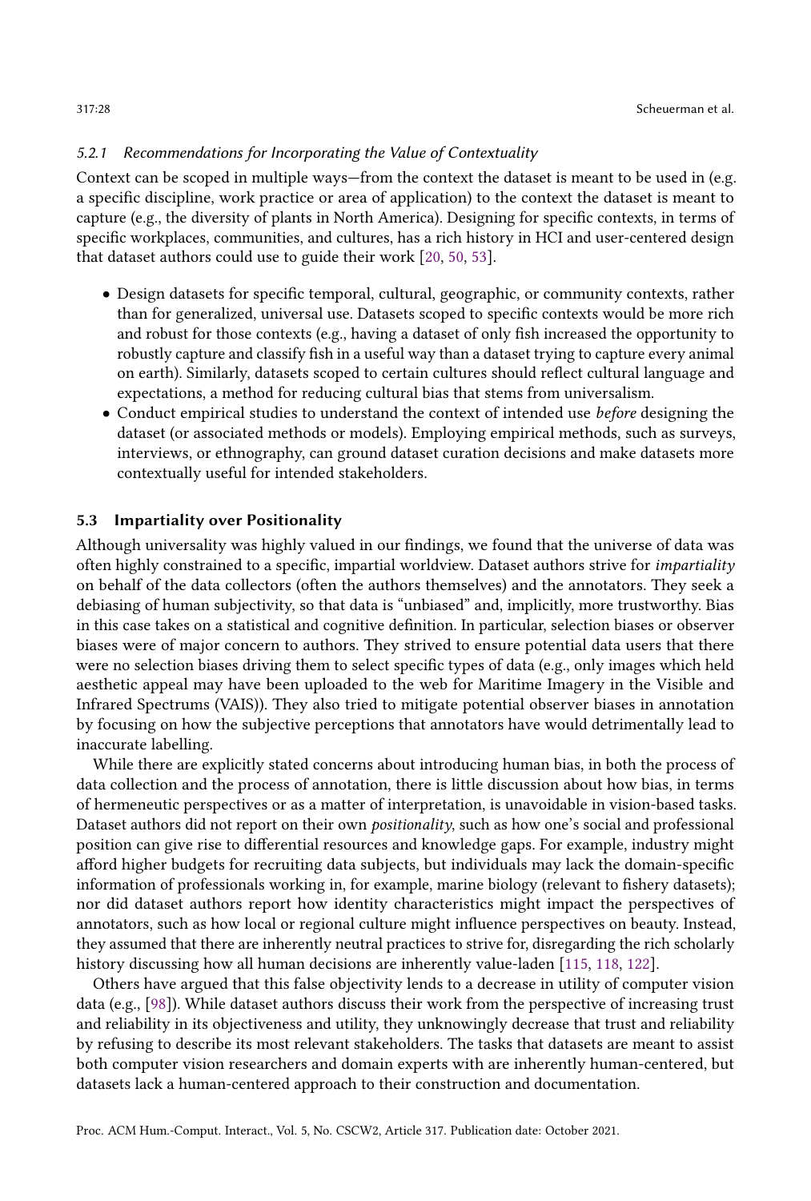#### 5.2.1 Recommendations for Incorporating the Value of Contextuality

Context can be scoped in multiple ways—from the context the dataset is meant to be used in (e.g. a specific discipline, work practice or area of application) to the context the dataset is meant to capture (e.g., the diversity of plants in North America). Designing for specific contexts, in terms of specific workplaces, communities, and cultures, has a rich history in HCI and user-centered design that dataset authors could use to guide their work [20, 50, 53].

- Design datasets for specific temporal, cultural, geographic, or community contexts, rather than for generalized, universal use. Datasets scoped to specific contexts would be more rich and robust for those contexts (e.g., having a dataset of only fish increased the opportunity to robustly capture and classify fish in a useful way than a dataset trying to capture every animal on earth). Similarly, datasets scoped to certain cultures should reflect cultural language and expectations, a method for reducing cultural bias that stems from universalism.
- Conduct empirical studies to understand the context of intended use *before* designing the dataset (or associated methods or models). Employing empirical methods, such as surveys, interviews, or ethnography, can ground dataset curation decisions and make datasets more contextually useful for intended stakeholders.

### 5.3 Impartiality over Positionality

Although universality was highly valued in our findings, we found that the universe of data was often highly constrained to a specific, impartial worldview. Dataset authors strive for *impartiality* on behalf of the data collectors (often the authors themselves) and the annotators. They seek a debiasing of human subjectivity, so that data is "unbiased" and, implicitly, more trustworthy. Bias in this case takes on a statistical and cognitive definition. In particular, selection biases or observer biases were of major concern to authors. They strived to ensure potential data users that there were no selection biases driving them to select specific types of data (e.g., only images which held aesthetic appeal may have been uploaded to the web for Maritime Imagery in the Visible and Infrared Spectrums (VAIS)). They also tried to mitigate potential observer biases in annotation by focusing on how the subjective perceptions that annotators have would detrimentally lead to inaccurate labelling.

While there are explicitly stated concerns about introducing human bias, in both the process of data collection and the process of annotation, there is little discussion about how bias, in terms of hermeneutic perspectives or as a matter of interpretation, is unavoidable in vision-based tasks. Dataset authors did not report on their own *positionality*, such as how one's social and professional position can give rise to differential resources and knowledge gaps. For example, industry might afford higher budgets for recruiting data subjects, but individuals may lack the domain-specific information of professionals working in, for example, marine biology (relevant to fishery datasets); nor did dataset authors report how identity characteristics might impact the perspectives of annotators, such as how local or regional culture might influence perspectives on beauty. Instead, they assumed that there are inherently neutral practices to strive for, disregarding the rich scholarly history discussing how all human decisions are inherently value-laden [115, 118, 122].

Others have argued that this false objectivity lends to a decrease in utility of computer vision data (e.g., [98]). While dataset authors discuss their work from the perspective of increasing trust and reliability in its objectiveness and utility, they unknowingly decrease that trust and reliability by refusing to describe its most relevant stakeholders. The tasks that datasets are meant to assist both computer vision researchers and domain experts with are inherently human-centered, but datasets lack a human-centered approach to their construction and documentation.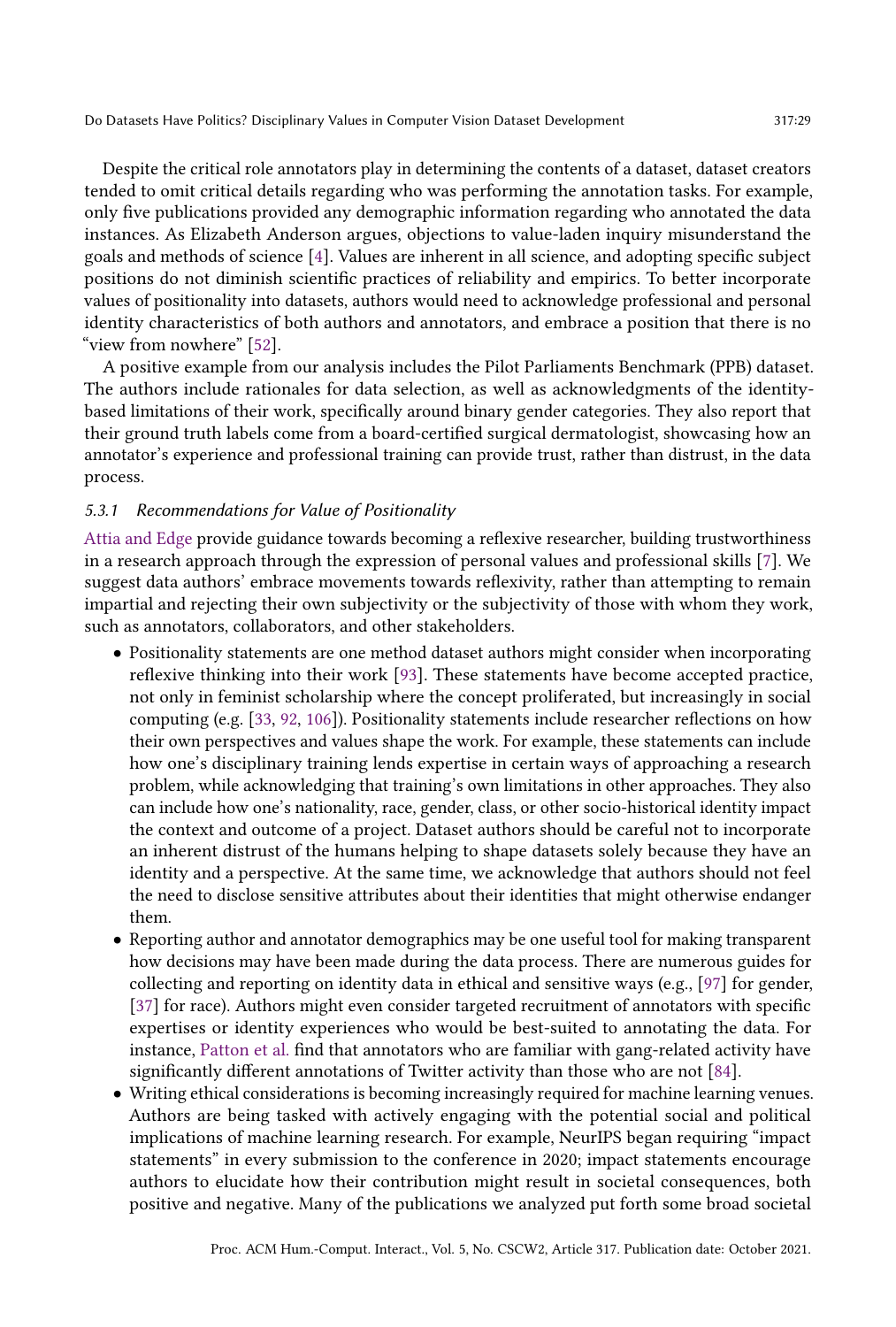Despite the critical role annotators play in determining the contents of a dataset, dataset creators tended to omit critical details regarding who was performing the annotation tasks. For example, only five publications provided any demographic information regarding who annotated the data instances. As Elizabeth Anderson argues, objections to value-laden inquiry misunderstand the goals and methods of science [4]. Values are inherent in all science, and adopting specific subject positions do not diminish scientific practices of reliability and empirics. To better incorporate values of positionality into datasets, authors would need to acknowledge professional and personal identity characteristics of both authors and annotators, and embrace a position that there is no "view from nowhere" [52].

A positive example from our analysis includes the Pilot Parliaments Benchmark (PPB) dataset. The authors include rationales for data selection, as well as acknowledgments of the identity-based limitations of their work, specifically around binary gender categories. They also report that their ground truth labels come from a board-certified surgical dermatologist, showcasing how an annotator's experience and professional training can provide trust, rather than distrust, in the data process.

#### 5.3.1 Recommendations for Value of Positionality

Attia and Edge provide guidance towards becoming a reflexive researcher, building trustworthiness in a research approach through the expression of personal values and professional skills [7]. We suggest data authors' embrace movements towards reflexivity, rather than attempting to remain impartial and rejecting their own subjectivity or the subjectivity of those with whom they work, such as annotators, collaborators, and other stakeholders.

- Positionality statements are one method dataset authors might consider when incorporating reflexive thinking into their work [93]. These statements have become accepted practice, not only in feminist scholarship where the concept proliferated, but increasingly in social computing (e.g. [33, 92, 106]). Positionality statements include researcher reflections on how their own perspectives and values shape the work. For example, these statements can include how one's disciplinary training lends expertise in certain ways of approaching a research problem, while acknowledging that training's own limitations in other approaches. They also can include how one's nationality, race, gender, class, or other socio-historical identity impact the context and outcome of a project. Dataset authors should be careful not to incorporate an inherent distrust of the humans helping to shape datasets solely because they have an identity and a perspective. At the same time, we acknowledge that authors should not feel the need to disclose sensitive attributes about their identities that might otherwise endanger them.
- Reporting author and annotator demographics may be one useful tool for making transparent how decisions may have been made during the data process. There are numerous guides for collecting and reporting on identity data in ethical and sensitive ways (e.g., [97] for gender, [37] for race). Authors might even consider targeted recruitment of annotators with specific expertises or identity experiences who would be best-suited to annotating the data. For instance, Patton et al. find that annotators who are familiar with gang-related activity have significantly different annotations of Twitter activity than those who are not [84].
- Writing ethical considerations is becoming increasingly required for machine learning venues. Authors are being tasked with actively engaging with the potential social and political implications of machine learning research. For example, NeurIPS began requiring "impact statements" in every submission to the conference in 2020; impact statements encourage authors to elucidate how their contribution might result in societal consequences, both positive and negative. Many of the publications we analyzed put forth some broad societal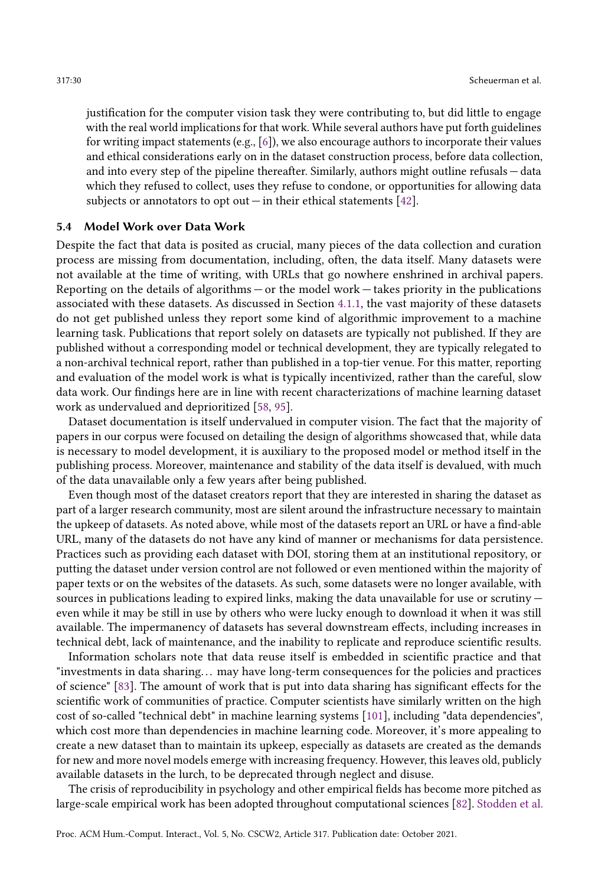justification for the computer vision task they were contributing to, but did little to engage with the real world implications for that work. While several authors have put forth guidelines for writing impact statements (e.g., [6]), we also encourage authors to incorporate their values and ethical considerations early on in the dataset construction process, before data collection, and into every step of the pipeline thereafter. Similarly, authors might outline refusals — data which they refused to collect, uses they refuse to condone, or opportunities for allowing data subjects or annotators to opt out — in their ethical statements [42].

### 5.4 Model Work over Data Work

Despite the fact that data is posited as crucial, many pieces of the data collection and curation process are missing from documentation, including, often, the data itself. Many datasets were not available at the time of writing, with URLs that go nowhere enshrined in archival papers. Reporting on the details of algorithms — or the model work — takes priority in the publications associated with these datasets. As discussed in Section 4.1.1, the vast majority of these datasets do not get published unless they report some kind of algorithmic improvement to a machine learning task. Publications that report solely on datasets are typically not published. If they are published without a corresponding model or technical development, they are typically relegated to a non-archival technical report, rather than published in a top-tier venue. For this matter, reporting and evaluation of the model work is what is typically incentivized, rather than the careful, slow data work. Our findings here are in line with recent characterizations of machine learning dataset work as undervalued and deprioritized [58, 95].

Dataset documentation is itself undervalued in computer vision. The fact that the majority of papers in our corpus were focused on detailing the design of algorithms showcased that, while data is necessary to model development, it is auxiliary to the proposed model or method itself in the publishing process. Moreover, maintenance and stability of the data itself is devalued, with much of the data unavailable only a few years after being published.

Even though most of the dataset creators report that they are interested in sharing the dataset as part of a larger research community, most are silent around the infrastructure necessary to maintain the upkeep of datasets. As noted above, while most of the datasets report an URL or have a find-able URL, many of the datasets do not have any kind of manner or mechanisms for data persistence. Practices such as providing each dataset with DOI, storing them at an institutional repository, or putting the dataset under version control are not followed or even mentioned within the majority of paper texts or on the websites of the datasets. As such, some datasets were no longer available, with sources in publications leading to expired links, making the data unavailable for use or scrutiny — even while it may be still in use by others who were lucky enough to download it when it was still available. The impermanency of datasets has several downstream effects, including increases in technical debt, lack of maintenance, and the inability to replicate and reproduce scientific results.

Information scholars note that data reuse itself is embedded in scientific practice and that "investments in data sharing… may have long-term consequences for the policies and practices of science" [83]. The amount of work that is put into data sharing has significant effects for the scientific work of communities of practice. Computer scientists have similarly written on the high cost of so-called "technical debt" in machine learning systems [101], including "data dependencies", which cost more than dependencies in machine learning code. Moreover, it's more appealing to create a new dataset than to maintain its upkeep, especially as datasets are created as the demands for new and more novel models emerge with increasing frequency. However, this leaves old, publicly available datasets in the lurch, to be deprecated through neglect and disuse.

The crisis of reproducibility in psychology and other empirical fields has become more pitched as large-scale empirical work has been adopted throughout computational sciences [82]. Stodden et al.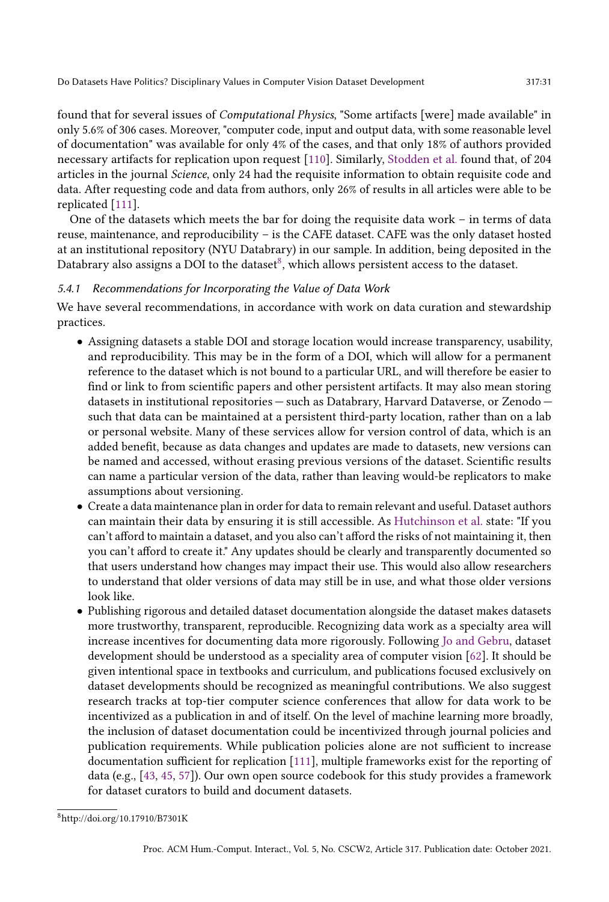found that for several issues of *Computational Physics*, "Some artifacts [were] made available" in only 5.6% of 306 cases. Moreover, "computer code, input and output data, with some reasonable level of documentation" was available for only 4% of the cases, and that only 18% of authors provided necessary artifacts for replication upon request [110]. Similarly, Stodden et al. found that, of 204 articles in the journal *Science*, only 24 had the requisite information to obtain requisite code and data. After requesting code and data from authors, only 26% of results in all articles were able to be replicated [111].

One of the datasets which meets the bar for doing the requisite data work – in terms of data reuse, maintenance, and reproducibility – is the CAFE dataset. CAFE was the only dataset hosted at an institutional repository (NYU Databrary) in our sample. In addition, being deposited in the Databrary also assigns a DOI to the dataset[8], which allows persistent access to the dataset.

### 5.4.1 Recommendations for Incorporating the Value of Data Work

We have several recommendations, in accordance with work on data curation and stewardship practices.

- Assigning datasets a stable DOI and storage location would increase transparency, usability, and reproducibility. This may be in the form of a DOI, which will allow for a permanent reference to the dataset which is not bound to a particular URL, and will therefore be easier to find or link to from scientific papers and other persistent artifacts. It may also mean storing datasets in institutional repositories — such as Databrary, Harvard Dataverse, or Zenodo — such that data can be maintained at a persistent third-party location, rather than on a lab or personal website. Many of these services allow for version control of data, which is an added benefit, because as data changes and updates are made to datasets, new versions can be named and accessed, without erasing previous versions of the dataset. Scientific results can name a particular version of the data, rather than leaving would-be replicators to make assumptions about versioning.
- Create a data maintenance plan in order for data to remain relevant and useful. Dataset authors can maintain their data by ensuring it is still accessible. As Hutchinson et al. state: "If you can't afford to maintain a dataset, and you also can't afford the risks of not maintaining it, then you can't afford to create it." Any updates should be clearly and transparently documented so that users understand how changes may impact their use. This would also allow researchers to understand that older versions of data may still be in use, and what those older versions look like.
- Publishing rigorous and detailed dataset documentation alongside the dataset makes datasets more trustworthy, transparent, reproducible. Recognizing data work as a specialty area will increase incentives for documenting data more rigorously. Following Jo and Gebru, dataset development should be understood as a speciality area of computer vision [62]. It should be given intentional space in textbooks and curriculum, and publications focused exclusively on dataset developments should be recognized as meaningful contributions. We also suggest research tracks at top-tier computer science conferences that allow for data work to be incentivized as a publication in and of itself. On the level of machine learning more broadly, the inclusion of dataset documentation could be incentivized through journal policies and publication requirements. While publication policies alone are not sufficient to increase documentation sufficient for replication [111], multiple frameworks exist for the reporting of data (e.g., [43, 45, 57]). Our own open source codebook for this study provides a framework for dataset curators to build and document datasets.

[8] http://doi.org/10.17910/B7301K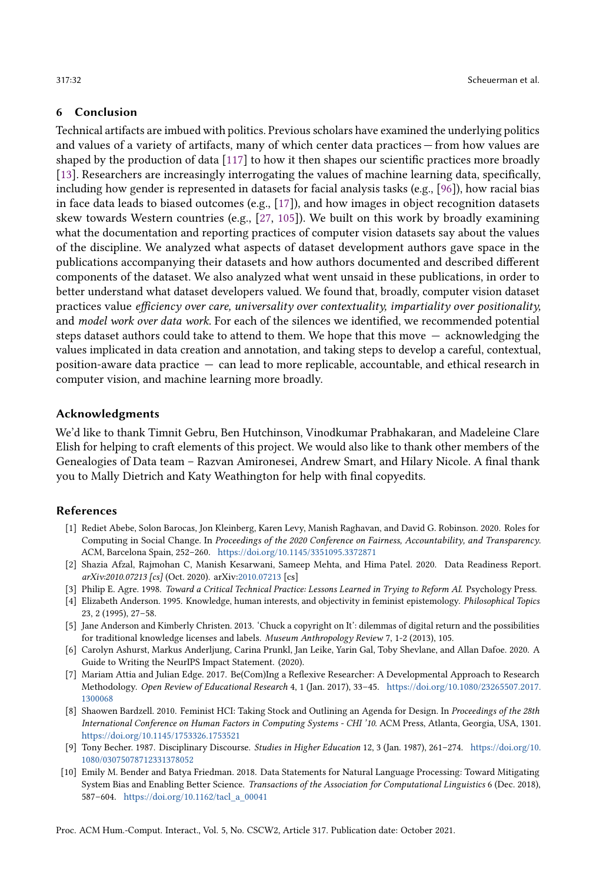## 6 Conclusion

Technical artifacts are imbued with politics. Previous scholars have examined the underlying politics and values of a variety of artifacts, many of which center data practices — from how values are shaped by the production of data [117] to how it then shapes our scientific practices more broadly [13]. Researchers are increasingly interrogating the values of machine learning data, specifically, including how gender is represented in datasets for facial analysis tasks (e.g., [96]), how racial bias in face data leads to biased outcomes (e.g., [17]), and how images in object recognition datasets skew towards Western countries (e.g., [27, 105]). We built on this work by broadly examining what the documentation and reporting practices of computer vision datasets say about the values of the discipline. We analyzed what aspects of dataset development authors gave space in the publications accompanying their datasets and how authors documented and described different components of the dataset. We also analyzed what went unsaid in these publications, in order to better understand what dataset developers valued. We found that, broadly, computer vision dataset practices value *efficiency over care, universality over contextuality, impartiality over positionality,* and *model work over data work*. For each of the silences we identified, we recommended potential steps dataset authors could take to attend to them. We hope that this move — acknowledging the values implicated in data creation and annotation, and taking steps to develop a careful, contextual, position-aware data practice — can lead to more replicable, accountable, and ethical research in computer vision, and machine learning more broadly.

## Acknowledgments

We'd like to thank Timnit Gebru, Ben Hutchinson, Vinodkumar Prabhakaran, and Madeleine Clare Elish for helping to craft elements of this project. We would also like to thank other members of the Genealogies of Data team – Razvan Amironesei, Andrew Smart, and Hilary Nicole. A final thank you to Mally Dietrich and Katy Weathington for help with final copyedits.

## References

[1] Rediet Abebe, Solon Barocas, Jon Kleinberg, Karen Levy, Manish Raghavan, and David G. Robinson. 2020. Roles for Computing in Social Change. In *Proceedings of the 2020 Conference on Fairness, Accountability, and Transparency*. ACM, Barcelona Spain, 252–260. https://doi.org/10.1145/3351095.3372871

[2] Shazia Afzal, Rajmohan C, Manish Kesarwani, Sameep Mehta, and Hima Patel. 2020. Data Readiness Report. *arXiv:2010.07213 [cs]* (Oct. 2020). arXiv:2010.07213 [cs]

[3] Philip E. Agre. 1998. *Toward a Critical Technical Practice: Lessons Learned in Trying to Reform AI.* Psychology Press.

[4] Elizabeth Anderson. 1995. Knowledge, human interests, and objectivity in feminist epistemology. *Philosophical Topics* 23, 2 (1995), 27–58.

[5] Jane Anderson and Kimberly Christen. 2013. 'Chuck a copyright on It': dilemmas of digital return and the possibilities for traditional knowledge licenses and labels. *Museum Anthropology Review* 7, 1-2 (2013), 105.

[6] Carolyn Ashurst, Markus Anderljung, Carina Prunkl, Jan Leike, Yarin Gal, Toby Shevlane, and Allan Dafoe. 2020. A Guide to Writing the NeurIPS Impact Statement. (2020).

[7] Mariam Attia and Julian Edge. 2017. Be(Com)Ing a Reflexive Researcher: A Developmental Approach to Research Methodology. *Open Review of Educational Research* 4, 1 (Jan. 2017), 33–45. https://doi.org/10.1080/23265507.2017.1300068

[8] Shaowen Bardzell. 2010. Feminist HCI: Taking Stock and Outlining an Agenda for Design. In *Proceedings of the 28th International Conference on Human Factors in Computing Systems - CHI '10*. ACM Press, Atlanta, Georgia, USA, 1301. https://doi.org/10.1145/1753326.1753521

[9] Tony Becher. 1987. Disciplinary Discourse. *Studies in Higher Education* 12, 3 (Jan. 1987), 261–274. https://doi.org/10.1080/03075078712331378052

[10] Emily M. Bender and Batya Friedman. 2018. Data Statements for Natural Language Processing: Toward Mitigating System Bias and Enabling Better Science. *Transactions of the Association for Computational Linguistics* 6 (Dec. 2018), 587–604. https://doi.org/10.1162/tacl_a_00041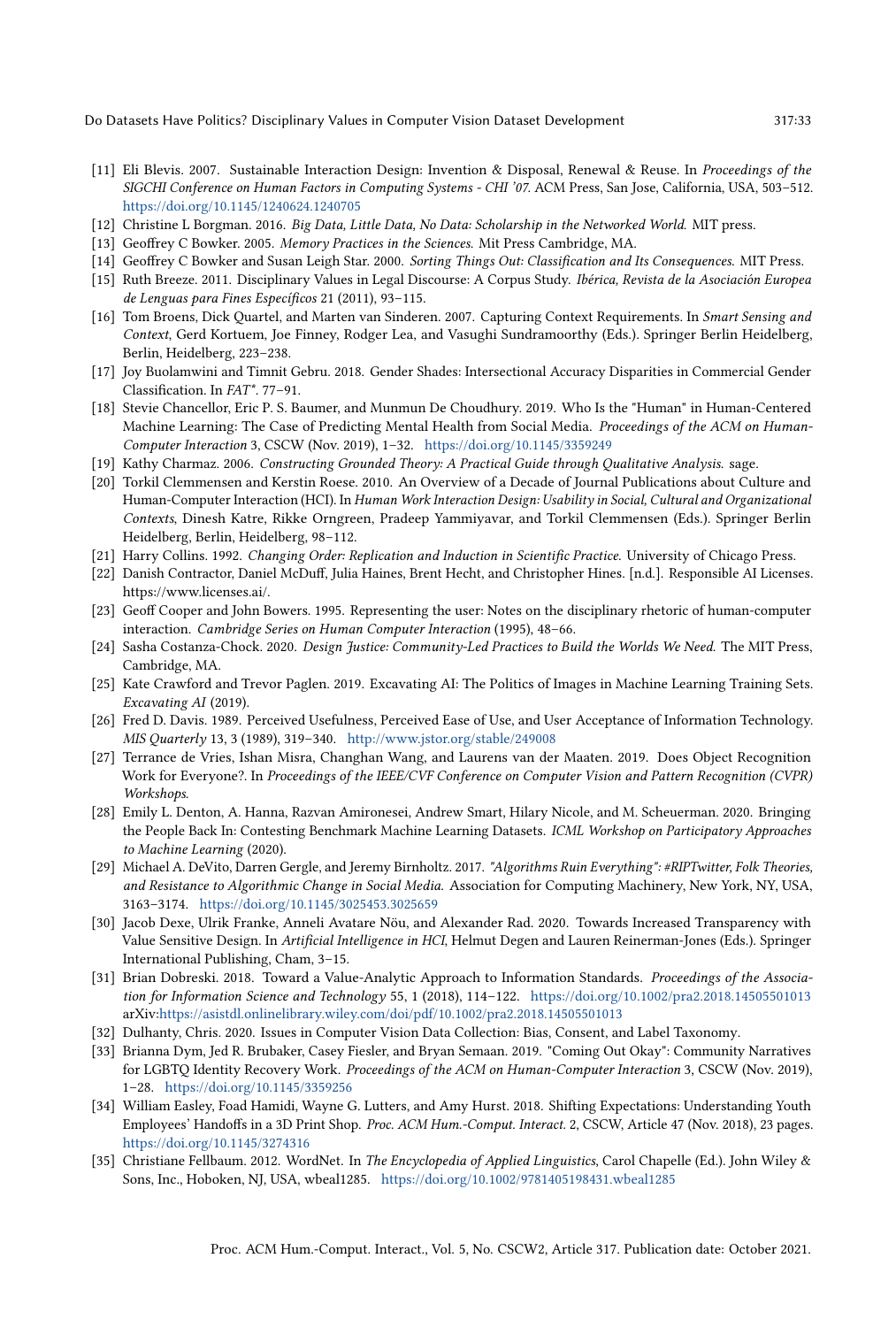- [11] Eli Blevis. 2007. Sustainable Interaction Design: Invention & Disposal, Renewal & Reuse. In *Proceedings of the SIGCHI Conference on Human Factors in Computing Systems - CHI '07*. ACM Press, San Jose, California, USA, 503–512. https://doi.org/10.1145/1240624.1240705
- [12] Christine L Borgman. 2016. *Big Data, Little Data, No Data: Scholarship in the Networked World.* MIT press.
- [13] Geoffrey C Bowker. 2005. *Memory Practices in the Sciences.* Mit Press Cambridge, MA.
- [14] Geoffrey C Bowker and Susan Leigh Star. 2000. *Sorting Things Out: Classification and Its Consequences.* MIT Press.
- [15] Ruth Breeze. 2011. Disciplinary Values in Legal Discourse: A Corpus Study. *Ibérica, Revista de la Asociación Europea de Lenguas para Fines Específicos* 21 (2011), 93–115.
- [16] Tom Broens, Dick Quartel, and Marten van Sinderen. 2007. Capturing Context Requirements. In *Smart Sensing and Context*, Gerd Kortuem, Joe Finney, Rodger Lea, and Vasughi Sundramoorthy (Eds.). Springer Berlin Heidelberg, Berlin, Heidelberg, 223–238.
- [17] Joy Buolamwini and Timnit Gebru. 2018. Gender Shades: Intersectional Accuracy Disparities in Commercial Gender Classification. In *FAT\**. 77–91.
- [18] Stevie Chancellor, Eric P. S. Baumer, and Munmun De Choudhury. 2019. Who Is the "Human" in Human-Centered Machine Learning: The Case of Predicting Mental Health from Social Media. *Proceedings of the ACM on Human-Computer Interaction* 3, CSCW (Nov. 2019), 1–32. https://doi.org/10.1145/3359249
- [19] Kathy Charmaz. 2006. *Constructing Grounded Theory: A Practical Guide through Qualitative Analysis.* sage.
- [20] Torkil Clemmensen and Kerstin Roese. 2010. An Overview of a Decade of Journal Publications about Culture and Human-Computer Interaction (HCI). In *Human Work Interaction Design: Usability in Social, Cultural and Organizational Contexts*, Dinesh Katre, Rikke Orngreen, Pradeep Yammiyavar, and Torkil Clemmensen (Eds.). Springer Berlin Heidelberg, Berlin, Heidelberg, 98–112.
- [21] Harry Collins. 1992. *Changing Order: Replication and Induction in Scientific Practice.* University of Chicago Press.
- [22] Danish Contractor, Daniel McDuff, Julia Haines, Brent Hecht, and Christopher Hines. [n.d.]. Responsible AI Licenses. https://www.licenses.ai/.
- [23] Geoff Cooper and John Bowers. 1995. Representing the user: Notes on the disciplinary rhetoric of human-computer interaction. *Cambridge Series on Human Computer Interaction* (1995), 48–66.
- [24] Sasha Costanza-Chock. 2020. *Design Justice: Community-Led Practices to Build the Worlds We Need.* The MIT Press, Cambridge, MA.
- [25] Kate Crawford and Trevor Paglen. 2019. Excavating AI: The Politics of Images in Machine Learning Training Sets. *Excavating AI* (2019).
- [26] Fred D. Davis. 1989. Perceived Usefulness, Perceived Ease of Use, and User Acceptance of Information Technology. *MIS Quarterly* 13, 3 (1989), 319–340. http://www.jstor.org/stable/249008
- [27] Terrance de Vries, Ishan Misra, Changhan Wang, and Laurens van der Maaten. 2019. Does Object Recognition Work for Everyone?. In *Proceedings of the IEEE/CVF Conference on Computer Vision and Pattern Recognition (CVPR) Workshops*.
- [28] Emily L. Denton, A. Hanna, Razvan Amironesei, Andrew Smart, Hilary Nicole, and M. Scheuerman. 2020. Bringing the People Back In: Contesting Benchmark Machine Learning Datasets. *ICML Workshop on Participatory Approaches to Machine Learning* (2020).
- [29] Michael A. DeVito, Darren Gergle, and Jeremy Birnholtz. 2017. *"Algorithms Ruin Everything": #RIPTwitter, Folk Theories, and Resistance to Algorithmic Change in Social Media.* Association for Computing Machinery, New York, NY, USA, 3163–3174. https://doi.org/10.1145/3025453.3025659
- [30] Jacob Dexe, Ulrik Franke, Anneli Avatare Nöu, and Alexander Rad. 2020. Towards Increased Transparency with Value Sensitive Design. In *Artificial Intelligence in HCI*, Helmut Degen and Lauren Reinerman-Jones (Eds.). Springer International Publishing, Cham, 3–15.
- [31] Brian Dobreski. 2018. Toward a Value-Analytic Approach to Information Standards. *Proceedings of the Association for Information Science and Technology* 55, 1 (2018), 114–122. https://doi.org/10.1002/pra2.2018.14505501013 arXiv:https://asistdl.onlinelibrary.wiley.com/doi/pdf/10.1002/pra2.2018.14505501013
- [32] Dulhanty, Chris. 2020. Issues in Computer Vision Data Collection: Bias, Consent, and Label Taxonomy.
- [33] Brianna Dym, Jed R. Brubaker, Casey Fiesler, and Bryan Semaan. 2019. "Coming Out Okay": Community Narratives for LGBTQ Identity Recovery Work. *Proceedings of the ACM on Human-Computer Interaction* 3, CSCW (Nov. 2019), 1–28. https://doi.org/10.1145/3359256
- [34] William Easley, Foad Hamidi, Wayne G. Lutters, and Amy Hurst. 2018. Shifting Expectations: Understanding Youth Employees' Handoffs in a 3D Print Shop. *Proc. ACM Hum.-Comput. Interact.* 2, CSCW, Article 47 (Nov. 2018), 23 pages. https://doi.org/10.1145/3274316
- [35] Christiane Fellbaum. 2012. WordNet. In *The Encyclopedia of Applied Linguistics*, Carol Chapelle (Ed.). John Wiley & Sons, Inc., Hoboken, NJ, USA, wbeal1285. https://doi.org/10.1002/9781405198431.wbeal1285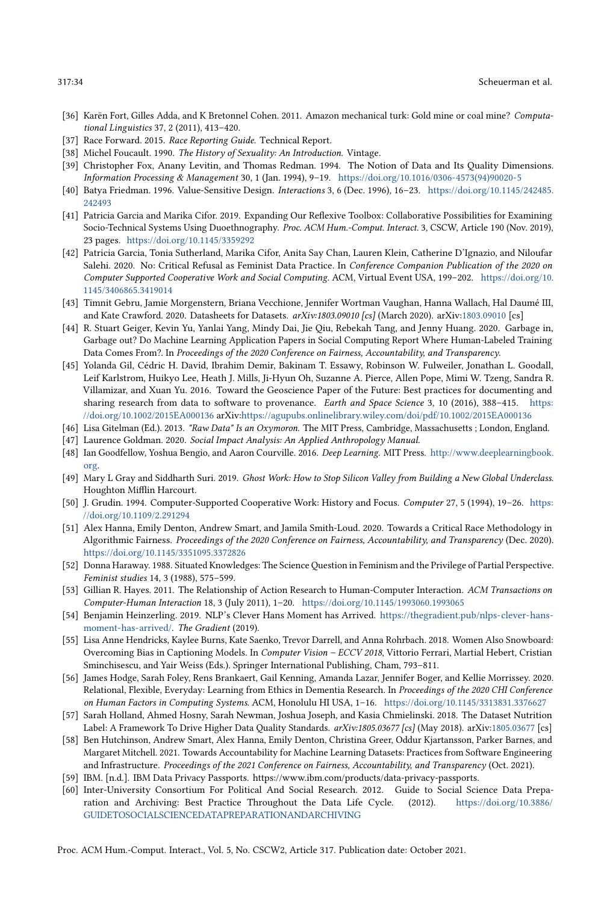[36] Karën Fort, Gilles Adda, and K Bretonnel Cohen. 2011. Amazon mechanical turk: Gold mine or coal mine? *Computational Linguistics* 37, 2 (2011), 413–420.

[37] Race Forward. 2015. *Race Reporting Guide.* Technical Report.

[38] Michel Foucault. 1990. *The History of Sexuality: An Introduction.* Vintage.

[39] Christopher Fox, Anany Levitin, and Thomas Redman. 1994. The Notion of Data and Its Quality Dimensions. *Information Processing & Management* 30, 1 (Jan. 1994), 9–19. https://doi.org/10.1016/0306-4573(94)90020-5

[40] Batya Friedman. 1996. Value-Sensitive Design. *Interactions* 3, 6 (Dec. 1996), 16–23. https://doi.org/10.1145/242485.242493

[41] Patricia Garcia and Marika Cifor. 2019. Expanding Our Reflexive Toolbox: Collaborative Possibilities for Examining Socio-Technical Systems Using Duoethnography. *Proc. ACM Hum.-Comput. Interact.* 3, CSCW, Article 190 (Nov. 2019), 23 pages. https://doi.org/10.1145/3359292

[42] Patricia Garcia, Tonia Sutherland, Marika Cifor, Anita Say Chan, Lauren Klein, Catherine D'Ignazio, and Niloufar Salehi. 2020. No: Critical Refusal as Feminist Data Practice. In *Conference Companion Publication of the 2020 on Computer Supported Cooperative Work and Social Computing.* ACM, Virtual Event USA, 199–202. https://doi.org/10.1145/3406865.3419014

[43] Timnit Gebru, Jamie Morgenstern, Briana Vecchione, Jennifer Wortman Vaughan, Hanna Wallach, Hal Daumé III, and Kate Crawford. 2020. Datasheets for Datasets. *arXiv:1803.09010 [cs]* (March 2020). arXiv:1803.09010 [cs]

[44] R. Stuart Geiger, Kevin Yu, Yanlai Yang, Mindy Dai, Jie Qiu, Rebekah Tang, and Jenny Huang. 2020. Garbage in, Garbage out? Do Machine Learning Application Papers in Social Computing Report Where Human-Labeled Training Data Comes From?. In *Proceedings of the 2020 Conference on Fairness, Accountability, and Transparency.*

[45] Yolanda Gil, Cédric H. David, Ibrahim Demir, Bakinam T. Essawy, Robinson W. Fulweiler, Jonathan L. Goodall, Leif Karlstrom, Huikyo Lee, Heath J. Mills, Ji-Hyun Oh, Suzanne A. Pierce, Allen Pope, Mimi W. Tzeng, Sandra R. Villamizar, and Xuan Yu. 2016. Toward the Geoscience Paper of the Future: Best practices for documenting and sharing research from data to software to provenance. *Earth and Space Science* 3, 10 (2016), 388–415. https://doi.org/10.1002/2015EA000136 arXiv:https://agupubs.onlinelibrary.wiley.com/doi/pdf/10.1002/2015EA000136

[46] Lisa Gitelman (Ed.). 2013. *"Raw Data" Is an Oxymoron.* The MIT Press, Cambridge, Massachusetts ; London, England.

[47] Laurence Goldman. 2020. *Social Impact Analysis: An Applied Anthropology Manual.*

[48] Ian Goodfellow, Yoshua Bengio, and Aaron Courville. 2016. *Deep Learning.* MIT Press. http://www.deeplearningbook.org.

[49] Mary L Gray and Siddharth Suri. 2019. *Ghost Work: How to Stop Silicon Valley from Building a New Global Underclass.* Houghton Mifflin Harcourt.

[50] J. Grudin. 1994. Computer-Supported Cooperative Work: History and Focus. *Computer* 27, 5 (1994), 19–26. https://doi.org/10.1109/2.291294

[51] Alex Hanna, Emily Denton, Andrew Smart, and Jamila Smith-Loud. 2020. Towards a Critical Race Methodology in Algorithmic Fairness. *Proceedings of the 2020 Conference on Fairness, Accountability, and Transparency* (Dec. 2020). https://doi.org/10.1145/3351095.3372826

[52] Donna Haraway. 1988. Situated Knowledges: The Science Question in Feminism and the Privilege of Partial Perspective. *Feminist studies* 14, 3 (1988), 575–599.

[53] Gillian R. Hayes. 2011. The Relationship of Action Research to Human-Computer Interaction. *ACM Transactions on Computer-Human Interaction* 18, 3 (July 2011), 1–20. https://doi.org/10.1145/1993060.1993065

[54] Benjamin Heinzerling. 2019. NLP's Clever Hans Moment has Arrived. https://thegradient.pub/nlps-clever-hans-moment-has-arrived/. *The Gradient* (2019).

[55] Lisa Anne Hendricks, Kaylee Burns, Kate Saenko, Trevor Darrell, and Anna Rohrbach. 2018. Women Also Snowboard: Overcoming Bias in Captioning Models. In *Computer Vision – ECCV 2018*, Vittorio Ferrari, Martial Hebert, Cristian Sminchisescu, and Yair Weiss (Eds.). Springer International Publishing, Cham, 793–811.

[56] James Hodge, Sarah Foley, Rens Brankaert, Gail Kenning, Amanda Lazar, Jennifer Boger, and Kellie Morrissey. 2020. Relational, Flexible, Everyday: Learning from Ethics in Dementia Research. In *Proceedings of the 2020 CHI Conference on Human Factors in Computing Systems.* ACM, Honolulu HI USA, 1–16. https://doi.org/10.1145/3313831.3376627

[57] Sarah Holland, Ahmed Hosny, Sarah Newman, Joshua Joseph, and Kasia Chmielinski. 2018. The Dataset Nutrition Label: A Framework To Drive Higher Data Quality Standards. *arXiv:1805.03677 [cs]* (May 2018). arXiv:1805.03677 [cs]

[58] Ben Hutchinson, Andrew Smart, Alex Hanna, Emily Denton, Christina Greer, Oddur Kjartansson, Parker Barnes, and Margaret Mitchell. 2021. Towards Accountability for Machine Learning Datasets: Practices from Software Engineering and Infrastructure. *Proceedings of the 2021 Conference on Fairness, Accountability, and Transparency* (Oct. 2021).

[59] IBM. [n.d.]. IBM Data Privacy Passports. https://www.ibm.com/products/data-privacy-passports.

[60] Inter-University Consortium For Political And Social Research. 2012. Guide to Social Science Data Preparation and Archiving: Best Practice Throughout the Data Life Cycle. (2012). https://doi.org/10.3886/GUIDETOSOCIALSCIENCEDATAPREPARATIONANDARCHIVING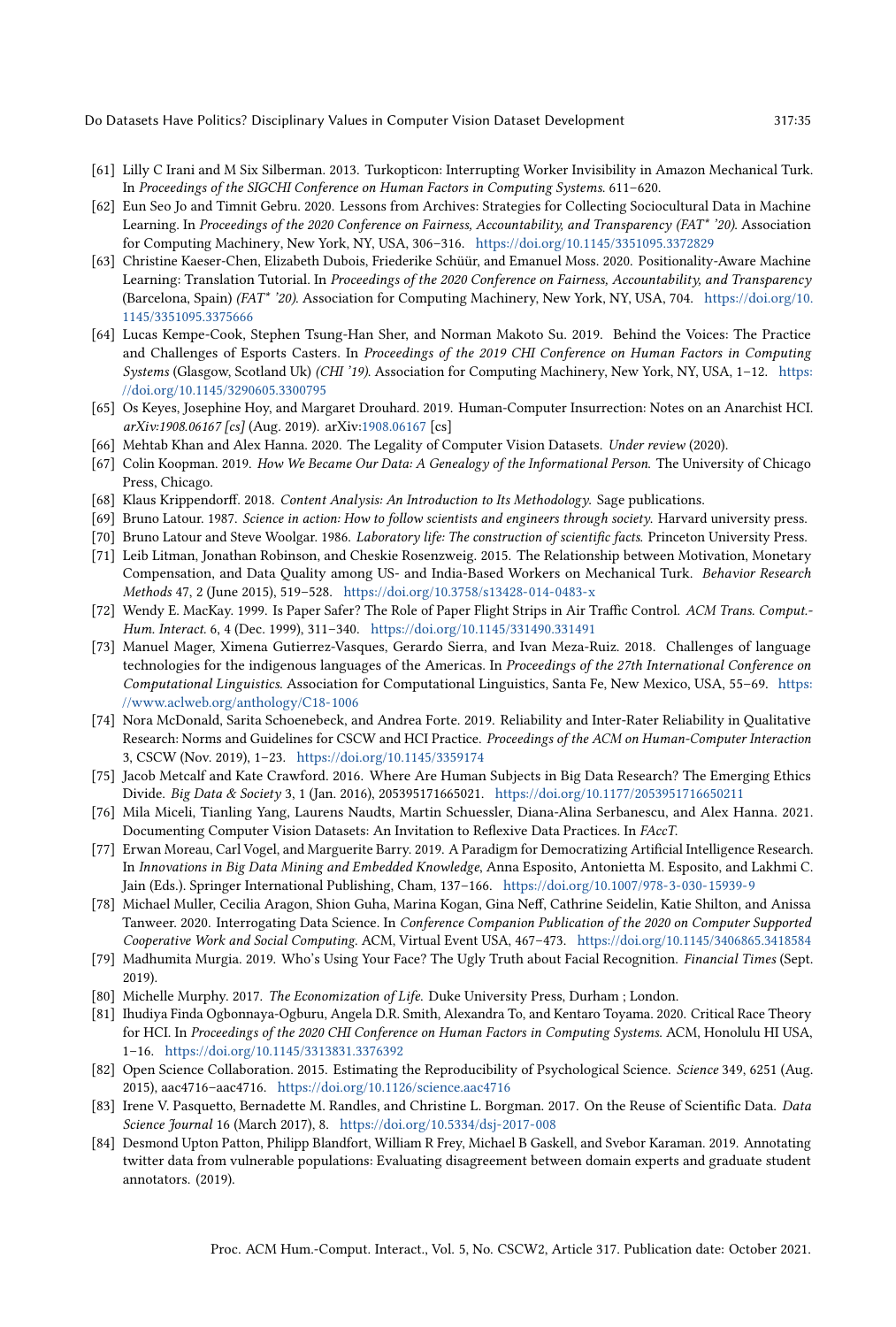[61] Lilly C Irani and M Six Silberman. 2013. Turkopticon: Interrupting Worker Invisibility in Amazon Mechanical Turk. In *Proceedings of the SIGCHI Conference on Human Factors in Computing Systems*. 611–620.

[62] Eun Seo Jo and Timnit Gebru. 2020. Lessons from Archives: Strategies for Collecting Sociocultural Data in Machine Learning. In *Proceedings of the 2020 Conference on Fairness, Accountability, and Transparency (FAT* '20)*. Association for Computing Machinery, New York, NY, USA, 306–316. https://doi.org/10.1145/3351095.3372829

[63] Christine Kaeser-Chen, Elizabeth Dubois, Friederike Schüür, and Emanuel Moss. 2020. Positionality-Aware Machine Learning: Translation Tutorial. In *Proceedings of the 2020 Conference on Fairness, Accountability, and Transparency* (Barcelona, Spain) *(FAT* '20)*. Association for Computing Machinery, New York, NY, USA, 704. https://doi.org/10.1145/3351095.3375666

[64] Lucas Kempe-Cook, Stephen Tsung-Han Sher, and Norman Makoto Su. 2019. Behind the Voices: The Practice and Challenges of Esports Casters. In *Proceedings of the 2019 CHI Conference on Human Factors in Computing Systems* (Glasgow, Scotland Uk) *(CHI '19)*. Association for Computing Machinery, New York, NY, USA, 1–12. https://doi.org/10.1145/3290605.3300795

[65] Os Keyes, Josephine Hoy, and Margaret Drouhard. 2019. Human-Computer Insurrection: Notes on an Anarchist HCI. *arXiv:1908.06167 [cs]* (Aug. 2019). arXiv:1908.06167 [cs]

[66] Mehtab Khan and Alex Hanna. 2020. The Legality of Computer Vision Datasets. *Under review* (2020).

[67] Colin Koopman. 2019. *How We Became Our Data: A Genealogy of the Informational Person*. The University of Chicago Press, Chicago.

[68] Klaus Krippendorff. 2018. *Content Analysis: An Introduction to Its Methodology*. Sage publications.

[69] Bruno Latour. 1987. *Science in action: How to follow scientists and engineers through society*. Harvard university press.

[70] Bruno Latour and Steve Woolgar. 1986. *Laboratory life: The construction of scientific facts*. Princeton University Press.

[71] Leib Litman, Jonathan Robinson, and Cheskie Rosenzweig. 2015. The Relationship between Motivation, Monetary Compensation, and Data Quality among US- and India-Based Workers on Mechanical Turk. *Behavior Research Methods* 47, 2 (June 2015), 519–528. https://doi.org/10.3758/s13428-014-0483-x

[72] Wendy E. MacKay. 1999. Is Paper Safer? The Role of Paper Flight Strips in Air Traffic Control. *ACM Trans. Comput.-Hum. Interact.* 6, 4 (Dec. 1999), 311–340. https://doi.org/10.1145/331490.331491

[73] Manuel Mager, Ximena Gutierrez-Vasques, Gerardo Sierra, and Ivan Meza-Ruiz. 2018. Challenges of language technologies for the indigenous languages of the Americas. In *Proceedings of the 27th International Conference on Computational Linguistics*. Association for Computational Linguistics, Santa Fe, New Mexico, USA, 55–69. https://www.aclweb.org/anthology/C18-1006

[74] Nora McDonald, Sarita Schoenebeck, and Andrea Forte. 2019. Reliability and Inter-Rater Reliability in Qualitative Research: Norms and Guidelines for CSCW and HCI Practice. *Proceedings of the ACM on Human-Computer Interaction* 3, CSCW (Nov. 2019), 1–23. https://doi.org/10.1145/3359174

[75] Jacob Metcalf and Kate Crawford. 2016. Where Are Human Subjects in Big Data Research? The Emerging Ethics Divide. *Big Data & Society* 3, 1 (Jan. 2016), 205395171665021. https://doi.org/10.1177/2053951716650211

[76] Mila Miceli, Tianling Yang, Laurens Naudts, Martin Schuessler, Diana-Alina Serbanescu, and Alex Hanna. 2021. Documenting Computer Vision Datasets: An Invitation to Reflexive Data Practices. In *FAccT*.

[77] Erwan Moreau, Carl Vogel, and Marguerite Barry. 2019. A Paradigm for Democratizing Artificial Intelligence Research. In *Innovations in Big Data Mining and Embedded Knowledge*, Anna Esposito, Antonietta M. Esposito, and Lakhmi C. Jain (Eds.). Springer International Publishing, Cham, 137–166. https://doi.org/10.1007/978-3-030-15939-9

[78] Michael Muller, Cecilia Aragon, Shion Guha, Marina Kogan, Gina Neff, Cathrine Seidelin, Katie Shilton, and Anissa Tanweer. 2020. Interrogating Data Science. In *Conference Companion Publication of the 2020 on Computer Supported Cooperative Work and Social Computing*. ACM, Virtual Event USA, 467–473. https://doi.org/10.1145/3406865.3418584

[79] Madhumita Murgia. 2019. Who's Using Your Face? The Ugly Truth about Facial Recognition. *Financial Times* (Sept. 2019).

[80] Michelle Murphy. 2017. *The Economization of Life*. Duke University Press, Durham ; London.

[81] Ihudiya Finda Ogbonnaya-Ogburu, Angela D.R. Smith, Alexandra To, and Kentaro Toyama. 2020. Critical Race Theory for HCI. In *Proceedings of the 2020 CHI Conference on Human Factors in Computing Systems*. ACM, Honolulu HI USA, 1–16. https://doi.org/10.1145/3313831.3376392

[82] Open Science Collaboration. 2015. Estimating the Reproducibility of Psychological Science. *Science* 349, 6251 (Aug. 2015), aac4716–aac4716. https://doi.org/10.1126/science.aac4716

[83] Irene V. Pasquetto, Bernadette M. Randles, and Christine L. Borgman. 2017. On the Reuse of Scientific Data. *Data Science Journal* 16 (March 2017), 8. https://doi.org/10.5334/dsj-2017-008

[84] Desmond Upton Patton, Philipp Blandfort, William R Frey, Michael B Gaskell, and Svebor Karaman. 2019. Annotating twitter data from vulnerable populations: Evaluating disagreement between domain experts and graduate student annotators. (2019).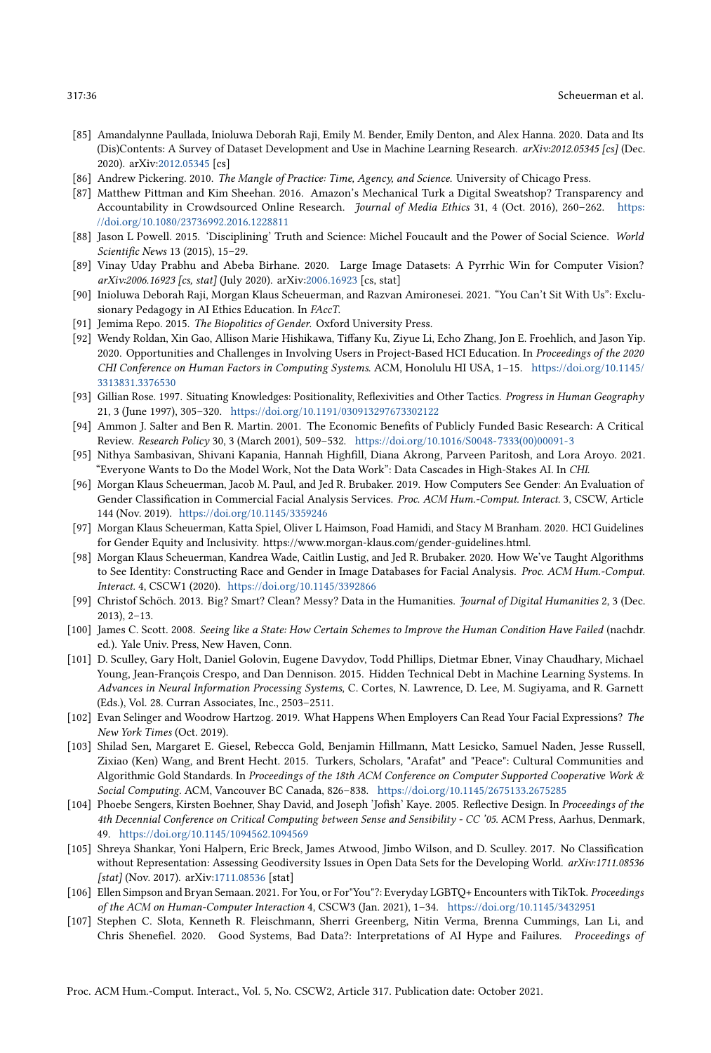- [85] Amandalynne Paullada, Inioluwa Deborah Raji, Emily M. Bender, Emily Denton, and Alex Hanna. 2020. Data and Its (Dis)Contents: A Survey of Dataset Development and Use in Machine Learning Research. *arXiv:2012.05345 [cs]* (Dec. 2020). arXiv:2012.05345 [cs]
- [86] Andrew Pickering. 2010. *The Mangle of Practice: Time, Agency, and Science.* University of Chicago Press.
- [87] Matthew Pittman and Kim Sheehan. 2016. Amazon's Mechanical Turk a Digital Sweatshop? Transparency and Accountability in Crowdsourced Online Research. *Journal of Media Ethics* 31, 4 (Oct. 2016), 260–262. https://doi.org/10.1080/23736992.2016.1228811
- [88] Jason L Powell. 2015. 'Disciplining' Truth and Science: Michel Foucault and the Power of Social Science. *World Scientific News* 13 (2015), 15–29.
- [89] Vinay Uday Prabhu and Abeba Birhane. 2020. Large Image Datasets: A Pyrrhic Win for Computer Vision? *arXiv:2006.16923 [cs, stat]* (July 2020). arXiv:2006.16923 [cs, stat]
- [90] Inioluwa Deborah Raji, Morgan Klaus Scheuerman, and Razvan Amironesei. 2021. "You Can't Sit With Us": Exclusionary Pedagogy in AI Ethics Education. In *FAccT*.
- [91] Jemima Repo. 2015. *The Biopolitics of Gender.* Oxford University Press.
- [92] Wendy Roldan, Xin Gao, Allison Marie Hishikawa, Tiffany Ku, Ziyue Li, Echo Zhang, Jon E. Froehlich, and Jason Yip. 2020. Opportunities and Challenges in Involving Users in Project-Based HCI Education. In *Proceedings of the 2020 CHI Conference on Human Factors in Computing Systems*. ACM, Honolulu HI USA, 1–15. https://doi.org/10.1145/3313831.3376530
- [93] Gillian Rose. 1997. Situating Knowledges: Positionality, Reflexivities and Other Tactics. *Progress in Human Geography* 21, 3 (June 1997), 305–320. https://doi.org/10.1191/030913297673302122
- [94] Ammon J. Salter and Ben R. Martin. 2001. The Economic Benefits of Publicly Funded Basic Research: A Critical Review. *Research Policy* 30, 3 (March 2001), 509–532. https://doi.org/10.1016/S0048-7333(00)00091-3
- [95] Nithya Sambasivan, Shivani Kapania, Hannah Highfill, Diana Akrong, Parveen Paritosh, and Lora Aroyo. 2021. "Everyone Wants to Do the Model Work, Not the Data Work": Data Cascades in High-Stakes AI. In *CHI*.
- [96] Morgan Klaus Scheuerman, Jacob M. Paul, and Jed R. Brubaker. 2019. How Computers See Gender: An Evaluation of Gender Classification in Commercial Facial Analysis Services. *Proc. ACM Hum.-Comput. Interact.* 3, CSCW, Article 144 (Nov. 2019). https://doi.org/10.1145/3359246
- [97] Morgan Klaus Scheuerman, Katta Spiel, Oliver L Haimson, Foad Hamidi, and Stacy M Branham. 2020. HCI Guidelines for Gender Equity and Inclusivity. https://www.morgan-klaus.com/gender-guidelines.html.
- [98] Morgan Klaus Scheuerman, Kandrea Wade, Caitlin Lustig, and Jed R. Brubaker. 2020. How We've Taught Algorithms to See Identity: Constructing Race and Gender in Image Databases for Facial Analysis. *Proc. ACM Hum.-Comput. Interact.* 4, CSCW1 (2020). https://doi.org/10.1145/3392866
- [99] Christof Schöch. 2013. Big? Smart? Clean? Messy? Data in the Humanities. *Journal of Digital Humanities* 2, 3 (Dec. 2013), 2–13.
- [100] James C. Scott. 2008. *Seeing like a State: How Certain Schemes to Improve the Human Condition Have Failed* (nachdr. ed.). Yale Univ. Press, New Haven, Conn.
- [101] D. Sculley, Gary Holt, Daniel Golovin, Eugene Davydov, Todd Phillips, Dietmar Ebner, Vinay Chaudhary, Michael Young, Jean-François Crespo, and Dan Dennison. 2015. Hidden Technical Debt in Machine Learning Systems. In *Advances in Neural Information Processing Systems*, C. Cortes, N. Lawrence, D. Lee, M. Sugiyama, and R. Garnett (Eds.), Vol. 28. Curran Associates, Inc., 2503–2511.
- [102] Evan Selinger and Woodrow Hartzog. 2019. What Happens When Employers Can Read Your Facial Expressions? *The New York Times* (Oct. 2019).
- [103] Shilad Sen, Margaret E. Giesel, Rebecca Gold, Benjamin Hillmann, Matt Lesicko, Samuel Naden, Jesse Russell, Zixiao (Ken) Wang, and Brent Hecht. 2015. Turkers, Scholars, "Arafat" and "Peace": Cultural Communities and Algorithmic Gold Standards. In *Proceedings of the 18th ACM Conference on Computer Supported Cooperative Work & Social Computing*. ACM, Vancouver BC Canada, 826–838. https://doi.org/10.1145/2675133.2675285
- [104] Phoebe Sengers, Kirsten Boehner, Shay David, and Joseph 'Jofish' Kaye. 2005. Reflective Design. In *Proceedings of the 4th Decennial Conference on Critical Computing between Sense and Sensibility - CC '05*. ACM Press, Aarhus, Denmark, 49. https://doi.org/10.1145/1094562.1094569
- [105] Shreya Shankar, Yoni Halpern, Eric Breck, James Atwood, Jimbo Wilson, and D. Sculley. 2017. No Classification without Representation: Assessing Geodiversity Issues in Open Data Sets for the Developing World. *arXiv:1711.08536 [stat]* (Nov. 2017). arXiv:1711.08536 [stat]
- [106] Ellen Simpson and Bryan Semaan. 2021. For You, or For"You"?: Everyday LGBTQ+ Encounters with TikTok. *Proceedings of the ACM on Human-Computer Interaction* 4, CSCW3 (Jan. 2021), 1–34. https://doi.org/10.1145/3432951
- [107] Stephen C. Slota, Kenneth R. Fleischmann, Sherri Greenberg, Nitin Verma, Brenna Cummings, Lan Li, and Chris Shenefiel. 2020. Good Systems, Bad Data?: Interpretations of AI Hype and Failures. *Proceedings of*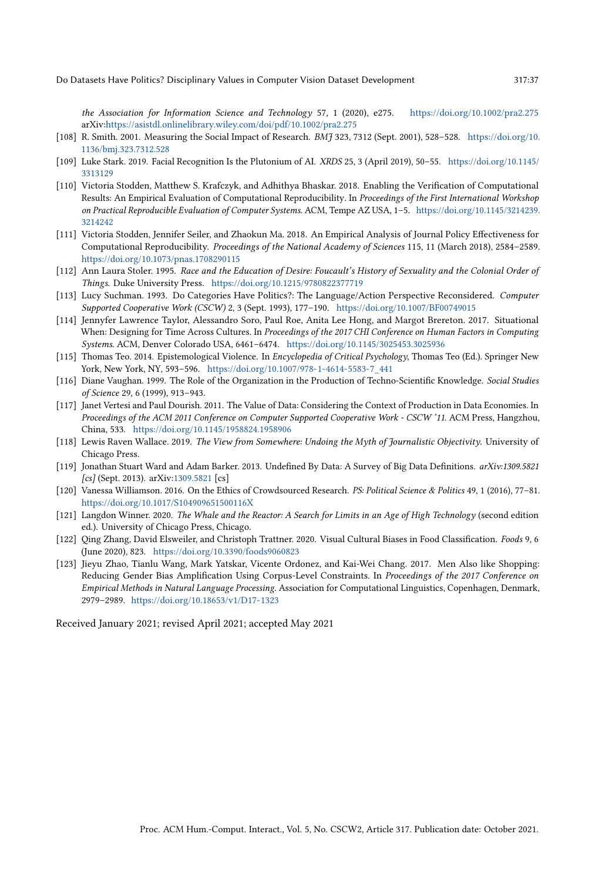*the Association for Information Science and Technology* 57, 1 (2020), e275. https://doi.org/10.1002/pra2.275 arXiv:https://asistdl.onlinelibrary.wiley.com/doi/pdf/10.1002/pra2.275

[108] R. Smith. 2001. Measuring the Social Impact of Research. *BMJ* 323, 7312 (Sept. 2001), 528–528. https://doi.org/10.1136/bmj.323.7312.528

[109] Luke Stark. 2019. Facial Recognition Is the Plutonium of AI. *XRDS* 25, 3 (April 2019), 50–55. https://doi.org/10.1145/3313129

[110] Victoria Stodden, Matthew S. Krafczyk, and Adhithya Bhaskar. 2018. Enabling the Verification of Computational Results: An Empirical Evaluation of Computational Reproducibility. In *Proceedings of the First International Workshop on Practical Reproducible Evaluation of Computer Systems*. ACM, Tempe AZ USA, 1–5. https://doi.org/10.1145/3214239.3214242

[111] Victoria Stodden, Jennifer Seiler, and Zhaokun Ma. 2018. An Empirical Analysis of Journal Policy Effectiveness for Computational Reproducibility. *Proceedings of the National Academy of Sciences* 115, 11 (March 2018), 2584–2589. https://doi.org/10.1073/pnas.1708290115

[112] Ann Laura Stoler. 1995. *Race and the Education of Desire: Foucault's History of Sexuality and the Colonial Order of Things*. Duke University Press. https://doi.org/10.1215/9780822377719

[113] Lucy Suchman. 1993. Do Categories Have Politics?: The Language/Action Perspective Reconsidered. *Computer Supported Cooperative Work (CSCW)* 2, 3 (Sept. 1993), 177–190. https://doi.org/10.1007/BF00749015

[114] Jennyfer Lawrence Taylor, Alessandro Soro, Paul Roe, Anita Lee Hong, and Margot Brereton. 2017. Situational When: Designing for Time Across Cultures. In *Proceedings of the 2017 CHI Conference on Human Factors in Computing Systems*. ACM, Denver Colorado USA, 6461–6474. https://doi.org/10.1145/3025453.3025936

[115] Thomas Teo. 2014. Epistemological Violence. In *Encyclopedia of Critical Psychology*, Thomas Teo (Ed.). Springer New York, New York, NY, 593–596. https://doi.org/10.1007/978-1-4614-5583-7_441

[116] Diane Vaughan. 1999. The Role of the Organization in the Production of Techno-Scientific Knowledge. *Social Studies of Science* 29, 6 (1999), 913–943.

[117] Janet Vertesi and Paul Dourish. 2011. The Value of Data: Considering the Context of Production in Data Economies. In *Proceedings of the ACM 2011 Conference on Computer Supported Cooperative Work - CSCW '11*. ACM Press, Hangzhou, China, 533. https://doi.org/10.1145/1958824.1958906

[118] Lewis Raven Wallace. 2019. *The View from Somewhere: Undoing the Myth of Journalistic Objectivity*. University of Chicago Press.

[119] Jonathan Stuart Ward and Adam Barker. 2013. Undefined By Data: A Survey of Big Data Definitions. *arXiv:1309.5821 [cs]* (Sept. 2013). arXiv:1309.5821 [cs]

[120] Vanessa Williamson. 2016. On the Ethics of Crowdsourced Research. *PS: Political Science & Politics* 49, 1 (2016), 77–81. https://doi.org/10.1017/S104909651500116X

[121] Langdon Winner. 2020. *The Whale and the Reactor: A Search for Limits in an Age of High Technology* (second edition ed.). University of Chicago Press, Chicago.

[122] Qing Zhang, David Elsweiler, and Christoph Trattner. 2020. Visual Cultural Biases in Food Classification. *Foods* 9, 6 (June 2020), 823. https://doi.org/10.3390/foods9060823

[123] Jieyu Zhao, Tianlu Wang, Mark Yatskar, Vicente Ordonez, and Kai-Wei Chang. 2017. Men Also like Shopping: Reducing Gender Bias Amplification Using Corpus-Level Constraints. In *Proceedings of the 2017 Conference on Empirical Methods in Natural Language Processing*. Association for Computational Linguistics, Copenhagen, Denmark, 2979–2989. https://doi.org/10.18653/v1/D17-1323

Received January 2021; revised April 2021; accepted May 2021